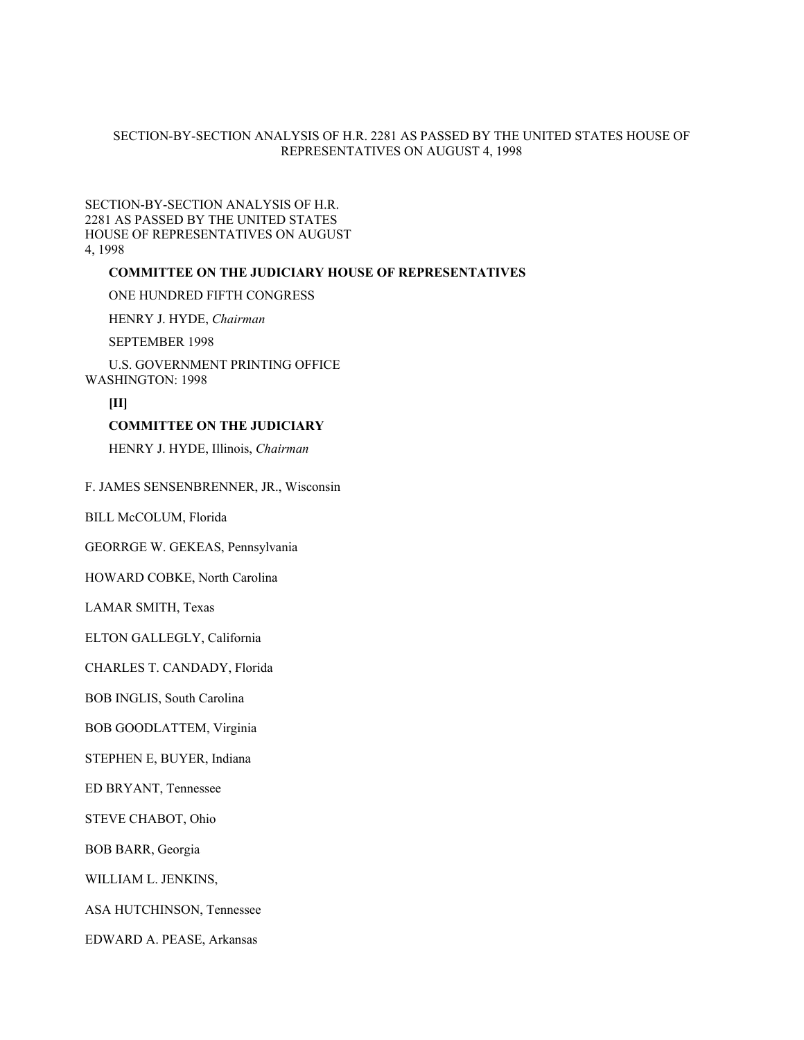# SECTION-BY-SECTION ANALYSIS OF H.R. 2281 AS PASSED BY THE UNITED STATES HOUSE OF REPRESENTATIVES ON AUGUST 4, 1998

SECTION-BY-SECTION ANALYSIS OF H.R. 2281 AS PASSED BY THE UNITED STATES HOUSE OF REPRESENTATIVES ON AUGUST 4, 1998

**COMMITTEE ON THE JUDICIARY HOUSE OF REPRESENTATIVES**

ONE HUNDRED FIFTH CONGRESS

HENRY J. HYDE, *Chairman*

SEPTEMBER 1998

U.S. GOVERNMENT PRINTING OFFICE WASHINGTON: 1998

**[II]**

**COMMITTEE ON THE JUDICIARY**

HENRY J. HYDE, Illinois, *Chairman*

F. JAMES SENSENBRENNER, JR., Wisconsin

BILL McCOLUM, Florida

GEORRGE W. GEKEAS, Pennsylvania

HOWARD COBKE, North Carolina

LAMAR SMITH, Texas

ELTON GALLEGLY, California

CHARLES T. CANDADY, Florida

BOB INGLIS, South Carolina

BOB GOODLATTEM, Virginia

STEPHEN E, BUYER, Indiana

ED BRYANT, Tennessee

STEVE CHABOT, Ohio

BOB BARR, Georgia

WILLIAM L. JENKINS,

ASA HUTCHINSON, Tennessee

EDWARD A. PEASE, Arkansas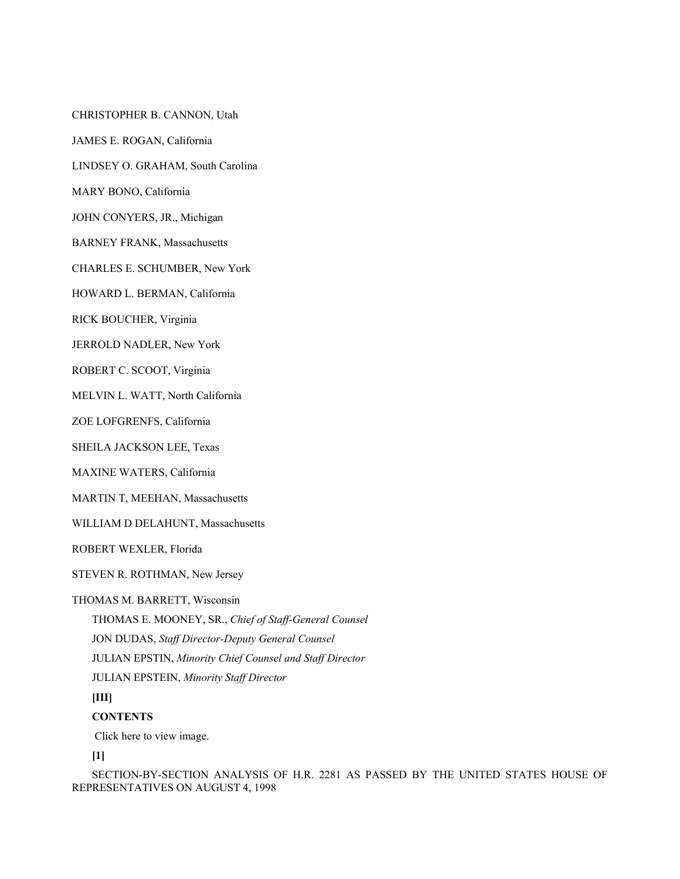CHRISTOPHER B. CANNON, Utah

JAMES E. ROGAN, California

LINDSEY O. GRAHAM, South Carolina

MARY BONO, California

JOHN CONYERS, JR., Michigan

BARNEY FRANK, Massachusetts

CHARLES E. SCHUMBER, New York

HOWARD L. BERMAN, California

RICK BOUCHER, Virginia

JERROLD NADLER, New York

ROBERT C. SCOOT, Virginia

MELVIN L. WATT, North California

ZOE LOFGRENFS, California

SHEILA JACKSON LEE, Texas

MAXINE WATERS, California

MARTIN T, MEEHAN, Massachusetts

WILLIAM D DELAHUNT, Massachusetts

ROBERT WEXLER, Florida

STEVEN R. ROTHMAN, New Jersey

THOMAS M. BARRETT, Wisconsin

THOMAS E. MOONEY, SR., *Chief of Staff-General Counsel*

JON DUDAS, *Staff Director-Deputy General Counsel*

JULIAN EPSTIN, *Minority Chief Counsel and Staff Director*

JULIAN EPSTEIN, *Minority Staff Director*

**[III]**

**CONTENTS**

Click here to view image.

**[1]**

SECTION-BY-SECTION ANALYSIS OF H.R. 2281 AS PASSED BY THE UNITED STATES HOUSE OF REPRESENTATIVES ON AUGUST 4, 1998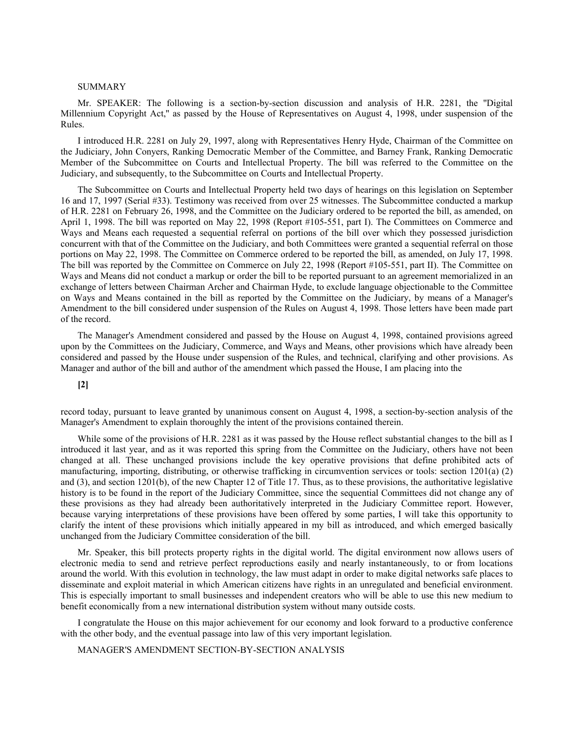## SUMMARY

Mr. SPEAKER: The following is a section-by-section discussion and analysis of H.R. 2281, the "Digital Millennium Copyright Act," as passed by the House of Representatives on August 4, 1998, under suspension of the Rules.

I introduced H.R. 2281 on July 29, 1997, along with Representatives Henry Hyde, Chairman of the Committee on the Judiciary, John Conyers, Ranking Democratic Member of the Committee, and Barney Frank, Ranking Democratic Member of the Subcommittee on Courts and Intellectual Property. The bill was referred to the Committee on the Judiciary, and subsequently, to the Subcommittee on Courts and Intellectual Property.

The Subcommittee on Courts and Intellectual Property held two days of hearings on this legislation on September 16 and 17, 1997 (Serial #33). Testimony was received from over 25 witnesses. The Subcommittee conducted a markup of H.R. 2281 on February 26, 1998, and the Committee on the Judiciary ordered to be reported the bill, as amended, on April 1, 1998. The bill was reported on May 22, 1998 (Report #105-551, part I). The Committees on Commerce and Ways and Means each requested a sequential referral on portions of the bill over which they possessed jurisdiction concurrent with that of the Committee on the Judiciary, and both Committees were granted a sequential referral on those portions on May 22, 1998. The Committee on Commerce ordered to be reported the bill, as amended, on July 17, 1998. The bill was reported by the Committee on Commerce on July 22, 1998 (Report #105-551, part II). The Committee on Ways and Means did not conduct a markup or order the bill to be reported pursuant to an agreement memorialized in an exchange of letters between Chairman Archer and Chairman Hyde, to exclude language objectionable to the Committee on Ways and Means contained in the bill as reported by the Committee on the Judiciary, by means of a Manager's Amendment to the bill considered under suspension of the Rules on August 4, 1998. Those letters have been made part of the record.

The Manager's Amendment considered and passed by the House on August 4, 1998, contained provisions agreed upon by the Committees on the Judiciary, Commerce, and Ways and Means, other provisions which have already been considered and passed by the House under suspension of the Rules, and technical, clarifying and other provisions. As Manager and author of the bill and author of the amendment which passed the House, I am placing into the

**[2]**

record today, pursuant to leave granted by unanimous consent on August 4, 1998, a section-by-section analysis of the Manager's Amendment to explain thoroughly the intent of the provisions contained therein.

While some of the provisions of H.R. 2281 as it was passed by the House reflect substantial changes to the bill as I introduced it last year, and as it was reported this spring from the Committee on the Judiciary, others have not been changed at all. These unchanged provisions include the key operative provisions that define prohibited acts of manufacturing, importing, distributing, or otherwise trafficking in circumvention services or tools: section 1201(a) (2) and (3), and section 1201(b), of the new Chapter 12 of Title 17. Thus, as to these provisions, the authoritative legislative history is to be found in the report of the Judiciary Committee, since the sequential Committees did not change any of these provisions as they had already been authoritatively interpreted in the Judiciary Committee report. However, because varying interpretations of these provisions have been offered by some parties, I will take this opportunity to clarify the intent of these provisions which initially appeared in my bill as introduced, and which emerged basically unchanged from the Judiciary Committee consideration of the bill.

Mr. Speaker, this bill protects property rights in the digital world. The digital environment now allows users of electronic media to send and retrieve perfect reproductions easily and nearly instantaneously, to or from locations around the world. With this evolution in technology, the law must adapt in order to make digital networks safe places to disseminate and exploit material in which American citizens have rights in an unregulated and beneficial environment. This is especially important to small businesses and independent creators who will be able to use this new medium to benefit economically from a new international distribution system without many outside costs.

I congratulate the House on this major achievement for our economy and look forward to a productive conference with the other body, and the eventual passage into law of this very important legislation.

## MANAGER'S AMENDMENT SECTION-BY-SECTION ANALYSIS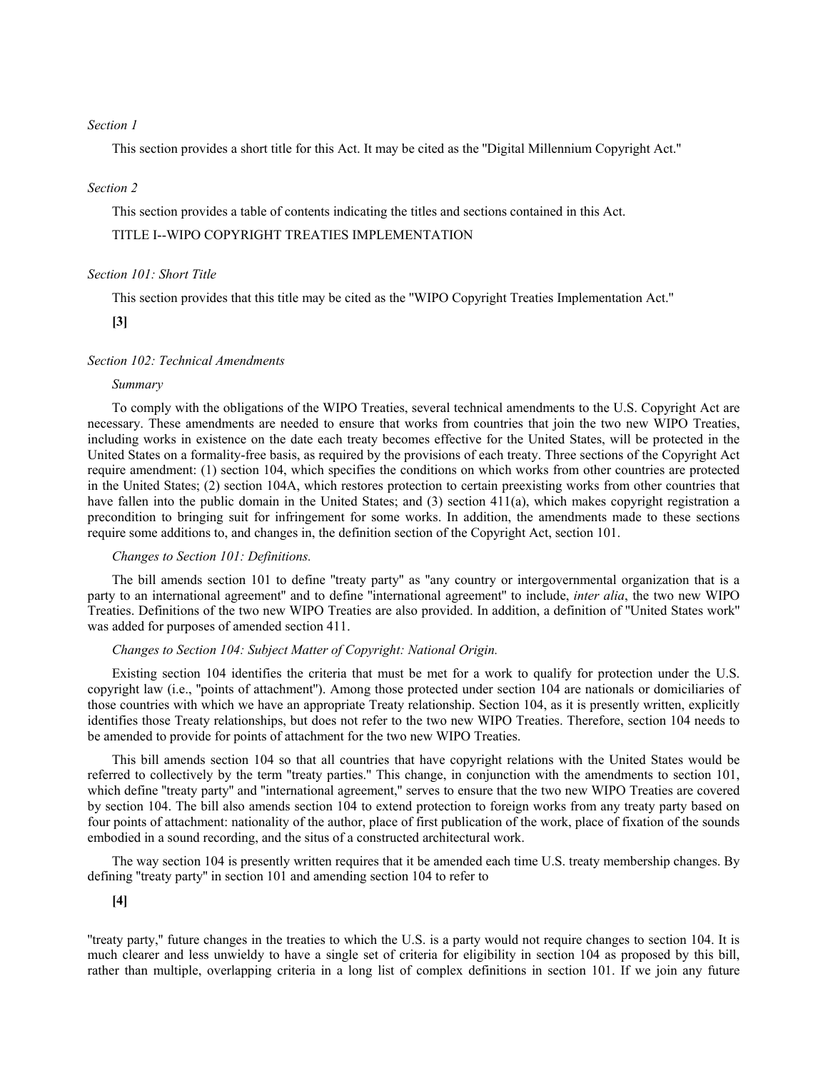*Section 1*

This section provides a short title for this Act. It may be cited as the "Digital Millennium Copyright Act."

*Section 2*

This section provides a table of contents indicating the titles and sections contained in this Act.

TITLE I--WIPO COPYRIGHT TREATIES IMPLEMENTATION

*Section 101: Short Title*

This section provides that this title may be cited as the "WIPO Copyright Treaties Implementation Act."

**[3]**

*Section 102: Technical Amendments*

*Summary*

To comply with the obligations of the WIPO Treaties, several technical amendments to the U.S. Copyright Act are necessary. These amendments are needed to ensure that works from countries that join the two new WIPO Treaties, including works in existence on the date each treaty becomes effective for the United States, will be protected in the United States on a formality-free basis, as required by the provisions of each treaty. Three sections of the Copyright Act require amendment: (1) section 104, which specifies the conditions on which works from other countries are protected in the United States; (2) section 104A, which restores protection to certain preexisting works from other countries that have fallen into the public domain in the United States; and (3) section 411(a), which makes copyright registration a precondition to bringing suit for infringement for some works. In addition, the amendments made to these sections require some additions to, and changes in, the definition section of the Copyright Act, section 101.

*Changes to Section 101: Definitions.*

The bill amends section 101 to define "treaty party" as "any country or intergovernmental organization that is a party to an international agreement" and to define "international agreement" to include, *inter alia*, the two new WIPO Treaties. Definitions of the two new WIPO Treaties are also provided. In addition, a definition of "United States work" was added for purposes of amended section 411.

*Changes to Section 104: Subject Matter of Copyright: National Origin.*

Existing section 104 identifies the criteria that must be met for a work to qualify for protection under the U.S. copyright law (i.e., "points of attachment"). Among those protected under section 104 are nationals or domiciliaries of those countries with which we have an appropriate Treaty relationship. Section 104, as it is presently written, explicitly identifies those Treaty relationships, but does not refer to the two new WIPO Treaties. Therefore, section 104 needs to be amended to provide for points of attachment for the two new WIPO Treaties.

This bill amends section 104 so that all countries that have copyright relations with the United States would be referred to collectively by the term "treaty parties." This change, in conjunction with the amendments to section 101, which define "treaty party" and "international agreement," serves to ensure that the two new WIPO Treaties are covered by section 104. The bill also amends section 104 to extend protection to foreign works from any treaty party based on four points of attachment: nationality of the author, place of first publication of the work, place of fixation of the sounds embodied in a sound recording, and the situs of a constructed architectural work.

The way section 104 is presently written requires that it be amended each time U.S. treaty membership changes. By defining "treaty party" in section 101 and amending section 104 to refer to

**[4]**

"treaty party," future changes in the treaties to which the U.S. is a party would not require changes to section 104. It is much clearer and less unwieldy to have a single set of criteria for eligibility in section 104 as proposed by this bill, rather than multiple, overlapping criteria in a long list of complex definitions in section 101. If we join any future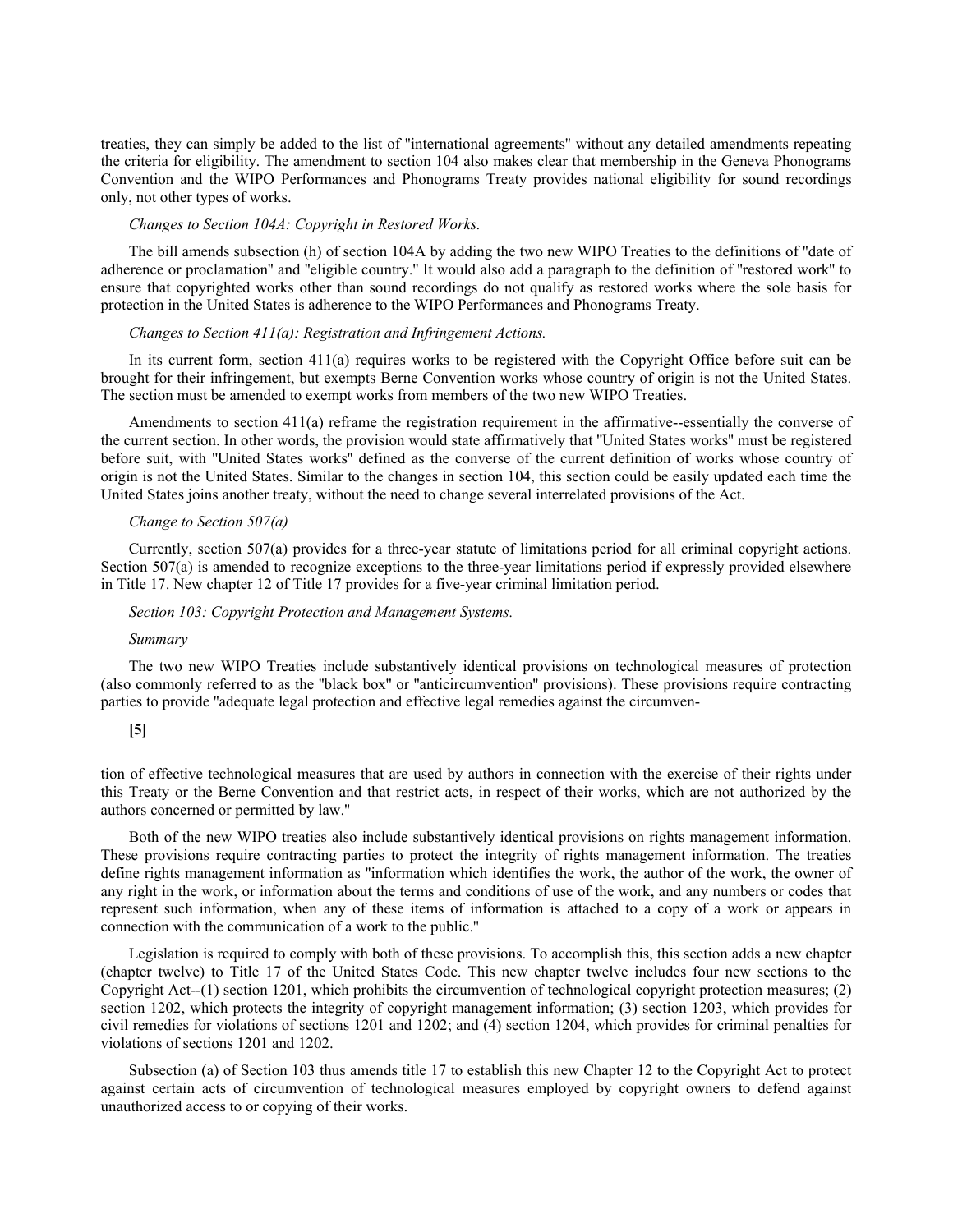treaties, they can simply be added to the list of "international agreements" without any detailed amendments repeating the criteria for eligibility. The amendment to section 104 also makes clear that membership in the Geneva Phonograms Convention and the WIPO Performances and Phonograms Treaty provides national eligibility for sound recordings only, not other types of works.

*Changes to Section 104A: Copyright in Restored Works.*

The bill amends subsection (h) of section 104A by adding the two new WIPO Treaties to the definitions of "date of adherence or proclamation" and "eligible country." It would also add a paragraph to the definition of "restored work" to ensure that copyrighted works other than sound recordings do not qualify as restored works where the sole basis for protection in the United States is adherence to the WIPO Performances and Phonograms Treaty.

*Changes to Section 411(a): Registration and Infringement Actions.*

In its current form, section 411(a) requires works to be registered with the Copyright Office before suit can be brought for their infringement, but exempts Berne Convention works whose country of origin is not the United States. The section must be amended to exempt works from members of the two new WIPO Treaties.

Amendments to section 411(a) reframe the registration requirement in the affirmative--essentially the converse of the current section. In other words, the provision would state affirmatively that "United States works" must be registered before suit, with "United States works" defined as the converse of the current definition of works whose country of origin is not the United States. Similar to the changes in section 104, this section could be easily updated each time the United States joins another treaty, without the need to change several interrelated provisions of the Act.

*Change to Section 507(a)*

Currently, section 507(a) provides for a three-year statute of limitations period for all criminal copyright actions. Section 507(a) is amended to recognize exceptions to the three-year limitations period if expressly provided elsewhere in Title 17. New chapter 12 of Title 17 provides for a five-year criminal limitation period.

*Section 103: Copyright Protection and Management Systems.*

*Summary*

The two new WIPO Treaties include substantively identical provisions on technological measures of protection (also commonly referred to as the "black box" or "anticircumvention" provisions). These provisions require contracting parties to provide "adequate legal protection and effective legal remedies against the circumvention of effective technological measures that are used by authors in connection with the exercise of their rights under this Treaty or the Berne Convention and that restrict acts, in respect of their works, which are not authorized by the authors concerned or permitted by law."

Both of the new WIPO treaties also include substantively identical provisions on rights management information. These provisions require contracting parties to protect the integrity of rights management information. The treaties define rights management information as "information which identifies the work, the author of the work, the owner of any right in the work, or information about the terms and conditions of use of the work, and any numbers or codes that represent such information, when any of these items of information is attached to a copy of a work or appears in connection with the communication of a work to the public."

Legislation is required to comply with both of these provisions. To accomplish this, this section adds a new chapter (chapter twelve) to Title 17 of the United States Code. This new chapter twelve includes four new sections to the Copyright Act--(1) section 1201, which prohibits the circumvention of technological copyright protection measures; (2) section 1202, which protects the integrity of copyright management information; (3) section 1203, which provides for civil remedies for violations of sections 1201 and 1202; and (4) section 1204, which provides for criminal penalties for violations of sections 1201 and 1202.

Subsection (a) of Section 103 thus amends title 17 to establish this new Chapter 12 to the Copyright Act to protect against certain acts of circumvention of technological measures employed by copyright owners to defend against unauthorized access to or copying of their works.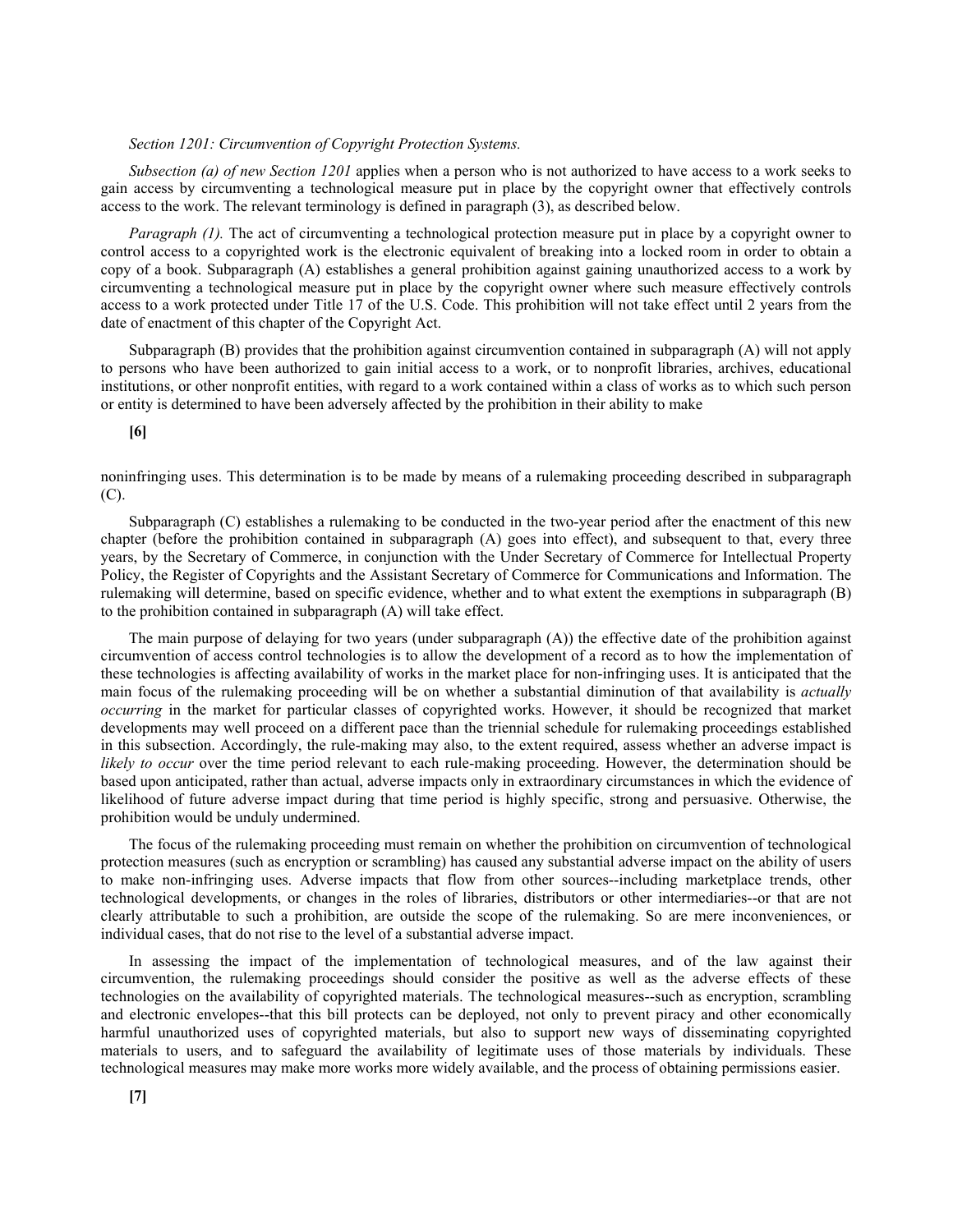*Section 1201: Circumvention of Copyright Protection Systems.*

*Subsection (a) of new Section 1201* applies when a person who is not authorized to have access to a work seeks to gain access by circumventing a technological measure put in place by the copyright owner that effectively controls access to the work. The relevant terminology is defined in paragraph (3), as described below.

*Paragraph (1).* The act of circumventing a technological protection measure put in place by a copyright owner to control access to a copyrighted work is the electronic equivalent of breaking into a locked room in order to obtain a copy of a book. Subparagraph (A) establishes a general prohibition against gaining unauthorized access to a work by circumventing a technological measure put in place by the copyright owner where such measure effectively controls access to a work protected under Title 17 of the U.S. Code. This prohibition will not take effect until 2 years from the date of enactment of this chapter of the Copyright Act.

Subparagraph (B) provides that the prohibition against circumvention contained in subparagraph (A) will not apply to persons who have been authorized to gain initial access to a work, or to nonprofit libraries, archives, educational institutions, or other nonprofit entities, with regard to a work contained within a class of works as to which such person or entity is determined to have been adversely affected by the prohibition in their ability to make

**[6]**

noninfringing uses. This determination is to be made by means of a rulemaking proceeding described in subparagraph (C).

Subparagraph (C) establishes a rulemaking to be conducted in the two-year period after the enactment of this new chapter (before the prohibition contained in subparagraph (A) goes into effect), and subsequent to that, every three years, by the Secretary of Commerce, in conjunction with the Under Secretary of Commerce for Intellectual Property Policy, the Register of Copyrights and the Assistant Secretary of Commerce for Communications and Information. The rulemaking will determine, based on specific evidence, whether and to what extent the exemptions in subparagraph (B) to the prohibition contained in subparagraph (A) will take effect.

The main purpose of delaying for two years (under subparagraph (A)) the effective date of the prohibition against circumvention of access control technologies is to allow the development of a record as to how the implementation of these technologies is affecting availability of works in the market place for non-infringing uses. It is anticipated that the main focus of the rulemaking proceeding will be on whether a substantial diminution of that availability is *actually occurring* in the market for particular classes of copyrighted works. However, it should be recognized that market developments may well proceed on a different pace than the triennial schedule for rulemaking proceedings established in this subsection. Accordingly, the rule-making may also, to the extent required, assess whether an adverse impact is *likely to occur* over the time period relevant to each rule-making proceeding. However, the determination should be based upon anticipated, rather than actual, adverse impacts only in extraordinary circumstances in which the evidence of likelihood of future adverse impact during that time period is highly specific, strong and persuasive. Otherwise, the prohibition would be unduly undermined.

The focus of the rulemaking proceeding must remain on whether the prohibition on circumvention of technological protection measures (such as encryption or scrambling) has caused any substantial adverse impact on the ability of users to make non-infringing uses. Adverse impacts that flow from other sources--including marketplace trends, other technological developments, or changes in the roles of libraries, distributors or other intermediaries--or that are not clearly attributable to such a prohibition, are outside the scope of the rulemaking. So are mere inconveniences, or individual cases, that do not rise to the level of a substantial adverse impact.

In assessing the impact of the implementation of technological measures, and of the law against their circumvention, the rulemaking proceedings should consider the positive as well as the adverse effects of these technologies on the availability of copyrighted materials. The technological measures--such as encryption, scrambling and electronic envelopes--that this bill protects can be deployed, not only to prevent piracy and other economically harmful unauthorized uses of copyrighted materials, but also to support new ways of disseminating copyrighted materials to users, and to safeguard the availability of legitimate uses of those materials by individuals. These technological measures may make more works more widely available, and the process of obtaining permissions easier.

**[7]**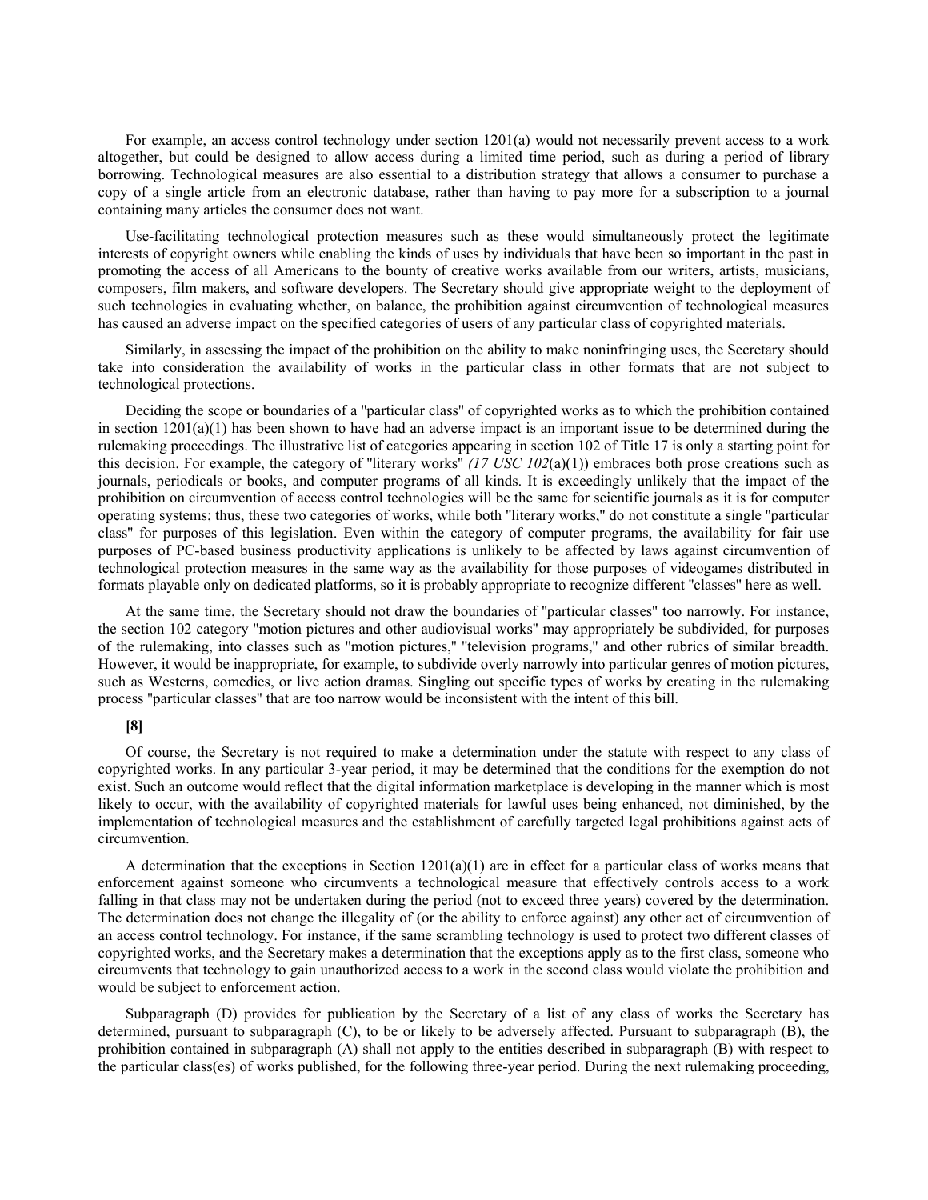For example, an access control technology under section 1201(a) would not necessarily prevent access to a work altogether, but could be designed to allow access during a limited time period, such as during a period of library borrowing. Technological measures are also essential to a distribution strategy that allows a consumer to purchase a copy of a single article from an electronic database, rather than having to pay more for a subscription to a journal containing many articles the consumer does not want.

Use-facilitating technological protection measures such as these would simultaneously protect the legitimate interests of copyright owners while enabling the kinds of uses by individuals that have been so important in the past in promoting the access of all Americans to the bounty of creative works available from our writers, artists, musicians, composers, film makers, and software developers. The Secretary should give appropriate weight to the deployment of such technologies in evaluating whether, on balance, the prohibition against circumvention of technological measures has caused an adverse impact on the specified categories of users of any particular class of copyrighted materials.

Similarly, in assessing the impact of the prohibition on the ability to make noninfringing uses, the Secretary should take into consideration the availability of works in the particular class in other formats that are not subject to technological protections.

Deciding the scope or boundaries of a "particular class" of copyrighted works as to which the prohibition contained in section 1201(a)(1) has been shown to have had an adverse impact is an important issue to be determined during the rulemaking proceedings. The illustrative list of categories appearing in section 102 of Title 17 is only a starting point for this decision. For example, the category of "literary works" *(17 USC 102*(a)(1)) embraces both prose creations such as journals, periodicals or books, and computer programs of all kinds. It is exceedingly unlikely that the impact of the prohibition on circumvention of access control technologies will be the same for scientific journals as it is for computer operating systems; thus, these two categories of works, while both "literary works," do not constitute a single "particular class" for purposes of this legislation. Even within the category of computer programs, the availability for fair use purposes of PC-based business productivity applications is unlikely to be affected by laws against circumvention of technological protection measures in the same way as the availability for those purposes of videogames distributed in formats playable only on dedicated platforms, so it is probably appropriate to recognize different "classes" here as well.

At the same time, the Secretary should not draw the boundaries of "particular classes" too narrowly. For instance, the section 102 category "motion pictures and other audiovisual works" may appropriately be subdivided, for purposes of the rulemaking, into classes such as "motion pictures," "television programs," and other rubrics of similar breadth. However, it would be inappropriate, for example, to subdivide overly narrowly into particular genres of motion pictures, such as Westerns, comedies, or live action dramas. Singling out specific types of works by creating in the rulemaking process "particular classes" that are too narrow would be inconsistent with the intent of this bill.

**[8]**

Of course, the Secretary is not required to make a determination under the statute with respect to any class of copyrighted works. In any particular 3-year period, it may be determined that the conditions for the exemption do not exist. Such an outcome would reflect that the digital information marketplace is developing in the manner which is most likely to occur, with the availability of copyrighted materials for lawful uses being enhanced, not diminished, by the implementation of technological measures and the establishment of carefully targeted legal prohibitions against acts of circumvention.

A determination that the exceptions in Section 1201(a)(1) are in effect for a particular class of works means that enforcement against someone who circumvents a technological measure that effectively controls access to a work falling in that class may not be undertaken during the period (not to exceed three years) covered by the determination. The determination does not change the illegality of (or the ability to enforce against) any other act of circumvention of an access control technology. For instance, if the same scrambling technology is used to protect two different classes of copyrighted works, and the Secretary makes a determination that the exceptions apply as to the first class, someone who circumvents that technology to gain unauthorized access to a work in the second class would violate the prohibition and would be subject to enforcement action.

Subparagraph (D) provides for publication by the Secretary of a list of any class of works the Secretary has determined, pursuant to subparagraph (C), to be or likely to be adversely affected. Pursuant to subparagraph (B), the prohibition contained in subparagraph (A) shall not apply to the entities described in subparagraph (B) with respect to the particular class(es) of works published, for the following three-year period. During the next rulemaking proceeding,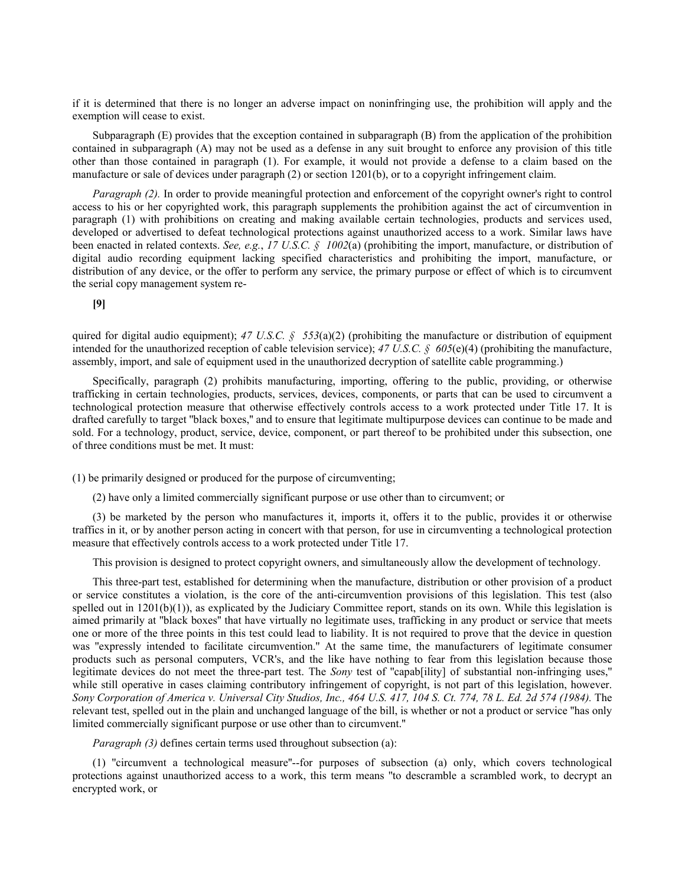if it is determined that there is no longer an adverse impact on noninfringing use, the prohibition will apply and the exemption will cease to exist.

Subparagraph (E) provides that the exception contained in subparagraph (B) from the application of the prohibition contained in subparagraph (A) may not be used as a defense in any suit brought to enforce any provision of this title other than those contained in paragraph (1). For example, it would not provide a defense to a claim based on the manufacture or sale of devices under paragraph (2) or section 1201(b), or to a copyright infringement claim.

*Paragraph (2).* In order to provide meaningful protection and enforcement of the copyright owner's right to control access to his or her copyrighted work, this paragraph supplements the prohibition against the act of circumvention in paragraph (1) with prohibitions on creating and making available certain technologies, products and services used, developed or advertised to defeat technological protections against unauthorized access to a work. Similar laws have been enacted in related contexts. *See, e.g.*, *17 U.S.C. § 1002*(a) (prohibiting the import, manufacture, or distribution of digital audio recording equipment lacking specified characteristics and prohibiting the import, manufacture, or distribution of any device, or the offer to perform any service, the primary purpose or effect of which is to circumvent the serial copy management system re-

**[9]**

quired for digital audio equipment); *47 U.S.C. § 553*(a)(2) (prohibiting the manufacture or distribution of equipment intended for the unauthorized reception of cable television service); *47 U.S.C. § 605*(e)(4) (prohibiting the manufacture, assembly, import, and sale of equipment used in the unauthorized decryption of satellite cable programming.)

Specifically, paragraph (2) prohibits manufacturing, importing, offering to the public, providing, or otherwise trafficking in certain technologies, products, services, devices, components, or parts that can be used to circumvent a technological protection measure that otherwise effectively controls access to a work protected under Title 17. It is drafted carefully to target "black boxes," and to ensure that legitimate multipurpose devices can continue to be made and sold. For a technology, product, service, device, component, or part thereof to be prohibited under this subsection, one of three conditions must be met. It must:

(1) be primarily designed or produced for the purpose of circumventing;

(2) have only a limited commercially significant purpose or use other than to circumvent; or

(3) be marketed by the person who manufactures it, imports it, offers it to the public, provides it or otherwise traffics in it, or by another person acting in concert with that person, for use in circumventing a technological protection measure that effectively controls access to a work protected under Title 17.

This provision is designed to protect copyright owners, and simultaneously allow the development of technology.

This three-part test, established for determining when the manufacture, distribution or other provision of a product or service constitutes a violation, is the core of the anti-circumvention provisions of this legislation. This test (also spelled out in 1201(b)(1)), as explicated by the Judiciary Committee report, stands on its own. While this legislation is aimed primarily at "black boxes" that have virtually no legitimate uses, trafficking in any product or service that meets one or more of the three points in this test could lead to liability. It is not required to prove that the device in question was "expressly intended to facilitate circumvention." At the same time, the manufacturers of legitimate consumer products such as personal computers, VCR's, and the like have nothing to fear from this legislation because those legitimate devices do not meet the three-part test. The *Sony* test of "capab[ility] of substantial non-infringing uses," while still operative in cases claiming contributory infringement of copyright, is not part of this legislation, however. *Sony Corporation of America v. Universal City Studios, Inc., 464 U.S. 417, 104 S. Ct. 774, 78 L. Ed. 2d 574 (1984).* The relevant test, spelled out in the plain and unchanged language of the bill, is whether or not a product or service "has only limited commercially significant purpose or use other than to circumvent."

*Paragraph (3)* defines certain terms used throughout subsection (a):

(1) "circumvent a technological measure"--for purposes of subsection (a) only, which covers technological protections against unauthorized access to a work, this term means "to descramble a scrambled work, to decrypt an encrypted work, or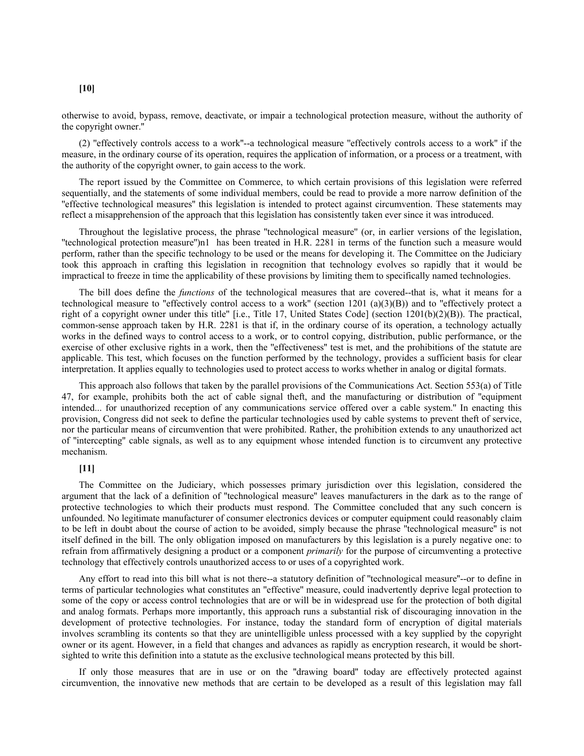**[10]**

otherwise to avoid, bypass, remove, deactivate, or impair a technological protection measure, without the authority of the copyright owner."

(2) "effectively controls access to a work"--a technological measure "effectively controls access to a work" if the measure, in the ordinary course of its operation, requires the application of information, or a process or a treatment, with the authority of the copyright owner, to gain access to the work.

The report issued by the Committee on Commerce, to which certain provisions of this legislation were referred sequentially, and the statements of some individual members, could be read to provide a more narrow definition of the "effective technological measures" this legislation is intended to protect against circumvention. These statements may reflect a misapprehension of the approach that this legislation has consistently taken ever since it was introduced.

Throughout the legislative process, the phrase "technological measure" (or, in earlier versions of the legislation, "technological protection measure")n1 has been treated in H.R. 2281 in terms of the function such a measure would perform, rather than the specific technology to be used or the means for developing it. The Committee on the Judiciary took this approach in crafting this legislation in recognition that technology evolves so rapidly that it would be impractical to freeze in time the applicability of these provisions by limiting them to specifically named technologies.

The bill does define the *functions* of the technological measures that are covered--that is, what it means for a technological measure to "effectively control access to a work" (section 1201 (a)(3)(B)) and to "effectively protect a right of a copyright owner under this title" [i.e., Title 17, United States Code] (section 1201(b)(2)(B)). The practical, common-sense approach taken by H.R. 2281 is that if, in the ordinary course of its operation, a technology actually works in the defined ways to control access to a work, or to control copying, distribution, public performance, or the exercise of other exclusive rights in a work, then the "effectiveness" test is met, and the prohibitions of the statute are applicable. This test, which focuses on the function performed by the technology, provides a sufficient basis for clear interpretation. It applies equally to technologies used to protect access to works whether in analog or digital formats.

This approach also follows that taken by the parallel provisions of the Communications Act. Section 553(a) of Title 47, for example, prohibits both the act of cable signal theft, and the manufacturing or distribution of "equipment intended... for unauthorized reception of any communications service offered over a cable system." In enacting this provision, Congress did not seek to define the particular technologies used by cable systems to prevent theft of service, nor the particular means of circumvention that were prohibited. Rather, the prohibition extends to any unauthorized act of "intercepting" cable signals, as well as to any equipment whose intended function is to circumvent any protective mechanism.

**[11]**

The Committee on the Judiciary, which possesses primary jurisdiction over this legislation, considered the argument that the lack of a definition of "technological measure" leaves manufacturers in the dark as to the range of protective technologies to which their products must respond. The Committee concluded that any such concern is unfounded. No legitimate manufacturer of consumer electronics devices or computer equipment could reasonably claim to be left in doubt about the course of action to be avoided, simply because the phrase "technological measure" is not itself defined in the bill. The only obligation imposed on manufacturers by this legislation is a purely negative one: to refrain from affirmatively designing a product or a component *primarily* for the purpose of circumventing a protective technology that effectively controls unauthorized access to or uses of a copyrighted work.

Any effort to read into this bill what is not there--a statutory definition of "technological measure"--or to define in terms of particular technologies what constitutes an "effective" measure, could inadvertently deprive legal protection to some of the copy or access control technologies that are or will be in widespread use for the protection of both digital and analog formats. Perhaps more importantly, this approach runs a substantial risk of discouraging innovation in the development of protective technologies. For instance, today the standard form of encryption of digital materials involves scrambling its contents so that they are unintelligible unless processed with a key supplied by the copyright owner or its agent. However, in a field that changes and advances as rapidly as encryption research, it would be short-sighted to write this definition into a statute as the exclusive technological means protected by this bill.

If only those measures that are in use or on the "drawing board" today are effectively protected against circumvention, the innovative new methods that are certain to be developed as a result of this legislation may fall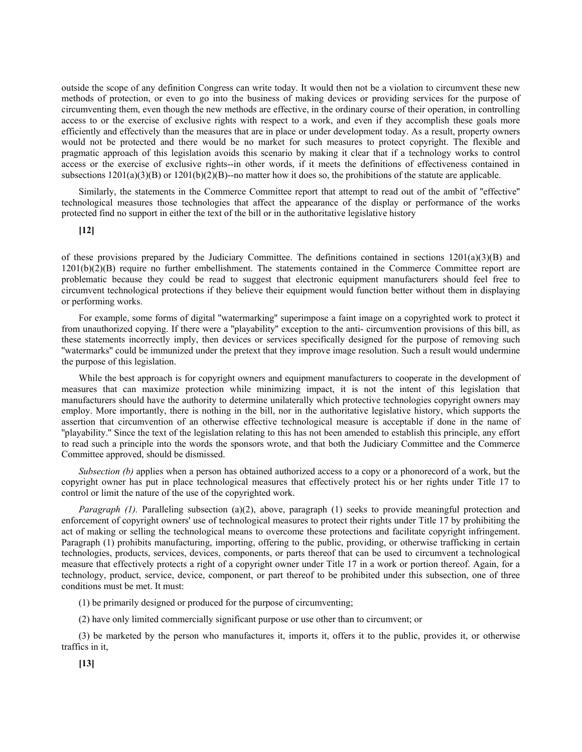outside the scope of any definition Congress can write today. It would then not be a violation to circumvent these new methods of protection, or even to go into the business of making devices or providing services for the purpose of circumventing them, even though the new methods are effective, in the ordinary course of their operation, in controlling access to or the exercise of exclusive rights with respect to a work, and even if they accomplish these goals more efficiently and effectively than the measures that are in place or under development today. As a result, property owners would not be protected and there would be no market for such measures to protect copyright. The flexible and pragmatic approach of this legislation avoids this scenario by making it clear that if a technology works to control access or the exercise of exclusive rights--in other words, if it meets the definitions of effectiveness contained in subsections 1201(a)(3)(B) or 1201(b)(2)(B)--no matter how it does so, the prohibitions of the statute are applicable.

Similarly, the statements in the Commerce Committee report that attempt to read out of the ambit of "effective" technological measures those technologies that affect the appearance of the display or performance of the works protected find no support in either the text of the bill or in the authoritative legislative history

**[12]**

of these provisions prepared by the Judiciary Committee. The definitions contained in sections 1201(a)(3)(B) and 1201(b)(2)(B) require no further embellishment. The statements contained in the Commerce Committee report are problematic because they could be read to suggest that electronic equipment manufacturers should feel free to circumvent technological protections if they believe their equipment would function better without them in displaying or performing works.

For example, some forms of digital "watermarking" superimpose a faint image on a copyrighted work to protect it from unauthorized copying. If there were a "playability" exception to the anti- circumvention provisions of this bill, as these statements incorrectly imply, then devices or services specifically designed for the purpose of removing such "watermarks" could be immunized under the pretext that they improve image resolution. Such a result would undermine the purpose of this legislation.

While the best approach is for copyright owners and equipment manufacturers to cooperate in the development of measures that can maximize protection while minimizing impact, it is not the intent of this legislation that manufacturers should have the authority to determine unilaterally which protective technologies copyright owners may employ. More importantly, there is nothing in the bill, nor in the authoritative legislative history, which supports the assertion that circumvention of an otherwise effective technological measure is acceptable if done in the name of "playability." Since the text of the legislation relating to this has not been amended to establish this principle, any effort to read such a principle into the words the sponsors wrote, and that both the Judiciary Committee and the Commerce Committee approved, should be dismissed.

*Subsection (b)* applies when a person has obtained authorized access to a copy or a phonorecord of a work, but the copyright owner has put in place technological measures that effectively protect his or her rights under Title 17 to control or limit the nature of the use of the copyrighted work.

*Paragraph (1).* Paralleling subsection (a)(2), above, paragraph (1) seeks to provide meaningful protection and enforcement of copyright owners' use of technological measures to protect their rights under Title 17 by prohibiting the act of making or selling the technological means to overcome these protections and facilitate copyright infringement. Paragraph (1) prohibits manufacturing, importing, offering to the public, providing, or otherwise trafficking in certain technologies, products, services, devices, components, or parts thereof that can be used to circumvent a technological measure that effectively protects a right of a copyright owner under Title 17 in a work or portion thereof. Again, for a technology, product, service, device, component, or part thereof to be prohibited under this subsection, one of three conditions must be met. It must:

(1) be primarily designed or produced for the purpose of circumventing;

(2) have only limited commercially significant purpose or use other than to circumvent; or

(3) be marketed by the person who manufactures it, imports it, offers it to the public, provides it, or otherwise traffics in it,

**[13]**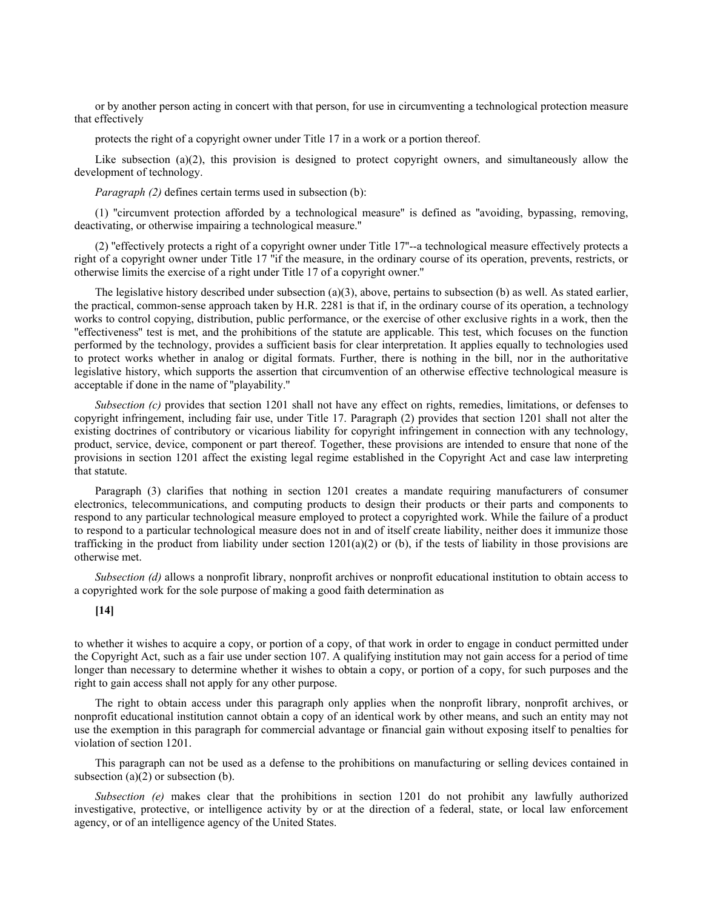or by another person acting in concert with that person, for use in circumventing a technological protection measure that effectively

protects the right of a copyright owner under Title 17 in a work or a portion thereof.

Like subsection (a)(2), this provision is designed to protect copyright owners, and simultaneously allow the development of technology.

*Paragraph (2)* defines certain terms used in subsection (b):

(1) "circumvent protection afforded by a technological measure" is defined as "avoiding, bypassing, removing, deactivating, or otherwise impairing a technological measure."

(2) "effectively protects a right of a copyright owner under Title 17"--a technological measure effectively protects a right of a copyright owner under Title 17 "if the measure, in the ordinary course of its operation, prevents, restricts, or otherwise limits the exercise of a right under Title 17 of a copyright owner."

The legislative history described under subsection (a)(3), above, pertains to subsection (b) as well. As stated earlier, the practical, common-sense approach taken by H.R. 2281 is that if, in the ordinary course of its operation, a technology works to control copying, distribution, public performance, or the exercise of other exclusive rights in a work, then the "effectiveness" test is met, and the prohibitions of the statute are applicable. This test, which focuses on the function performed by the technology, provides a sufficient basis for clear interpretation. It applies equally to technologies used to protect works whether in analog or digital formats. Further, there is nothing in the bill, nor in the authoritative legislative history, which supports the assertion that circumvention of an otherwise effective technological measure is acceptable if done in the name of "playability."

*Subsection (c)* provides that section 1201 shall not have any effect on rights, remedies, limitations, or defenses to copyright infringement, including fair use, under Title 17. Paragraph (2) provides that section 1201 shall not alter the existing doctrines of contributory or vicarious liability for copyright infringement in connection with any technology, product, service, device, component or part thereof. Together, these provisions are intended to ensure that none of the provisions in section 1201 affect the existing legal regime established in the Copyright Act and case law interpreting that statute.

Paragraph (3) clarifies that nothing in section 1201 creates a mandate requiring manufacturers of consumer electronics, telecommunications, and computing products to design their products or their parts and components to respond to any particular technological measure employed to protect a copyrighted work. While the failure of a product to respond to a particular technological measure does not in and of itself create liability, neither does it immunize those trafficking in the product from liability under section 1201(a)(2) or (b), if the tests of liability in those provisions are otherwise met.

*Subsection (d)* allows a nonprofit library, nonprofit archives or nonprofit educational institution to obtain access to a copyrighted work for the sole purpose of making a good faith determination as

**[14]**

to whether it wishes to acquire a copy, or portion of a copy, of that work in order to engage in conduct permitted under the Copyright Act, such as a fair use under section 107. A qualifying institution may not gain access for a period of time longer than necessary to determine whether it wishes to obtain a copy, or portion of a copy, for such purposes and the right to gain access shall not apply for any other purpose.

The right to obtain access under this paragraph only applies when the nonprofit library, nonprofit archives, or nonprofit educational institution cannot obtain a copy of an identical work by other means, and such an entity may not use the exemption in this paragraph for commercial advantage or financial gain without exposing itself to penalties for violation of section 1201.

This paragraph can not be used as a defense to the prohibitions on manufacturing or selling devices contained in subsection (a)(2) or subsection (b).

*Subsection (e)* makes clear that the prohibitions in section 1201 do not prohibit any lawfully authorized investigative, protective, or intelligence activity by or at the direction of a federal, state, or local law enforcement agency, or of an intelligence agency of the United States.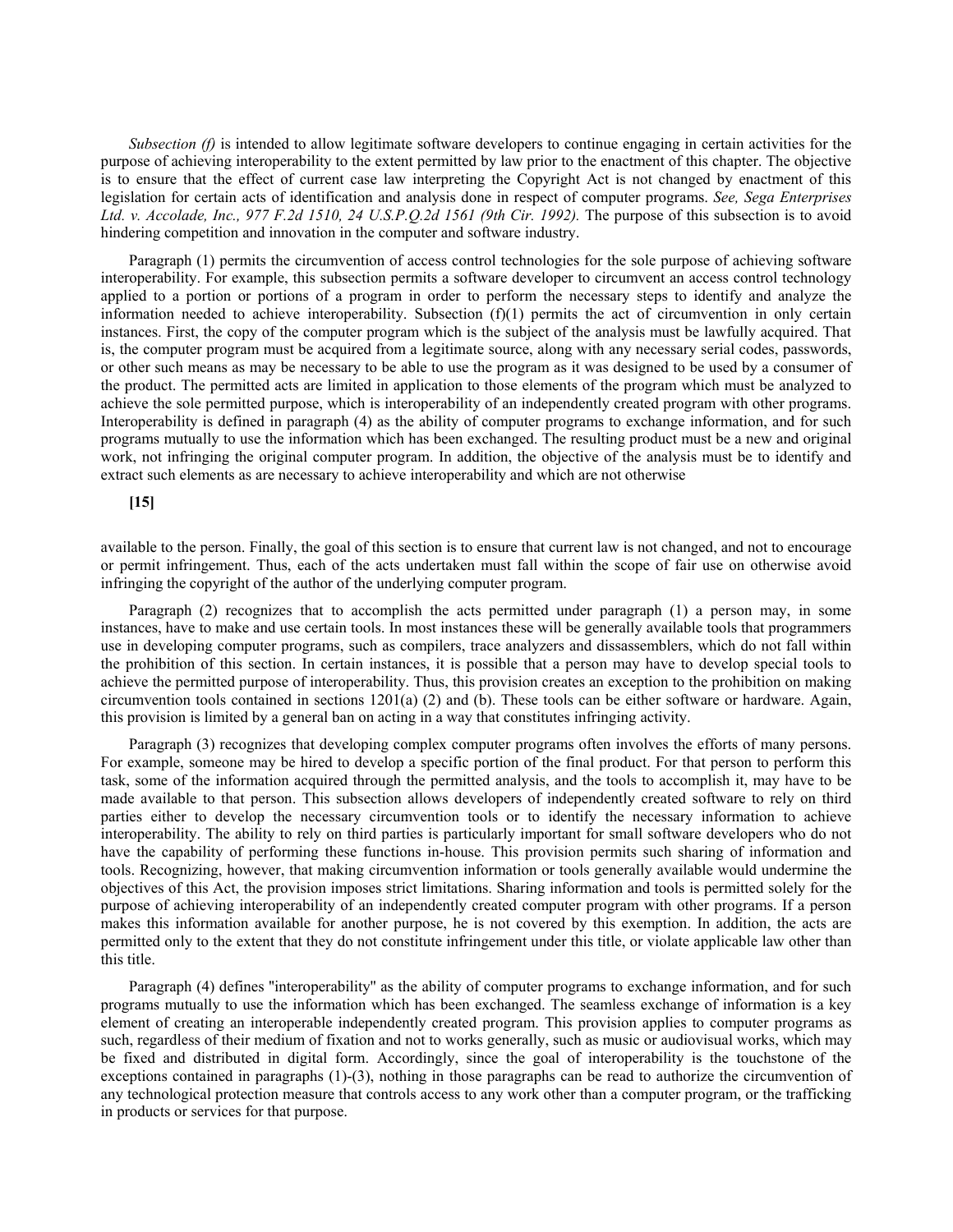*Subsection (f)* is intended to allow legitimate software developers to continue engaging in certain activities for the purpose of achieving interoperability to the extent permitted by law prior to the enactment of this chapter. The objective is to ensure that the effect of current case law interpreting the Copyright Act is not changed by enactment of this legislation for certain acts of identification and analysis done in respect of computer programs. *See, Sega Enterprises Ltd. v. Accolade, Inc., 977 F.2d 1510, 24 U.S.P.Q.2d 1561 (9th Cir. 1992).* The purpose of this subsection is to avoid hindering competition and innovation in the computer and software industry.

Paragraph (1) permits the circumvention of access control technologies for the sole purpose of achieving software interoperability. For example, this subsection permits a software developer to circumvent an access control technology applied to a portion or portions of a program in order to perform the necessary steps to identify and analyze the information needed to achieve interoperability. Subsection (f)(1) permits the act of circumvention in only certain instances. First, the copy of the computer program which is the subject of the analysis must be lawfully acquired. That is, the computer program must be acquired from a legitimate source, along with any necessary serial codes, passwords, or other such means as may be necessary to be able to use the program as it was designed to be used by a consumer of the product. The permitted acts are limited in application to those elements of the program which must be analyzed to achieve the sole permitted purpose, which is interoperability of an independently created program with other programs. Interoperability is defined in paragraph (4) as the ability of computer programs to exchange information, and for such programs mutually to use the information which has been exchanged. The resulting product must be a new and original work, not infringing the original computer program. In addition, the objective of the analysis must be to identify and extract such elements as are necessary to achieve interoperability and which are not otherwise

**[15]**

available to the person. Finally, the goal of this section is to ensure that current law is not changed, and not to encourage or permit infringement. Thus, each of the acts undertaken must fall within the scope of fair use on otherwise avoid infringing the copyright of the author of the underlying computer program.

Paragraph (2) recognizes that to accomplish the acts permitted under paragraph (1) a person may, in some instances, have to make and use certain tools. In most instances these will be generally available tools that programmers use in developing computer programs, such as compilers, trace analyzers and dissassemblers, which do not fall within the prohibition of this section. In certain instances, it is possible that a person may have to develop special tools to achieve the permitted purpose of interoperability. Thus, this provision creates an exception to the prohibition on making circumvention tools contained in sections 1201(a) (2) and (b). These tools can be either software or hardware. Again, this provision is limited by a general ban on acting in a way that constitutes infringing activity.

Paragraph (3) recognizes that developing complex computer programs often involves the efforts of many persons. For example, someone may be hired to develop a specific portion of the final product. For that person to perform this task, some of the information acquired through the permitted analysis, and the tools to accomplish it, may have to be made available to that person. This subsection allows developers of independently created software to rely on third parties either to develop the necessary circumvention tools or to identify the necessary information to achieve interoperability. The ability to rely on third parties is particularly important for small software developers who do not have the capability of performing these functions in-house. This provision permits such sharing of information and tools. Recognizing, however, that making circumvention information or tools generally available would undermine the objectives of this Act, the provision imposes strict limitations. Sharing information and tools is permitted solely for the purpose of achieving interoperability of an independently created computer program with other programs. If a person makes this information available for another purpose, he is not covered by this exemption. In addition, the acts are permitted only to the extent that they do not constitute infringement under this title, or violate applicable law other than this title.

Paragraph (4) defines "interoperability" as the ability of computer programs to exchange information, and for such programs mutually to use the information which has been exchanged. The seamless exchange of information is a key element of creating an interoperable independently created program. This provision applies to computer programs as such, regardless of their medium of fixation and not to works generally, such as music or audiovisual works, which may be fixed and distributed in digital form. Accordingly, since the goal of interoperability is the touchstone of the exceptions contained in paragraphs (1)-(3), nothing in those paragraphs can be read to authorize the circumvention of any technological protection measure that controls access to any work other than a computer program, or the trafficking in products or services for that purpose.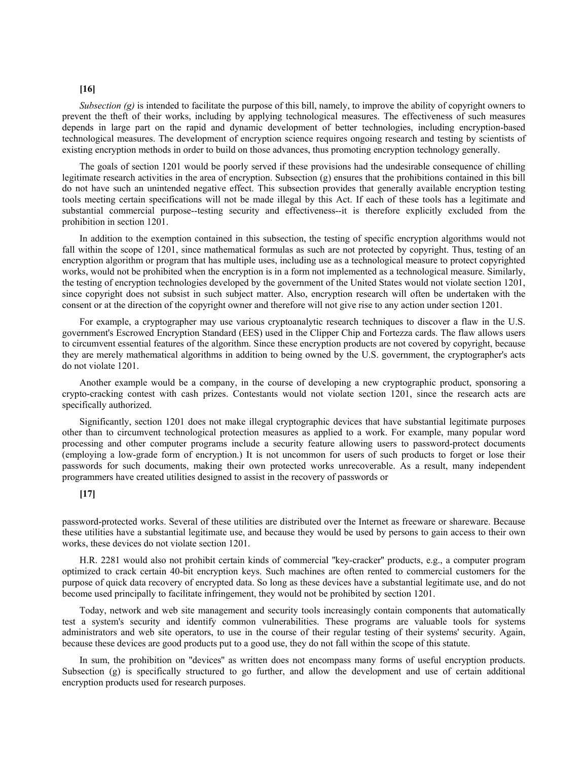**[16]**

*Subsection (g)* is intended to facilitate the purpose of this bill, namely, to improve the ability of copyright owners to prevent the theft of their works, including by applying technological measures. The effectiveness of such measures depends in large part on the rapid and dynamic development of better technologies, including encryption-based technological measures. The development of encryption science requires ongoing research and testing by scientists of existing encryption methods in order to build on those advances, thus promoting encryption technology generally.

The goals of section 1201 would be poorly served if these provisions had the undesirable consequence of chilling legitimate research activities in the area of encryption. Subsection (g) ensures that the prohibitions contained in this bill do not have such an unintended negative effect. This subsection provides that generally available encryption testing tools meeting certain specifications will not be made illegal by this Act. If each of these tools has a legitimate and substantial commercial purpose--testing security and effectiveness--it is therefore explicitly excluded from the prohibition in section 1201.

In addition to the exemption contained in this subsection, the testing of specific encryption algorithms would not fall within the scope of 1201, since mathematical formulas as such are not protected by copyright. Thus, testing of an encryption algorithm or program that has multiple uses, including use as a technological measure to protect copyrighted works, would not be prohibited when the encryption is in a form not implemented as a technological measure. Similarly, the testing of encryption technologies developed by the government of the United States would not violate section 1201, since copyright does not subsist in such subject matter. Also, encryption research will often be undertaken with the consent or at the direction of the copyright owner and therefore will not give rise to any action under section 1201.

For example, a cryptographer may use various cryptoanalytic research techniques to discover a flaw in the U.S. government's Escrowed Encryption Standard (EES) used in the Clipper Chip and Fortezza cards. The flaw allows users to circumvent essential features of the algorithm. Since these encryption products are not covered by copyright, because they are merely mathematical algorithms in addition to being owned by the U.S. government, the cryptographer's acts do not violate 1201.

Another example would be a company, in the course of developing a new cryptographic product, sponsoring a crypto-cracking contest with cash prizes. Contestants would not violate section 1201, since the research acts are specifically authorized.

Significantly, section 1201 does not make illegal cryptographic devices that have substantial legitimate purposes other than to circumvent technological protection measures as applied to a work. For example, many popular word processing and other computer programs include a security feature allowing users to password-protect documents (employing a low-grade form of encryption.) It is not uncommon for users of such products to forget or lose their passwords for such documents, making their own protected works unrecoverable. As a result, many independent programmers have created utilities designed to assist in the recovery of passwords or

**[17]**

password-protected works. Several of these utilities are distributed over the Internet as freeware or shareware. Because these utilities have a substantial legitimate use, and because they would be used by persons to gain access to their own works, these devices do not violate section 1201.

H.R. 2281 would also not prohibit certain kinds of commercial "key-cracker" products, e.g., a computer program optimized to crack certain 40-bit encryption keys. Such machines are often rented to commercial customers for the purpose of quick data recovery of encrypted data. So long as these devices have a substantial legitimate use, and do not become used principally to facilitate infringement, they would not be prohibited by section 1201.

Today, network and web site management and security tools increasingly contain components that automatically test a system's security and identify common vulnerabilities. These programs are valuable tools for systems administrators and web site operators, to use in the course of their regular testing of their systems' security. Again, because these devices are good products put to a good use, they do not fall within the scope of this statute.

In sum, the prohibition on "devices" as written does not encompass many forms of useful encryption products. Subsection (g) is specifically structured to go further, and allow the development and use of certain additional encryption products used for research purposes.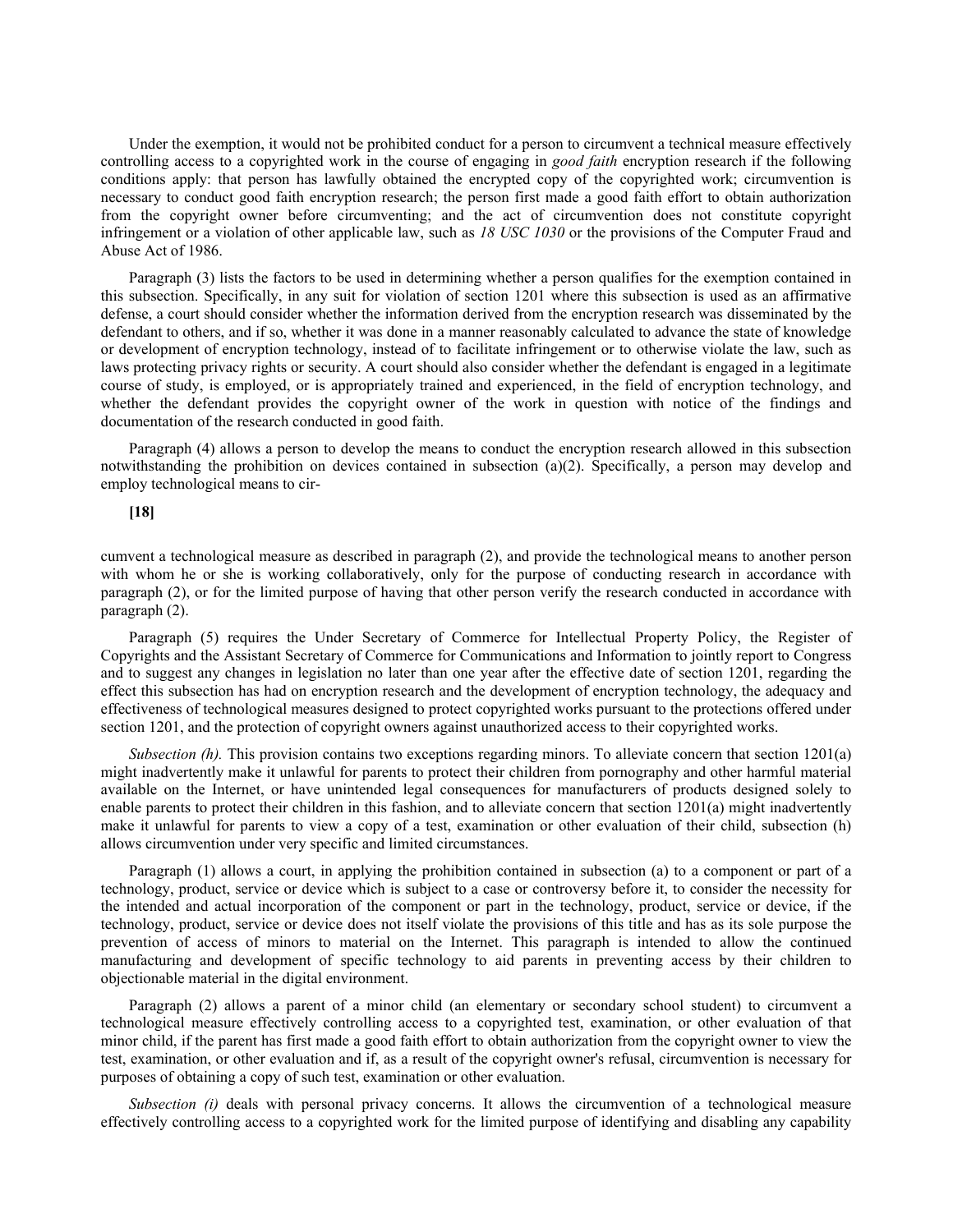Under the exemption, it would not be prohibited conduct for a person to circumvent a technical measure effectively controlling access to a copyrighted work in the course of engaging in *good faith* encryption research if the following conditions apply: that person has lawfully obtained the encrypted copy of the copyrighted work; circumvention is necessary to conduct good faith encryption research; the person first made a good faith effort to obtain authorization from the copyright owner before circumventing; and the act of circumvention does not constitute copyright infringement or a violation of other applicable law, such as *18 USC 1030* or the provisions of the Computer Fraud and Abuse Act of 1986.

Paragraph (3) lists the factors to be used in determining whether a person qualifies for the exemption contained in this subsection. Specifically, in any suit for violation of section 1201 where this subsection is used as an affirmative defense, a court should consider whether the information derived from the encryption research was disseminated by the defendant to others, and if so, whether it was done in a manner reasonably calculated to advance the state of knowledge or development of encryption technology, instead of to facilitate infringement or to otherwise violate the law, such as laws protecting privacy rights or security. A court should also consider whether the defendant is engaged in a legitimate course of study, is employed, or is appropriately trained and experienced, in the field of encryption technology, and whether the defendant provides the copyright owner of the work in question with notice of the findings and documentation of the research conducted in good faith.

Paragraph (4) allows a person to develop the means to conduct the encryption research allowed in this subsection notwithstanding the prohibition on devices contained in subsection (a)(2). Specifically, a person may develop and employ technological means to cir-

**[18]**

cumvent a technological measure as described in paragraph (2), and provide the technological means to another person with whom he or she is working collaboratively, only for the purpose of conducting research in accordance with paragraph (2), or for the limited purpose of having that other person verify the research conducted in accordance with paragraph (2).

Paragraph (5) requires the Under Secretary of Commerce for Intellectual Property Policy, the Register of Copyrights and the Assistant Secretary of Commerce for Communications and Information to jointly report to Congress and to suggest any changes in legislation no later than one year after the effective date of section 1201, regarding the effect this subsection has had on encryption research and the development of encryption technology, the adequacy and effectiveness of technological measures designed to protect copyrighted works pursuant to the protections offered under section 1201, and the protection of copyright owners against unauthorized access to their copyrighted works.

*Subsection (h).* This provision contains two exceptions regarding minors. To alleviate concern that section 1201(a) might inadvertently make it unlawful for parents to protect their children from pornography and other harmful material available on the Internet, or have unintended legal consequences for manufacturers of products designed solely to enable parents to protect their children in this fashion, and to alleviate concern that section 1201(a) might inadvertently make it unlawful for parents to view a copy of a test, examination or other evaluation of their child, subsection (h) allows circumvention under very specific and limited circumstances.

Paragraph (1) allows a court, in applying the prohibition contained in subsection (a) to a component or part of a technology, product, service or device which is subject to a case or controversy before it, to consider the necessity for the intended and actual incorporation of the component or part in the technology, product, service or device, if the technology, product, service or device does not itself violate the provisions of this title and has as its sole purpose the prevention of access of minors to material on the Internet. This paragraph is intended to allow the continued manufacturing and development of specific technology to aid parents in preventing access by their children to objectionable material in the digital environment.

Paragraph (2) allows a parent of a minor child (an elementary or secondary school student) to circumvent a technological measure effectively controlling access to a copyrighted test, examination, or other evaluation of that minor child, if the parent has first made a good faith effort to obtain authorization from the copyright owner to view the test, examination, or other evaluation and if, as a result of the copyright owner's refusal, circumvention is necessary for purposes of obtaining a copy of such test, examination or other evaluation.

*Subsection (i)* deals with personal privacy concerns. It allows the circumvention of a technological measure effectively controlling access to a copyrighted work for the limited purpose of identifying and disabling any capability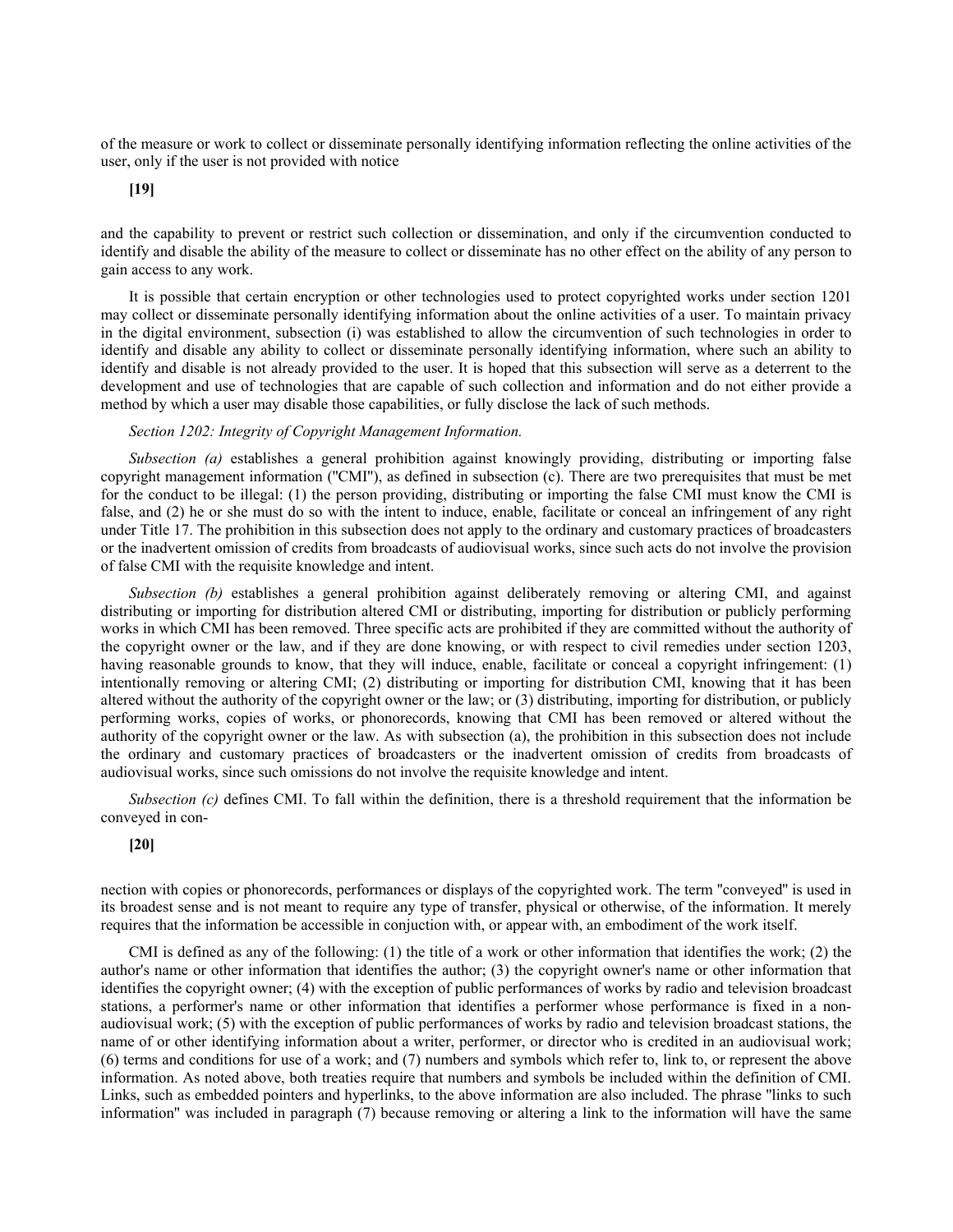of the measure or work to collect or disseminate personally identifying information reflecting the online activities of the user, only if the user is not provided with notice

**[19]**

and the capability to prevent or restrict such collection or dissemination, and only if the circumvention conducted to identify and disable the ability of the measure to collect or disseminate has no other effect on the ability of any person to gain access to any work.

It is possible that certain encryption or other technologies used to protect copyrighted works under section 1201 may collect or disseminate personally identifying information about the online activities of a user. To maintain privacy in the digital environment, subsection (i) was established to allow the circumvention of such technologies in order to identify and disable any ability to collect or disseminate personally identifying information, where such an ability to identify and disable is not already provided to the user. It is hoped that this subsection will serve as a deterrent to the development and use of technologies that are capable of such collection and information and do not either provide a method by which a user may disable those capabilities, or fully disclose the lack of such methods.

*Section 1202: Integrity of Copyright Management Information.*

*Subsection (a)* establishes a general prohibition against knowingly providing, distributing or importing false copyright management information ("CMI"), as defined in subsection (c). There are two prerequisites that must be met for the conduct to be illegal: (1) the person providing, distributing or importing the false CMI must know the CMI is false, and (2) he or she must do so with the intent to induce, enable, facilitate or conceal an infringement of any right under Title 17. The prohibition in this subsection does not apply to the ordinary and customary practices of broadcasters or the inadvertent omission of credits from broadcasts of audiovisual works, since such acts do not involve the provision of false CMI with the requisite knowledge and intent.

*Subsection (b)* establishes a general prohibition against deliberately removing or altering CMI, and against distributing or importing for distribution altered CMI or distributing, importing for distribution or publicly performing works in which CMI has been removed. Three specific acts are prohibited if they are committed without the authority of the copyright owner or the law, and if they are done knowing, or with respect to civil remedies under section 1203, having reasonable grounds to know, that they will induce, enable, facilitate or conceal a copyright infringement: (1) intentionally removing or altering CMI; (2) distributing or importing for distribution CMI, knowing that it has been altered without the authority of the copyright owner or the law; or (3) distributing, importing for distribution, or publicly performing works, copies of works, or phonorecords, knowing that CMI has been removed or altered without the authority of the copyright owner or the law. As with subsection (a), the prohibition in this subsection does not include the ordinary and customary practices of broadcasters or the inadvertent omission of credits from broadcasts of audiovisual works, since such omissions do not involve the requisite knowledge and intent.

*Subsection (c)* defines CMI. To fall within the definition, there is a threshold requirement that the information be conveyed in con-

**[20]**

nection with copies or phonorecords, performances or displays of the copyrighted work. The term "conveyed" is used in its broadest sense and is not meant to require any type of transfer, physical or otherwise, of the information. It merely requires that the information be accessible in conjuction with, or appear with, an embodiment of the work itself.

CMI is defined as any of the following: (1) the title of a work or other information that identifies the work; (2) the author's name or other information that identifies the author; (3) the copyright owner's name or other information that identifies the copyright owner; (4) with the exception of public performances of works by radio and television broadcast stations, a performer's name or other information that identifies a performer whose performance is fixed in a non-audiovisual work; (5) with the exception of public performances of works by radio and television broadcast stations, the name of or other identifying information about a writer, performer, or director who is credited in an audiovisual work; (6) terms and conditions for use of a work; and (7) numbers and symbols which refer to, link to, or represent the above information. As noted above, both treaties require that numbers and symbols be included within the definition of CMI. Links, such as embedded pointers and hyperlinks, to the above information are also included. The phrase "links to such information" was included in paragraph (7) because removing or altering a link to the information will have the same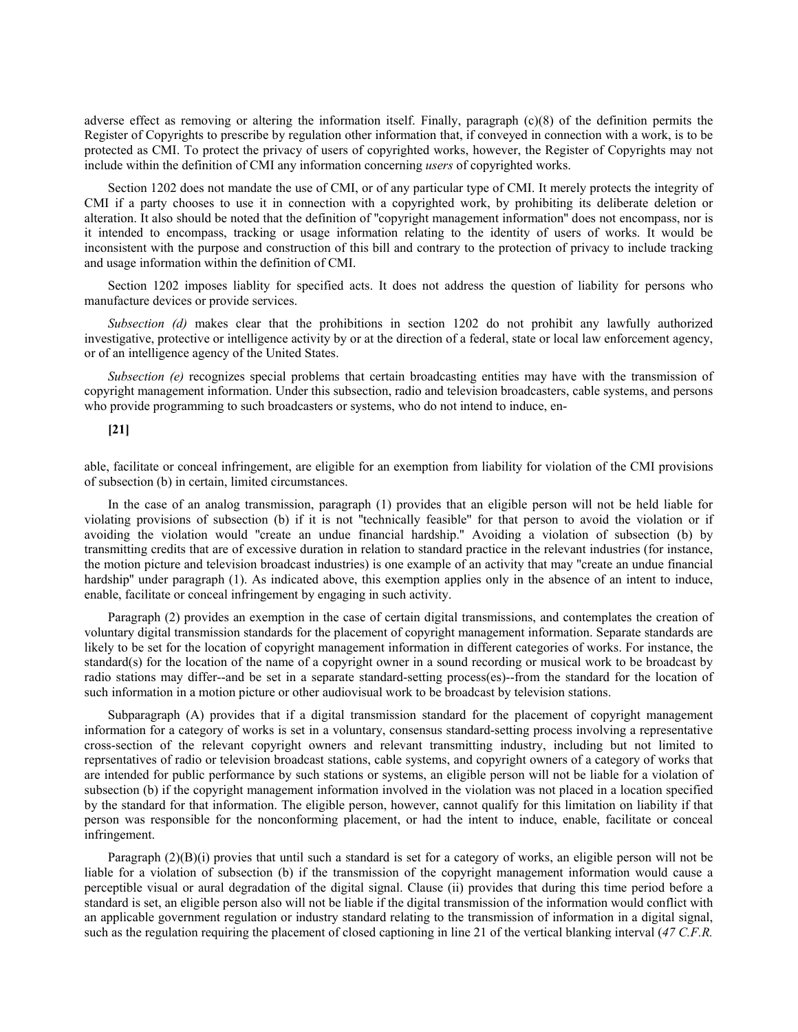adverse effect as removing or altering the information itself. Finally, paragraph (c)(8) of the definition permits the Register of Copyrights to prescribe by regulation other information that, if conveyed in connection with a work, is to be protected as CMI. To protect the privacy of users of copyrighted works, however, the Register of Copyrights may not include within the definition of CMI any information concerning *users* of copyrighted works.

Section 1202 does not mandate the use of CMI, or of any particular type of CMI. It merely protects the integrity of CMI if a party chooses to use it in connection with a copyrighted work, by prohibiting its deliberate deletion or alteration. It also should be noted that the definition of "copyright management information" does not encompass, nor is it intended to encompass, tracking or usage information relating to the identity of users of works. It would be inconsistent with the purpose and construction of this bill and contrary to the protection of privacy to include tracking and usage information within the definition of CMI.

Section 1202 imposes liablity for specified acts. It does not address the question of liability for persons who manufacture devices or provide services.

*Subsection (d)* makes clear that the prohibitions in section 1202 do not prohibit any lawfully authorized investigative, protective or intelligence activity by or at the direction of a federal, state or local law enforcement agency, or of an intelligence agency of the United States.

*Subsection (e)* recognizes special problems that certain broadcasting entities may have with the transmission of copyright management information. Under this subsection, radio and television broadcasters, cable systems, and persons who provide programming to such broadcasters or systems, who do not intend to induce, en-

**[21]**

able, facilitate or conceal infringement, are eligible for an exemption from liability for violation of the CMI provisions of subsection (b) in certain, limited circumstances.

In the case of an analog transmission, paragraph (1) provides that an eligible person will not be held liable for violating provisions of subsection (b) if it is not "technically feasible" for that person to avoid the violation or if avoiding the violation would "create an undue financial hardship." Avoiding a violation of subsection (b) by transmitting credits that are of excessive duration in relation to standard practice in the relevant industries (for instance, the motion picture and television broadcast industries) is one example of an activity that may "create an undue financial hardship" under paragraph (1). As indicated above, this exemption applies only in the absence of an intent to induce, enable, facilitate or conceal infringement by engaging in such activity.

Paragraph (2) provides an exemption in the case of certain digital transmissions, and contemplates the creation of voluntary digital transmission standards for the placement of copyright management information. Separate standards are likely to be set for the location of copyright management information in different categories of works. For instance, the standard(s) for the location of the name of a copyright owner in a sound recording or musical work to be broadcast by radio stations may differ--and be set in a separate standard-setting process(es)--from the standard for the location of such information in a motion picture or other audiovisual work to be broadcast by television stations.

Subparagraph (A) provides that if a digital transmission standard for the placement of copyright management information for a category of works is set in a voluntary, consensus standard-setting process involving a representative cross-section of the relevant copyright owners and relevant transmitting industry, including but not limited to reprsentatives of radio or television broadcast stations, cable systems, and copyright owners of a category of works that are intended for public performance by such stations or systems, an eligible person will not be liable for a violation of subsection (b) if the copyright management information involved in the violation was not placed in a location specified by the standard for that information. The eligible person, however, cannot qualify for this limitation on liability if that person was responsible for the nonconforming placement, or had the intent to induce, enable, facilitate or conceal infringement.

Paragraph (2)(B)(i) provies that until such a standard is set for a category of works, an eligible person will not be liable for a violation of subsection (b) if the transmission of the copyright management information would cause a perceptible visual or aural degradation of the digital signal. Clause (ii) provides that during this time period before a standard is set, an eligible person also will not be liable if the digital transmission of the information would conflict with an applicable government regulation or industry standard relating to the transmission of information in a digital signal, such as the regulation requiring the placement of closed captioning in line 21 of the vertical blanking interval (*47 C.F.R.*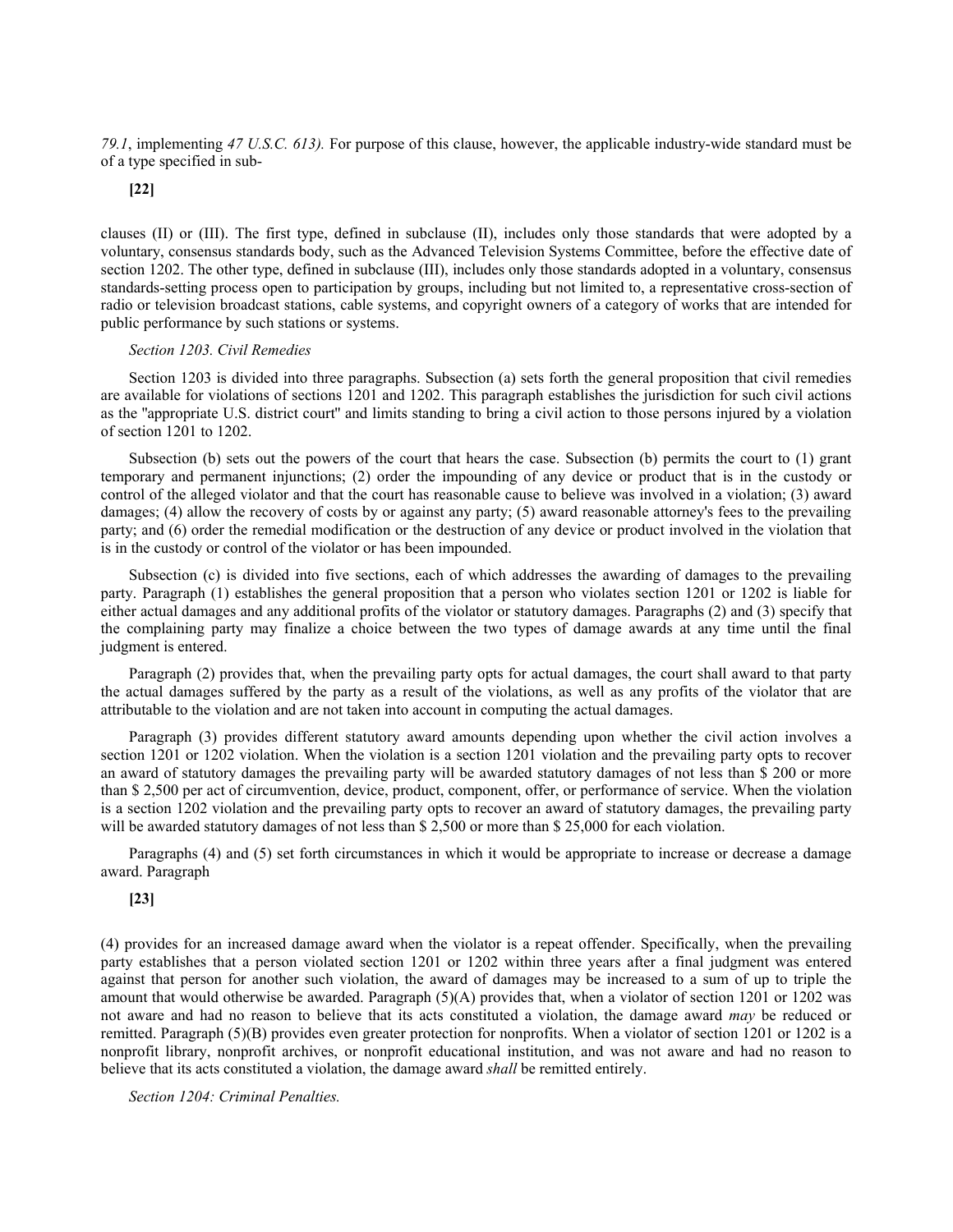*79.1*, implementing *47 U.S.C. 613).* For purpose of this clause, however, the applicable industry-wide standard must be of a type specified in sub-

**[22]**

clauses (II) or (III). The first type, defined in subclause (II), includes only those standards that were adopted by a voluntary, consensus standards body, such as the Advanced Television Systems Committee, before the effective date of section 1202. The other type, defined in subclause (III), includes only those standards adopted in a voluntary, consensus standards-setting process open to participation by groups, including but not limited to, a representative cross-section of radio or television broadcast stations, cable systems, and copyright owners of a category of works that are intended for public performance by such stations or systems.

*Section 1203. Civil Remedies*

Section 1203 is divided into three paragraphs. Subsection (a) sets forth the general proposition that civil remedies are available for violations of sections 1201 and 1202. This paragraph establishes the jurisdiction for such civil actions as the "appropriate U.S. district court" and limits standing to bring a civil action to those persons injured by a violation of section 1201 to 1202.

Subsection (b) sets out the powers of the court that hears the case. Subsection (b) permits the court to (1) grant temporary and permanent injunctions; (2) order the impounding of any device or product that is in the custody or control of the alleged violator and that the court has reasonable cause to believe was involved in a violation; (3) award damages; (4) allow the recovery of costs by or against any party; (5) award reasonable attorney's fees to the prevailing party; and (6) order the remedial modification or the destruction of any device or product involved in the violation that is in the custody or control of the violator or has been impounded.

Subsection (c) is divided into five sections, each of which addresses the awarding of damages to the prevailing party. Paragraph (1) establishes the general proposition that a person who violates section 1201 or 1202 is liable for either actual damages and any additional profits of the violator or statutory damages. Paragraphs (2) and (3) specify that the complaining party may finalize a choice between the two types of damage awards at any time until the final judgment is entered.

Paragraph (2) provides that, when the prevailing party opts for actual damages, the court shall award to that party the actual damages suffered by the party as a result of the violations, as well as any profits of the violator that are attributable to the violation and are not taken into account in computing the actual damages.

Paragraph (3) provides different statutory award amounts depending upon whether the civil action involves a section 1201 or 1202 violation. When the violation is a section 1201 violation and the prevailing party opts to recover an award of statutory damages the prevailing party will be awarded statutory damages of not less than $ 200 or more than $ 2,500 per act of circumvention, device, product, component, offer, or performance of service. When the violation is a section 1202 violation and the prevailing party opts to recover an award of statutory damages, the prevailing party will be awarded statutory damages of not less than $ 2,500 or more than $ 25,000 for each violation.

Paragraphs (4) and (5) set forth circumstances in which it would be appropriate to increase or decrease a damage award. Paragraph

**[23]**

(4) provides for an increased damage award when the violator is a repeat offender. Specifically, when the prevailing party establishes that a person violated section 1201 or 1202 within three years after a final judgment was entered against that person for another such violation, the award of damages may be increased to a sum of up to triple the amount that would otherwise be awarded. Paragraph (5)(A) provides that, when a violator of section 1201 or 1202 was not aware and had no reason to believe that its acts constituted a violation, the damage award *may* be reduced or remitted. Paragraph (5)(B) provides even greater protection for nonprofits. When a violator of section 1201 or 1202 is a nonprofit library, nonprofit archives, or nonprofit educational institution, and was not aware and had no reason to believe that its acts constituted a violation, the damage award *shall* be remitted entirely.

*Section 1204: Criminal Penalties.*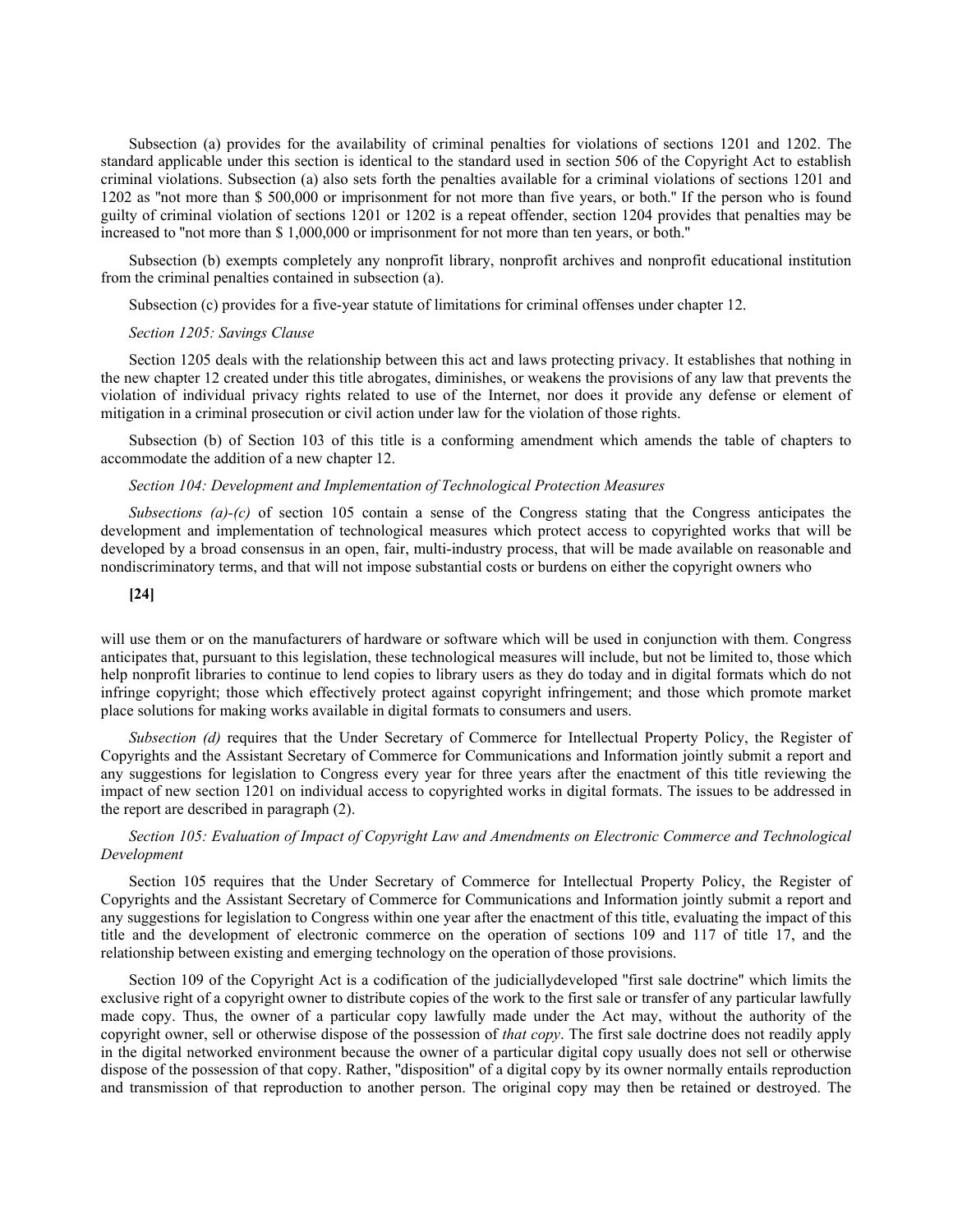Subsection (a) provides for the availability of criminal penalties for violations of sections 1201 and 1202. The standard applicable under this section is identical to the standard used in section 506 of the Copyright Act to establish criminal violations. Subsection (a) also sets forth the penalties available for a criminal violations of sections 1201 and 1202 as "not more than $ 500,000 or imprisonment for not more than five years, or both." If the person who is found guilty of criminal violation of sections 1201 or 1202 is a repeat offender, section 1204 provides that penalties may be increased to "not more than $ 1,000,000 or imprisonment for not more than ten years, or both."

Subsection (b) exempts completely any nonprofit library, nonprofit archives and nonprofit educational institution from the criminal penalties contained in subsection (a).

Subsection (c) provides for a five-year statute of limitations for criminal offenses under chapter 12.

*Section 1205: Savings Clause*

Section 1205 deals with the relationship between this act and laws protecting privacy. It establishes that nothing in the new chapter 12 created under this title abrogates, diminishes, or weakens the provisions of any law that prevents the violation of individual privacy rights related to use of the Internet, nor does it provide any defense or element of mitigation in a criminal prosecution or civil action under law for the violation of those rights.

Subsection (b) of Section 103 of this title is a conforming amendment which amends the table of chapters to accommodate the addition of a new chapter 12.

*Section 104: Development and Implementation of Technological Protection Measures*

*Subsections (a)-(c)* of section 105 contain a sense of the Congress stating that the Congress anticipates the development and implementation of technological measures which protect access to copyrighted works that will be developed by a broad consensus in an open, fair, multi-industry process, that will be made available on reasonable and nondiscriminatory terms, and that will not impose substantial costs or burdens on either the copyright owners who

**[24]**

will use them or on the manufacturers of hardware or software which will be used in conjunction with them. Congress anticipates that, pursuant to this legislation, these technological measures will include, but not be limited to, those which help nonprofit libraries to continue to lend copies to library users as they do today and in digital formats which do not infringe copyright; those which effectively protect against copyright infringement; and those which promote market place solutions for making works available in digital formats to consumers and users.

*Subsection (d)* requires that the Under Secretary of Commerce for Intellectual Property Policy, the Register of Copyrights and the Assistant Secretary of Commerce for Communications and Information jointly submit a report and any suggestions for legislation to Congress every year for three years after the enactment of this title reviewing the impact of new section 1201 on individual access to copyrighted works in digital formats. The issues to be addressed in the report are described in paragraph (2).

*Section 105: Evaluation of Impact of Copyright Law and Amendments on Electronic Commerce and Technological Development*

Section 105 requires that the Under Secretary of Commerce for Intellectual Property Policy, the Register of Copyrights and the Assistant Secretary of Commerce for Communications and Information jointly submit a report and any suggestions for legislation to Congress within one year after the enactment of this title, evaluating the impact of this title and the development of electronic commerce on the operation of sections 109 and 117 of title 17, and the relationship between existing and emerging technology on the operation of those provisions.

Section 109 of the Copyright Act is a codification of the judiciallydeveloped "first sale doctrine" which limits the exclusive right of a copyright owner to distribute copies of the work to the first sale or transfer of any particular lawfully made copy. Thus, the owner of a particular copy lawfully made under the Act may, without the authority of the copyright owner, sell or otherwise dispose of the possession of *that copy*. The first sale doctrine does not readily apply in the digital networked environment because the owner of a particular digital copy usually does not sell or otherwise dispose of the possession of that copy. Rather, "disposition" of a digital copy by its owner normally entails reproduction and transmission of that reproduction to another person. The original copy may then be retained or destroyed. The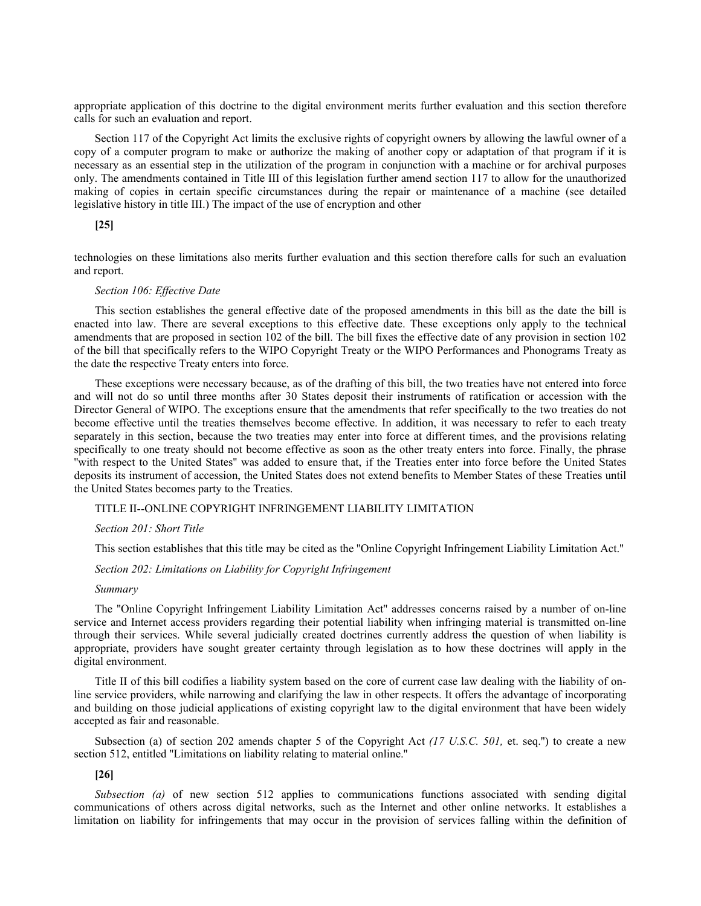appropriate application of this doctrine to the digital environment merits further evaluation and this section therefore calls for such an evaluation and report.

Section 117 of the Copyright Act limits the exclusive rights of copyright owners by allowing the lawful owner of a copy of a computer program to make or authorize the making of another copy or adaptation of that program if it is necessary as an essential step in the utilization of the program in conjunction with a machine or for archival purposes only. The amendments contained in Title III of this legislation further amend section 117 to allow for the unauthorized making of copies in certain specific circumstances during the repair or maintenance of a machine (see detailed legislative history in title III.) The impact of the use of encryption and other

**[25]**

technologies on these limitations also merits further evaluation and this section therefore calls for such an evaluation and report.

*Section 106: Effective Date*

This section establishes the general effective date of the proposed amendments in this bill as the date the bill is enacted into law. There are several exceptions to this effective date. These exceptions only apply to the technical amendments that are proposed in section 102 of the bill. The bill fixes the effective date of any provision in section 102 of the bill that specifically refers to the WIPO Copyright Treaty or the WIPO Performances and Phonograms Treaty as the date the respective Treaty enters into force.

These exceptions were necessary because, as of the drafting of this bill, the two treaties have not entered into force and will not do so until three months after 30 States deposit their instruments of ratification or accession with the Director General of WIPO. The exceptions ensure that the amendments that refer specifically to the two treaties do not become effective until the treaties themselves become effective. In addition, it was necessary to refer to each treaty separately in this section, because the two treaties may enter into force at different times, and the provisions relating specifically to one treaty should not become effective as soon as the other treaty enters into force. Finally, the phrase "with respect to the United States" was added to ensure that, if the Treaties enter into force before the United States deposits its instrument of accession, the United States does not extend benefits to Member States of these Treaties until the United States becomes party to the Treaties.

TITLE II--ONLINE COPYRIGHT INFRINGEMENT LIABILITY LIMITATION

*Section 201: Short Title*

This section establishes that this title may be cited as the "Online Copyright Infringement Liability Limitation Act."

*Section 202: Limitations on Liability for Copyright Infringement*

*Summary*

The "Online Copyright Infringement Liability Limitation Act" addresses concerns raised by a number of on-line service and Internet access providers regarding their potential liability when infringing material is transmitted on-line through their services. While several judicially created doctrines currently address the question of when liability is appropriate, providers have sought greater certainty through legislation as to how these doctrines will apply in the digital environment.

Title II of this bill codifies a liability system based on the core of current case law dealing with the liability of on-line service providers, while narrowing and clarifying the law in other respects. It offers the advantage of incorporating and building on those judicial applications of existing copyright law to the digital environment that have been widely accepted as fair and reasonable.

Subsection (a) of section 202 amends chapter 5 of the Copyright Act *(17 U.S.C. 501,* et. seq.") to create a new section 512, entitled "Limitations on liability relating to material online."

**[26]**

*Subsection (a)* of new section 512 applies to communications functions associated with sending digital communications of others across digital networks, such as the Internet and other online networks. It establishes a limitation on liability for infringements that may occur in the provision of services falling within the definition of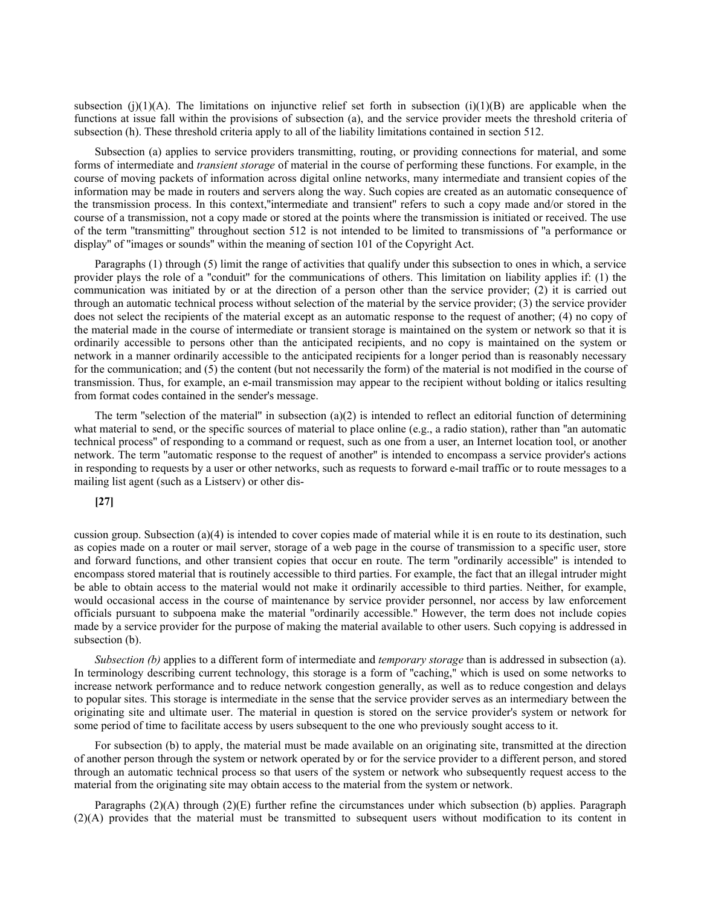subsection (j)(1)(A). The limitations on injunctive relief set forth in subsection (i)(1)(B) are applicable when the functions at issue fall within the provisions of subsection (a), and the service provider meets the threshold criteria of subsection (h). These threshold criteria apply to all of the liability limitations contained in section 512.

Subsection (a) applies to service providers transmitting, routing, or providing connections for material, and some forms of intermediate and *transient storage* of material in the course of performing these functions. For example, in the course of moving packets of information across digital online networks, many intermediate and transient copies of the information may be made in routers and servers along the way. Such copies are created as an automatic consequence of the transmission process. In this context,"intermediate and transient" refers to such a copy made and/or stored in the course of a transmission, not a copy made or stored at the points where the transmission is initiated or received. The use of the term "transmitting" throughout section 512 is not intended to be limited to transmissions of "a performance or display" of "images or sounds" within the meaning of section 101 of the Copyright Act.

Paragraphs (1) through (5) limit the range of activities that qualify under this subsection to ones in which, a service provider plays the role of a "conduit" for the communications of others. This limitation on liability applies if: (1) the communication was initiated by or at the direction of a person other than the service provider; (2) it is carried out through an automatic technical process without selection of the material by the service provider; (3) the service provider does not select the recipients of the material except as an automatic response to the request of another; (4) no copy of the material made in the course of intermediate or transient storage is maintained on the system or network so that it is ordinarily accessible to persons other than the anticipated recipients, and no copy is maintained on the system or network in a manner ordinarily accessible to the anticipated recipients for a longer period than is reasonably necessary for the communication; and (5) the content (but not necessarily the form) of the material is not modified in the course of transmission. Thus, for example, an e-mail transmission may appear to the recipient without bolding or italics resulting from format codes contained in the sender's message.

The term "selection of the material" in subsection (a)(2) is intended to reflect an editorial function of determining what material to send, or the specific sources of material to place online (e.g., a radio station), rather than "an automatic technical process" of responding to a command or request, such as one from a user, an Internet location tool, or another network. The term "automatic response to the request of another" is intended to encompass a service provider's actions in responding to requests by a user or other networks, such as requests to forward e-mail traffic or to route messages to a mailing list agent (such as a Listserv) or other dis-

**[27]**

cussion group. Subsection (a)(4) is intended to cover copies made of material while it is en route to its destination, such as copies made on a router or mail server, storage of a web page in the course of transmission to a specific user, store and forward functions, and other transient copies that occur en route. The term "ordinarily accessible" is intended to encompass stored material that is routinely accessible to third parties. For example, the fact that an illegal intruder might be able to obtain access to the material would not make it ordinarily accessible to third parties. Neither, for example, would occasional access in the course of maintenance by service provider personnel, nor access by law enforcement officials pursuant to subpoena make the material "ordinarily accessible." However, the term does not include copies made by a service provider for the purpose of making the material available to other users. Such copying is addressed in subsection (b).

*Subsection (b)* applies to a different form of intermediate and *temporary storage* than is addressed in subsection (a). In terminology describing current technology, this storage is a form of "caching," which is used on some networks to increase network performance and to reduce network congestion generally, as well as to reduce congestion and delays to popular sites. This storage is intermediate in the sense that the service provider serves as an intermediary between the originating site and ultimate user. The material in question is stored on the service provider's system or network for some period of time to facilitate access by users subsequent to the one who previously sought access to it.

For subsection (b) to apply, the material must be made available on an originating site, transmitted at the direction of another person through the system or network operated by or for the service provider to a different person, and stored through an automatic technical process so that users of the system or network who subsequently request access to the material from the originating site may obtain access to the material from the system or network.

Paragraphs (2)(A) through (2)(E) further refine the circumstances under which subsection (b) applies. Paragraph (2)(A) provides that the material must be transmitted to subsequent users without modification to its content in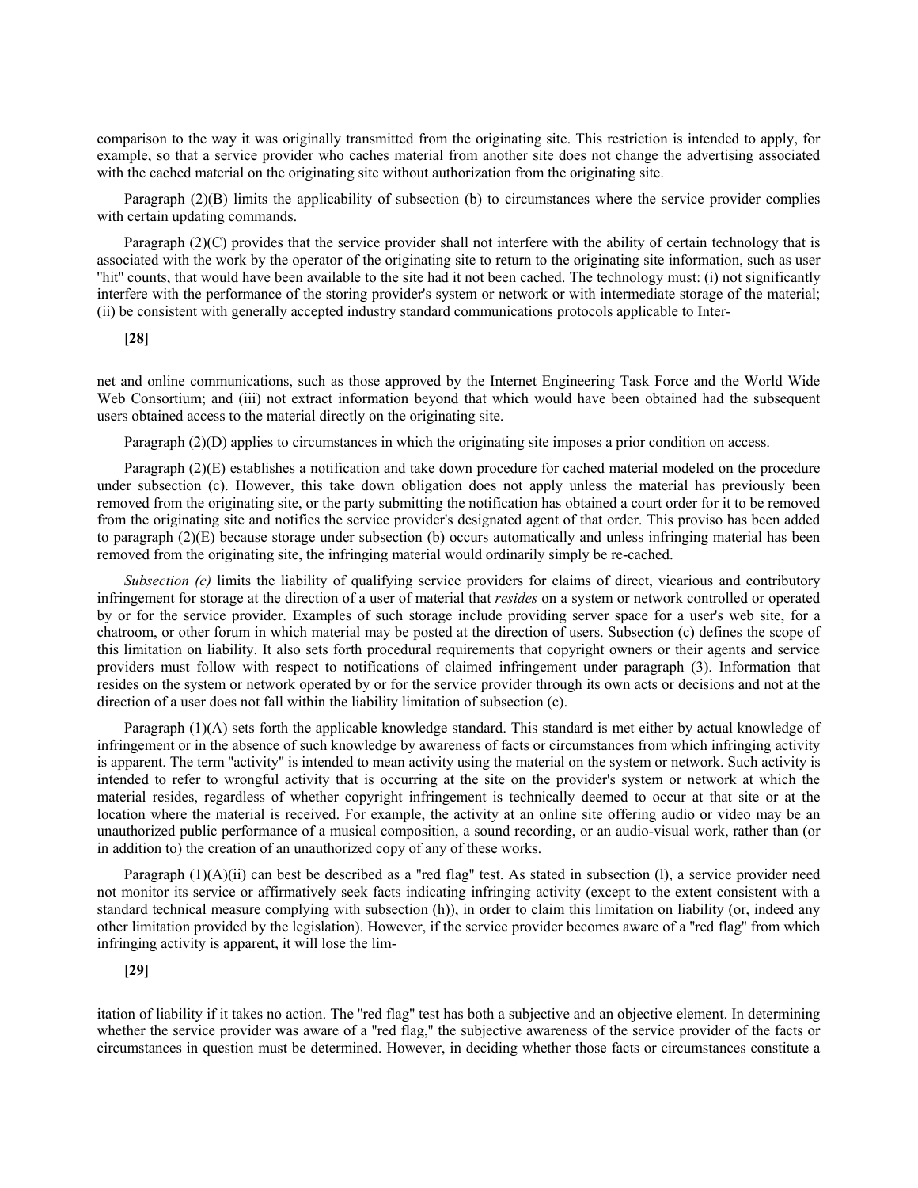comparison to the way it was originally transmitted from the originating site. This restriction is intended to apply, for example, so that a service provider who caches material from another site does not change the advertising associated with the cached material on the originating site without authorization from the originating site.

Paragraph (2)(B) limits the applicability of subsection (b) to circumstances where the service provider complies with certain updating commands.

Paragraph (2)(C) provides that the service provider shall not interfere with the ability of certain technology that is associated with the work by the operator of the originating site to return to the originating site information, such as user "hit" counts, that would have been available to the site had it not been cached. The technology must: (i) not significantly interfere with the performance of the storing provider's system or network or with intermediate storage of the material; (ii) be consistent with generally accepted industry standard communications protocols applicable to Inter-

**[28]**

net and online communications, such as those approved by the Internet Engineering Task Force and the World Wide Web Consortium; and (iii) not extract information beyond that which would have been obtained had the subsequent users obtained access to the material directly on the originating site.

Paragraph (2)(D) applies to circumstances in which the originating site imposes a prior condition on access.

Paragraph (2)(E) establishes a notification and take down procedure for cached material modeled on the procedure under subsection (c). However, this take down obligation does not apply unless the material has previously been removed from the originating site, or the party submitting the notification has obtained a court order for it to be removed from the originating site and notifies the service provider's designated agent of that order. This proviso has been added to paragraph (2)(E) because storage under subsection (b) occurs automatically and unless infringing material has been removed from the originating site, the infringing material would ordinarily simply be re-cached.

*Subsection (c)* limits the liability of qualifying service providers for claims of direct, vicarious and contributory infringement for storage at the direction of a user of material that *resides* on a system or network controlled or operated by or for the service provider. Examples of such storage include providing server space for a user's web site, for a chatroom, or other forum in which material may be posted at the direction of users. Subsection (c) defines the scope of this limitation on liability. It also sets forth procedural requirements that copyright owners or their agents and service providers must follow with respect to notifications of claimed infringement under paragraph (3). Information that resides on the system or network operated by or for the service provider through its own acts or decisions and not at the direction of a user does not fall within the liability limitation of subsection (c).

Paragraph (1)(A) sets forth the applicable knowledge standard. This standard is met either by actual knowledge of infringement or in the absence of such knowledge by awareness of facts or circumstances from which infringing activity is apparent. The term "activity" is intended to mean activity using the material on the system or network. Such activity is intended to refer to wrongful activity that is occurring at the site on the provider's system or network at which the material resides, regardless of whether copyright infringement is technically deemed to occur at that site or at the location where the material is received. For example, the activity at an online site offering audio or video may be an unauthorized public performance of a musical composition, a sound recording, or an audio-visual work, rather than (or in addition to) the creation of an unauthorized copy of any of these works.

Paragraph (1)(A)(ii) can best be described as a "red flag" test. As stated in subsection (l), a service provider need not monitor its service or affirmatively seek facts indicating infringing activity (except to the extent consistent with a standard technical measure complying with subsection (h)), in order to claim this limitation on liability (or, indeed any other limitation provided by the legislation). However, if the service provider becomes aware of a "red flag" from which infringing activity is apparent, it will lose the lim-

**[29]**

itation of liability if it takes no action. The "red flag" test has both a subjective and an objective element. In determining whether the service provider was aware of a "red flag," the subjective awareness of the service provider of the facts or circumstances in question must be determined. However, in deciding whether those facts or circumstances constitute a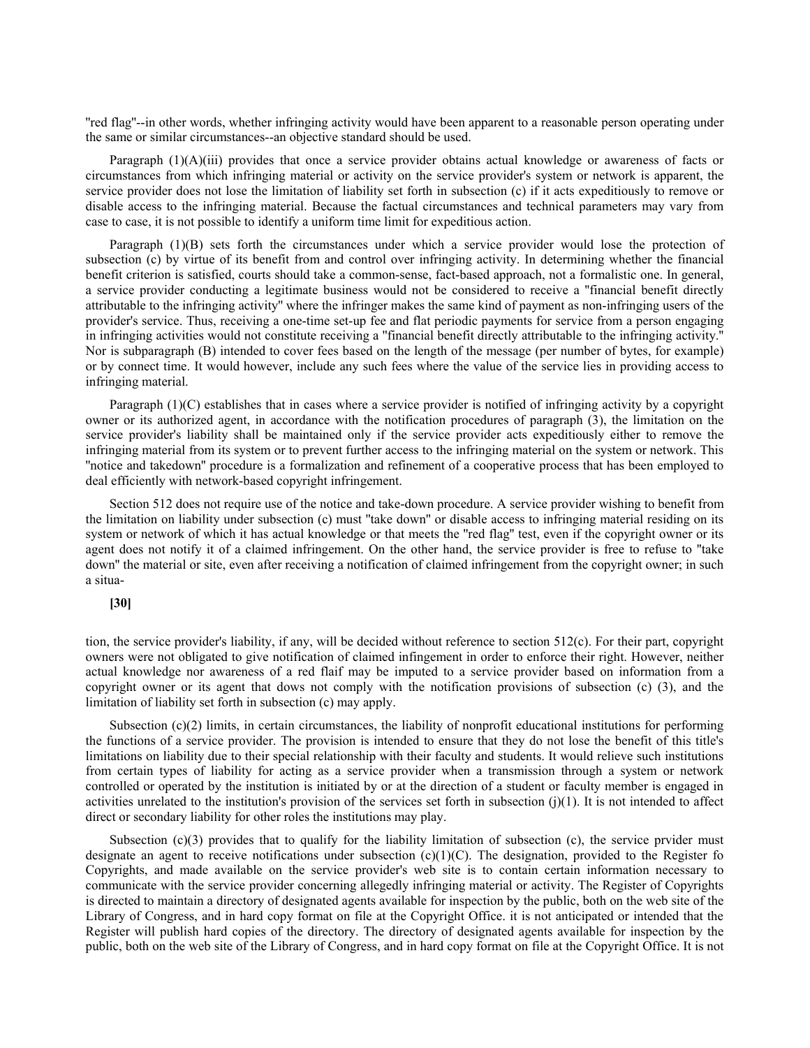"red flag"--in other words, whether infringing activity would have been apparent to a reasonable person operating under the same or similar circumstances--an objective standard should be used.

Paragraph (1)(A)(iii) provides that once a service provider obtains actual knowledge or awareness of facts or circumstances from which infringing material or activity on the service provider's system or network is apparent, the service provider does not lose the limitation of liability set forth in subsection (c) if it acts expeditiously to remove or disable access to the infringing material. Because the factual circumstances and technical parameters may vary from case to case, it is not possible to identify a uniform time limit for expeditious action.

Paragraph (1)(B) sets forth the circumstances under which a service provider would lose the protection of subsection (c) by virtue of its benefit from and control over infringing activity. In determining whether the financial benefit criterion is satisfied, courts should take a common-sense, fact-based approach, not a formalistic one. In general, a service provider conducting a legitimate business would not be considered to receive a "financial benefit directly attributable to the infringing activity" where the infringer makes the same kind of payment as non-infringing users of the provider's service. Thus, receiving a one-time set-up fee and flat periodic payments for service from a person engaging in infringing activities would not constitute receiving a "financial benefit directly attributable to the infringing activity." Nor is subparagraph (B) intended to cover fees based on the length of the message (per number of bytes, for example) or by connect time. It would however, include any such fees where the value of the service lies in providing access to infringing material.

Paragraph (1)(C) establishes that in cases where a service provider is notified of infringing activity by a copyright owner or its authorized agent, in accordance with the notification procedures of paragraph (3), the limitation on the service provider's liability shall be maintained only if the service provider acts expeditiously either to remove the infringing material from its system or to prevent further access to the infringing material on the system or network. This "notice and takedown" procedure is a formalization and refinement of a cooperative process that has been employed to deal efficiently with network-based copyright infringement.

Section 512 does not require use of the notice and take-down procedure. A service provider wishing to benefit from the limitation on liability under subsection (c) must "take down" or disable access to infringing material residing on its system or network of which it has actual knowledge or that meets the "red flag" test, even if the copyright owner or its agent does not notify it of a claimed infringement. On the other hand, the service provider is free to refuse to "take down" the material or site, even after receiving a notification of claimed infringement from the copyright owner; in such a situa-

**[30]**

tion, the service provider's liability, if any, will be decided without reference to section 512(c). For their part, copyright owners were not obligated to give notification of claimed infringement in order to enforce their right. However, neither actual knowledge nor awareness of a red flaif may be imputed to a service provider based on information from a copyright owner or its agent that dows not comply with the notification provisions of subsection (c) (3), and the limitation of liability set forth in subsection (c) may apply.

Subsection (c)(2) limits, in certain circumstances, the liability of nonprofit educational institutions for performing the functions of a service provider. The provision is intended to ensure that they do not lose the benefit of this title's limitations on liability due to their special relationship with their faculty and students. It would relieve such institutions from certain types of liability for acting as a service provider when a transmission through a system or network controlled or operated by the institution is initiated by or at the direction of a student or faculty member is engaged in activities unrelated to the institution's provision of the services set forth in subsection (j)(1). It is not intended to affect direct or secondary liability for other roles the institutions may play.

Subsection (c)(3) provides that to qualify for the liability limitation of subsection (c), the service prvider must designate an agent to receive notifications under subsection (c)(1)(C). The designation, provided to the Register fo Copyrights, and made available on the service provider's web site is to contain certain information necessary to communicate with the service provider concerning allegedly infringing material or activity. The Register of Copyrights is directed to maintain a directory of designated agents available for inspection by the public, both on the web site of the Library of Congress, and in hard copy format on file at the Copyright Office. it is not anticipated or intended that the Register will publish hard copies of the directory. The directory of designated agents available for inspection by the public, both on the web site of the Library of Congress, and in hard copy format on file at the Copyright Office. It is not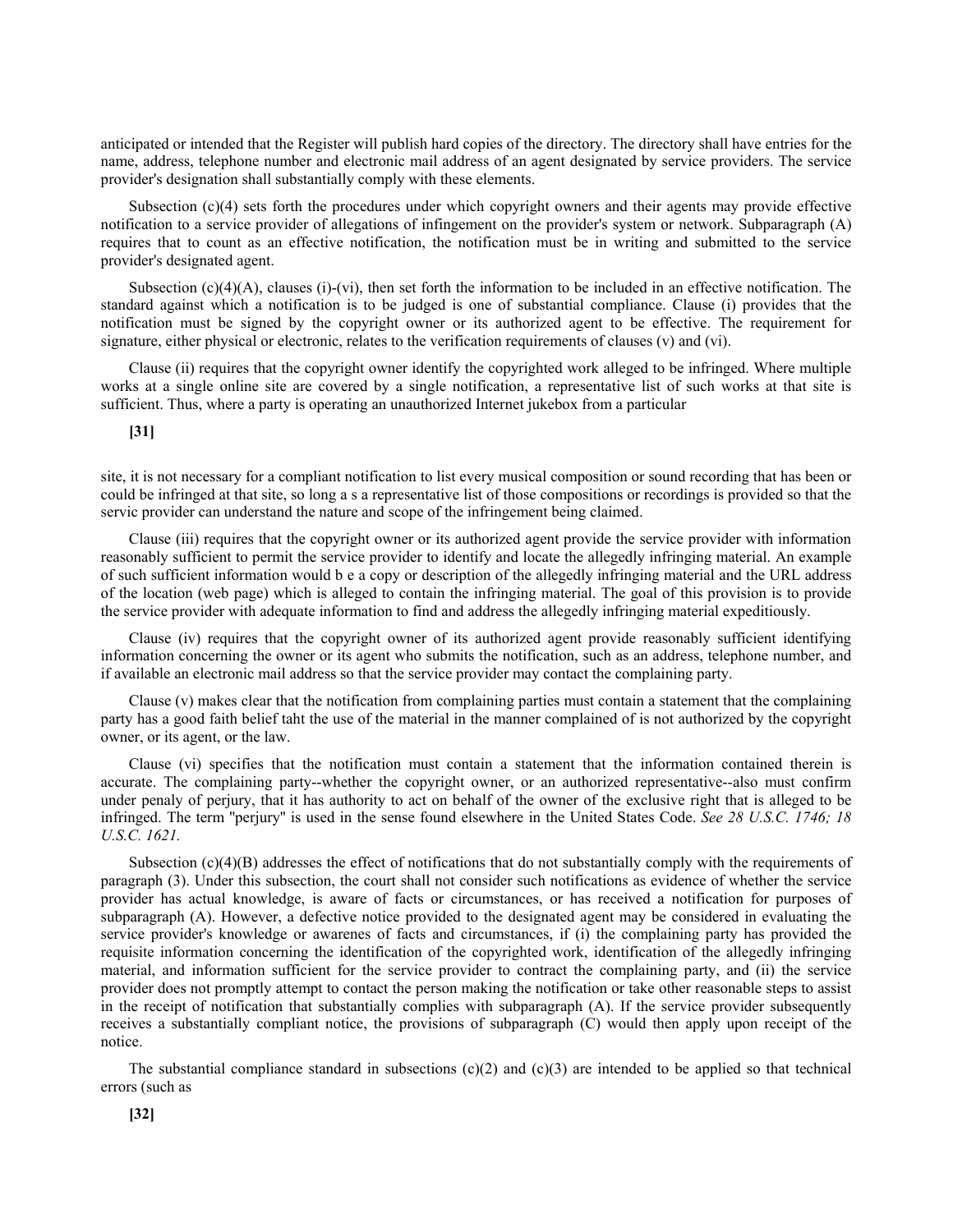anticipated or intended that the Register will publish hard copies of the directory. The directory shall have entries for the name, address, telephone number and electronic mail address of an agent designated by service providers. The service provider's designation shall substantially comply with these elements.

Subsection (c)(4) sets forth the procedures under which copyright owners and their agents may provide effective notification to a service provider of allegations of infringement on the provider's system or network. Subparagraph (A) requires that to count as an effective notification, the notification must be in writing and submitted to the service provider's designated agent.

Subsection (c)(4)(A), clauses (i)-(vi), then set forth the information to be included in an effective notification. The standard against which a notification is to be judged is one of substantial compliance. Clause (i) provides that the notification must be signed by the copyright owner or its authorized agent to be effective. The requirement for signature, either physical or electronic, relates to the verification requirements of clauses (v) and (vi).

Clause (ii) requires that the copyright owner identify the copyrighted work alleged to be infringed. Where multiple works at a single online site are covered by a single notification, a representative list of such works at that site is sufficient. Thus, where a party is operating an unauthorized Internet jukebox from a particular

**[31]**

site, it is not necessary for a compliant notification to list every musical composition or sound recording that has been or could be infringed at that site, so long a s a representative list of those compositions or recordings is provided so that the servic provider can understand the nature and scope of the infringement being claimed.

Clause (iii) requires that the copyright owner or its authorized agent provide the service provider with information reasonably sufficient to permit the service provider to identify and locate the allegedly infringing material. An example of such sufficient information would b e a copy or description of the allegedly infringing material and the URL address of the location (web page) which is alleged to contain the infringing material. The goal of this provision is to provide the service provider with adequate information to find and address the allegedly infringing material expeditiously.

Clause (iv) requires that the copyright owner of its authorized agent provide reasonably sufficient identifying information concerning the owner or its agent who submits the notification, such as an address, telephone number, and if available an electronic mail address so that the service provider may contact the complaining party.

Clause (v) makes clear that the notification from complaining parties must contain a statement that the complaining party has a good faith belief taht the use of the material in the manner complained of is not authorized by the copyright owner, or its agent, or the law.

Clause (vi) specifies that the notification must contain a statement that the information contained therein is accurate. The complaining party--whether the copyright owner, or an authorized representative--also must confirm under penaly of perjury, that it has authority to act on behalf of the owner of the exclusive right that is alleged to be infringed. The term "perjury" is used in the sense found elsewhere in the United States Code. *See 28 U.S.C. 1746; 18 U.S.C. 1621.*

Subsection (c)(4)(B) addresses the effect of notifications that do not substantially comply with the requirements of paragraph (3). Under this subsection, the court shall not consider such notifications as evidence of whether the service provider has actual knowledge, is aware of facts or circumstances, or has received a notification for purposes of subparagraph (A). However, a defective notice provided to the designated agent may be considered in evaluating the service provider's knowledge or awarenes of facts and circumstances, if (i) the complaining party has provided the requisite information concerning the identification of the copyrighted work, identification of the allegedly infringing material, and information sufficient for the service provider to contract the complaining party, and (ii) the service provider does not promptly attempt to contact the person making the notification or take other reasonable steps to assist in the receipt of notification that substantially complies with subparagraph (A). If the service provider subsequently receives a substantially compliant notice, the provisions of subparagraph (C) would then apply upon receipt of the notice.

The substantial compliance standard in subsections (c)(2) and (c)(3) are intended to be applied so that technical errors (such as

**[32]**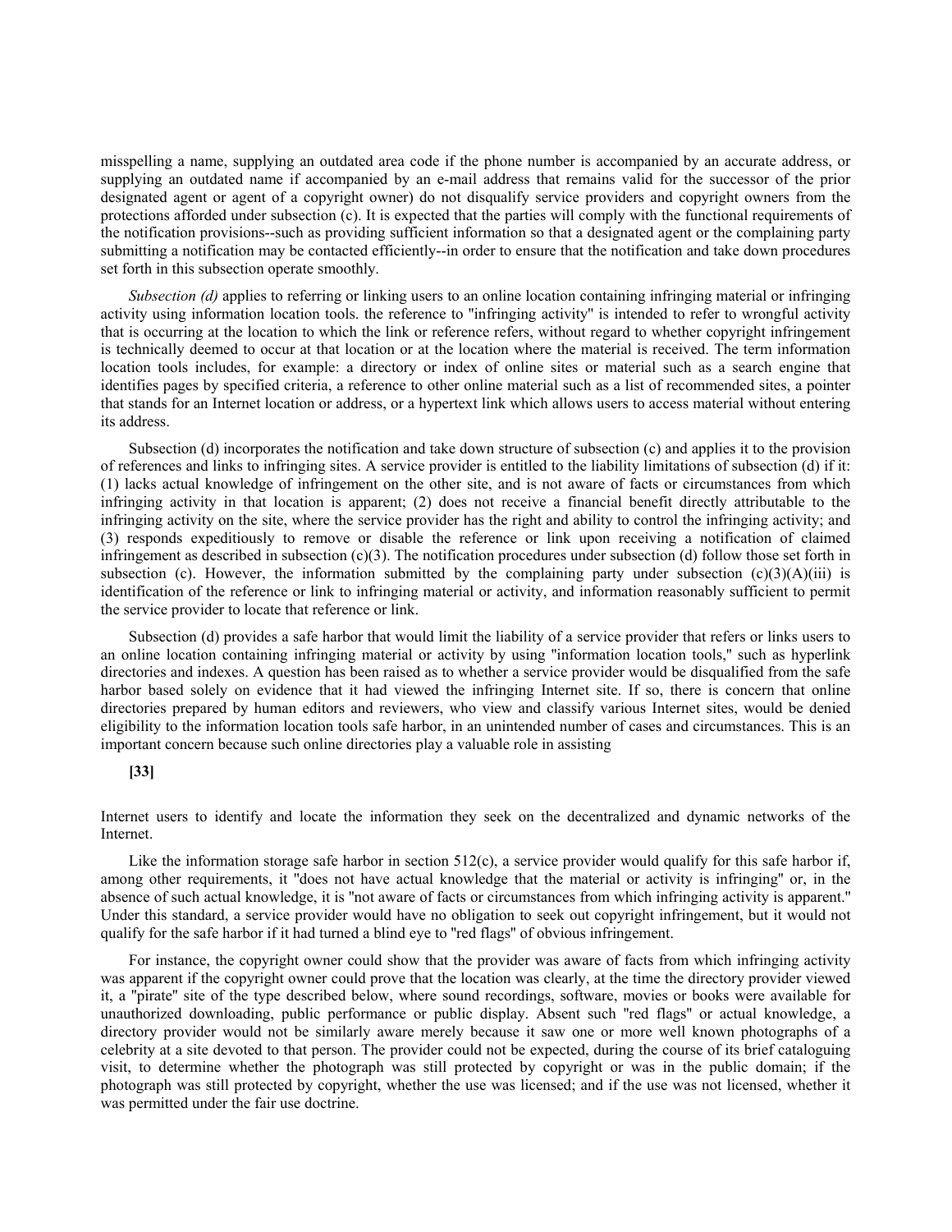misspelling a name, supplying an outdated area code if the phone number is accompanied by an accurate address, or supplying an outdated name if accompanied by an e-mail address that remains valid for the successor of the prior designated agent or agent of a copyright owner) do not disqualify service providers and copyright owners from the protections afforded under subsection (c). It is expected that the parties will comply with the functional requirements of the notification provisions--such as providing sufficient information so that a designated agent or the complaining party submitting a notification may be contacted efficiently--in order to ensure that the notification and take down procedures set forth in this subsection operate smoothly.

*Subsection (d)* applies to referring or linking users to an online location containing infringing material or infringing activity using information location tools. the reference to "infringing activity" is intended to refer to wrongful activity that is occurring at the location to which the link or reference refers, without regard to whether copyright infringement is technically deemed to occur at that location or at the location where the material is received. The term information location tools includes, for example: a directory or index of online sites or material such as a search engine that identifies pages by specified criteria, a reference to other online material such as a list of recommended sites, a pointer that stands for an Internet location or address, or a hypertext link which allows users to access material without entering its address.

Subsection (d) incorporates the notification and take down structure of subsection (c) and applies it to the provision of references and links to infringing sites. A service provider is entitled to the liability limitations of subsection (d) if it: (1) lacks actual knowledge of infringement on the other site, and is not aware of facts or circumstances from which infringing activity in that location is apparent; (2) does not receive a financial benefit directly attributable to the infringing activity on the site, where the service provider has the right and ability to control the infringing activity; and (3) responds expeditiously to remove or disable the reference or link upon receiving a notification of claimed infringement as described in subsection (c)(3). The notification procedures under subsection (d) follow those set forth in subsection (c). However, the information submitted by the complaining party under subsection (c)(3)(A)(iii) is identification of the reference or link to infringing material or activity, and information reasonably sufficient to permit the service provider to locate that reference or link.

Subsection (d) provides a safe harbor that would limit the liability of a service provider that refers or links users to an online location containing infringing material or activity by using "information location tools," such as hyperlink directories and indexes. A question has been raised as to whether a service provider would be disqualified from the safe harbor based solely on evidence that it had viewed the infringing Internet site. If so, there is concern that online directories prepared by human editors and reviewers, who view and classify various Internet sites, would be denied eligibility to the information location tools safe harbor, in an unintended number of cases and circumstances. This is an important concern because such online directories play a valuable role in assisting

**[33]**

Internet users to identify and locate the information they seek on the decentralized and dynamic networks of the Internet.

Like the information storage safe harbor in section 512(c), a service provider would qualify for this safe harbor if, among other requirements, it "does not have actual knowledge that the material or activity is infringing" or, in the absence of such actual knowledge, it is "not aware of facts or circumstances from which infringing activity is apparent." Under this standard, a service provider would have no obligation to seek out copyright infringement, but it would not qualify for the safe harbor if it had turned a blind eye to "red flags" of obvious infringement.

For instance, the copyright owner could show that the provider was aware of facts from which infringing activity was apparent if the copyright owner could prove that the location was clearly, at the time the directory provider viewed it, a "pirate" site of the type described below, where sound recordings, software, movies or books were available for unauthorized downloading, public performance or public display. Absent such "red flags" or actual knowledge, a directory provider would not be similarly aware merely because it saw one or more well known photographs of a celebrity at a site devoted to that person. The provider could not be expected, during the course of its brief cataloguing visit, to determine whether the photograph was still protected by copyright or was in the public domain; if the photograph was still protected by copyright, whether the use was licensed; and if the use was not licensed, whether it was permitted under the fair use doctrine.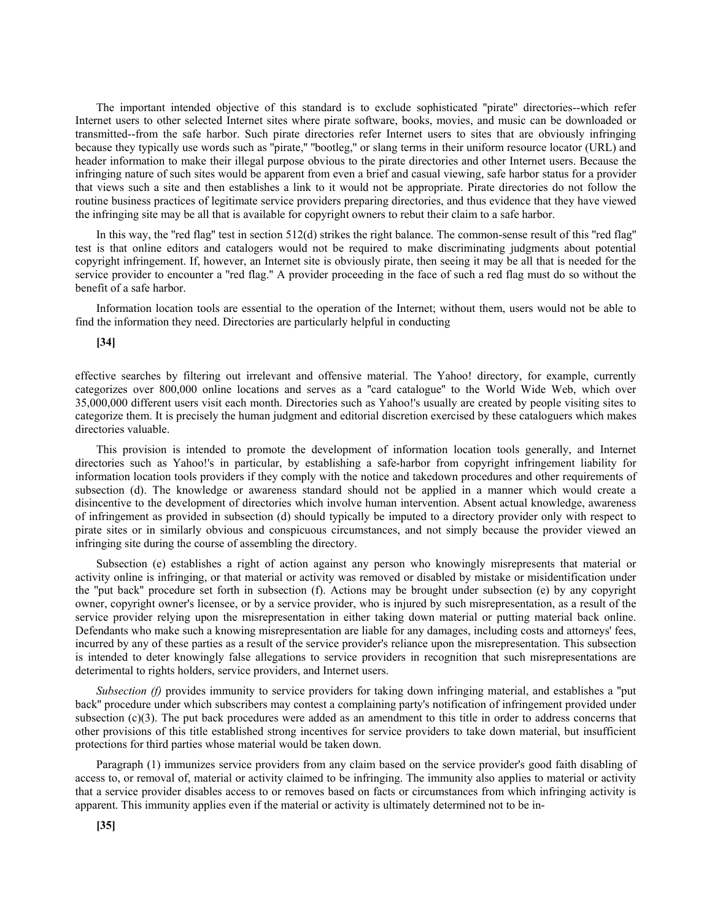The important intended objective of this standard is to exclude sophisticated "pirate" directories--which refer Internet users to other selected Internet sites where pirate software, books, movies, and music can be downloaded or transmitted--from the safe harbor. Such pirate directories refer Internet users to sites that are obviously infringing because they typically use words such as "pirate," "bootleg," or slang terms in their uniform resource locator (URL) and header information to make their illegal purpose obvious to the pirate directories and other Internet users. Because the infringing nature of such sites would be apparent from even a brief and casual viewing, safe harbor status for a provider that views such a site and then establishes a link to it would not be appropriate. Pirate directories do not follow the routine business practices of legitimate service providers preparing directories, and thus evidence that they have viewed the infringing site may be all that is available for copyright owners to rebut their claim to a safe harbor.

In this way, the "red flag" test in section 512(d) strikes the right balance. The common-sense result of this "red flag" test is that online editors and catalogers would not be required to make discriminating judgments about potential copyright infringement. If, however, an Internet site is obviously pirate, then seeing it may be all that is needed for the service provider to encounter a "red flag." A provider proceeding in the face of such a red flag must do so without the benefit of a safe harbor.

Information location tools are essential to the operation of the Internet; without them, users would not be able to find the information they need. Directories are particularly helpful in conducting

**[34]**

effective searches by filtering out irrelevant and offensive material. The Yahoo! directory, for example, currently categorizes over 800,000 online locations and serves as a "card catalogue" to the World Wide Web, which over 35,000,000 different users visit each month. Directories such as Yahoo!'s usually are created by people visiting sites to categorize them. It is precisely the human judgment and editorial discretion exercised by these cataloguers which makes directories valuable.

This provision is intended to promote the development of information location tools generally, and Internet directories such as Yahoo!'s in particular, by establishing a safe-harbor from copyright infringement liability for information location tools providers if they comply with the notice and takedown procedures and other requirements of subsection (d). The knowledge or awareness standard should not be applied in a manner which would create a disincentive to the development of directories which involve human intervention. Absent actual knowledge, awareness of infringement as provided in subsection (d) should typically be imputed to a directory provider only with respect to pirate sites or in similarly obvious and conspicuous circumstances, and not simply because the provider viewed an infringing site during the course of assembling the directory.

Subsection (e) establishes a right of action against any person who knowingly misrepresents that material or activity online is infringing, or that material or activity was removed or disabled by mistake or misidentification under the "put back" procedure set forth in subsection (f). Actions may be brought under subsection (e) by any copyright owner, copyright owner's licensee, or by a service provider, who is injured by such misrepresentation, as a result of the service provider relying upon the misrepresentation in either taking down material or putting material back online. Defendants who make such a knowing misrepresentation are liable for any damages, including costs and attorneys' fees, incurred by any of these parties as a result of the service provider's reliance upon the misrepresentation. This subsection is intended to deter knowingly false allegations to service providers in recognition that such misrepresentations are deterimental to rights holders, service providers, and Internet users.

*Subsection (f)* provides immunity to service providers for taking down infringing material, and establishes a "put back" procedure under which subscribers may contest a complaining party's notification of infringement provided under subsection (c)(3). The put back procedures were added as an amendment to this title in order to address concerns that other provisions of this title established strong incentives for service providers to take down material, but insufficient protections for third parties whose material would be taken down.

Paragraph (1) immunizes service providers from any claim based on the service provider's good faith disabling of access to, or removal of, material or activity claimed to be infringing. The immunity also applies to material or activity that a service provider disables access to or removes based on facts or circumstances from which infringing activity is apparent. This immunity applies even if the material or activity is ultimately determined not to be in-

**[35]**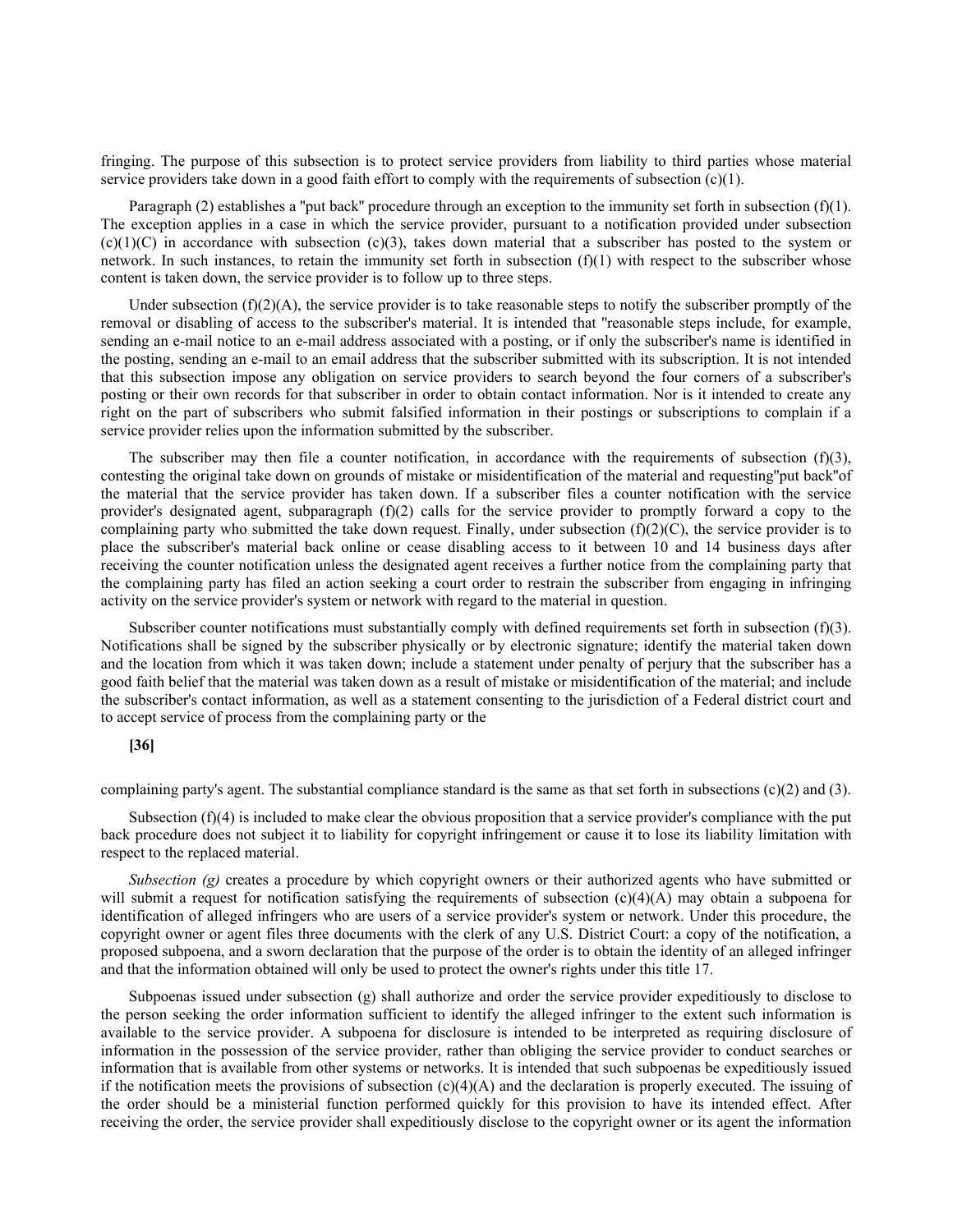fringing. The purpose of this subsection is to protect service providers from liability to third parties whose material service providers take down in a good faith effort to comply with the requirements of subsection (c)(1).

Paragraph (2) establishes a "put back" procedure through an exception to the immunity set forth in subsection (f)(1). The exception applies in a case in which the service provider, pursuant to a notification provided under subsection (c)(1)(C) in accordance with subsection (c)(3), takes down material that a subscriber has posted to the system or network. In such instances, to retain the immunity set forth in subsection (f)(1) with respect to the subscriber whose content is taken down, the service provider is to follow up to three steps.

Under subsection (f)(2)(A), the service provider is to take reasonable steps to notify the subscriber promptly of the removal or disabling of access to the subscriber's material. It is intended that "reasonable steps include, for example, sending an e-mail notice to an e-mail address associated with a posting, or if only the subscriber's name is identified in the posting, sending an e-mail to an email address that the subscriber submitted with its subscription. It is not intended that this subsection impose any obligation on service providers to search beyond the four corners of a subscriber's posting or their own records for that subscriber in order to obtain contact information. Nor is it intended to create any right on the part of subscribers who submit falsified information in their postings or subscriptions to complain if a service provider relies upon the information submitted by the subscriber.

The subscriber may then file a counter notification, in accordance with the requirements of subsection (f)(3), contesting the original take down on grounds of mistake or misidentification of the material and requesting"put back"of the material that the service provider has taken down. If a subscriber files a counter notification with the service provider's designated agent, subparagraph (f)(2) calls for the service provider to promptly forward a copy to the complaining party who submitted the take down request. Finally, under subsection (f)(2)(C), the service provider is to place the subscriber's material back online or cease disabling access to it between 10 and 14 business days after receiving the counter notification unless the designated agent receives a further notice from the complaining party that the complaining party has filed an action seeking a court order to restrain the subscriber from engaging in infringing activity on the service provider's system or network with regard to the material in question.

Subscriber counter notifications must substantially comply with defined requirements set forth in subsection (f)(3). Notifications shall be signed by the subscriber physically or by electronic signature; identify the material taken down and the location from which it was taken down; include a statement under penalty of perjury that the subscriber has a good faith belief that the material was taken down as a result of mistake or misidentification of the material; and include the subscriber's contact information, as well as a statement consenting to the jurisdiction of a Federal district court and to accept service of process from the complaining party or the

**[36]**

complaining party's agent. The substantial compliance standard is the same as that set forth in subsections (c)(2) and (3).

Subsection (f)(4) is included to make clear the obvious proposition that a service provider's compliance with the put back procedure does not subject it to liability for copyright infringement or cause it to lose its liability limitation with respect to the replaced material.

*Subsection (g)* creates a procedure by which copyright owners or their authorized agents who have submitted or will submit a request for notification satisfying the requirements of subsection (c)(4)(A) may obtain a subpoena for identification of alleged infringers who are users of a service provider's system or network. Under this procedure, the copyright owner or agent files three documents with the clerk of any U.S. District Court: a copy of the notification, a proposed subpoena, and a sworn declaration that the purpose of the order is to obtain the identity of an alleged infringer and that the information obtained will only be used to protect the owner's rights under this title 17.

Subpoenas issued under subsection (g) shall authorize and order the service provider expeditiously to disclose to the person seeking the order information sufficient to identify the alleged infringer to the extent such information is available to the service provider. A subpoena for disclosure is intended to be interpreted as requiring disclosure of information in the possession of the service provider, rather than obliging the service provider to conduct searches or information that is available from other systems or networks. It is intended that such subpoenas be expeditiously issued if the notification meets the provisions of subsection (c)(4)(A) and the declaration is properly executed. The issuing of the order should be a ministerial function performed quickly for this provision to have its intended effect. After receiving the order, the service provider shall expeditiously disclose to the copyright owner or its agent the information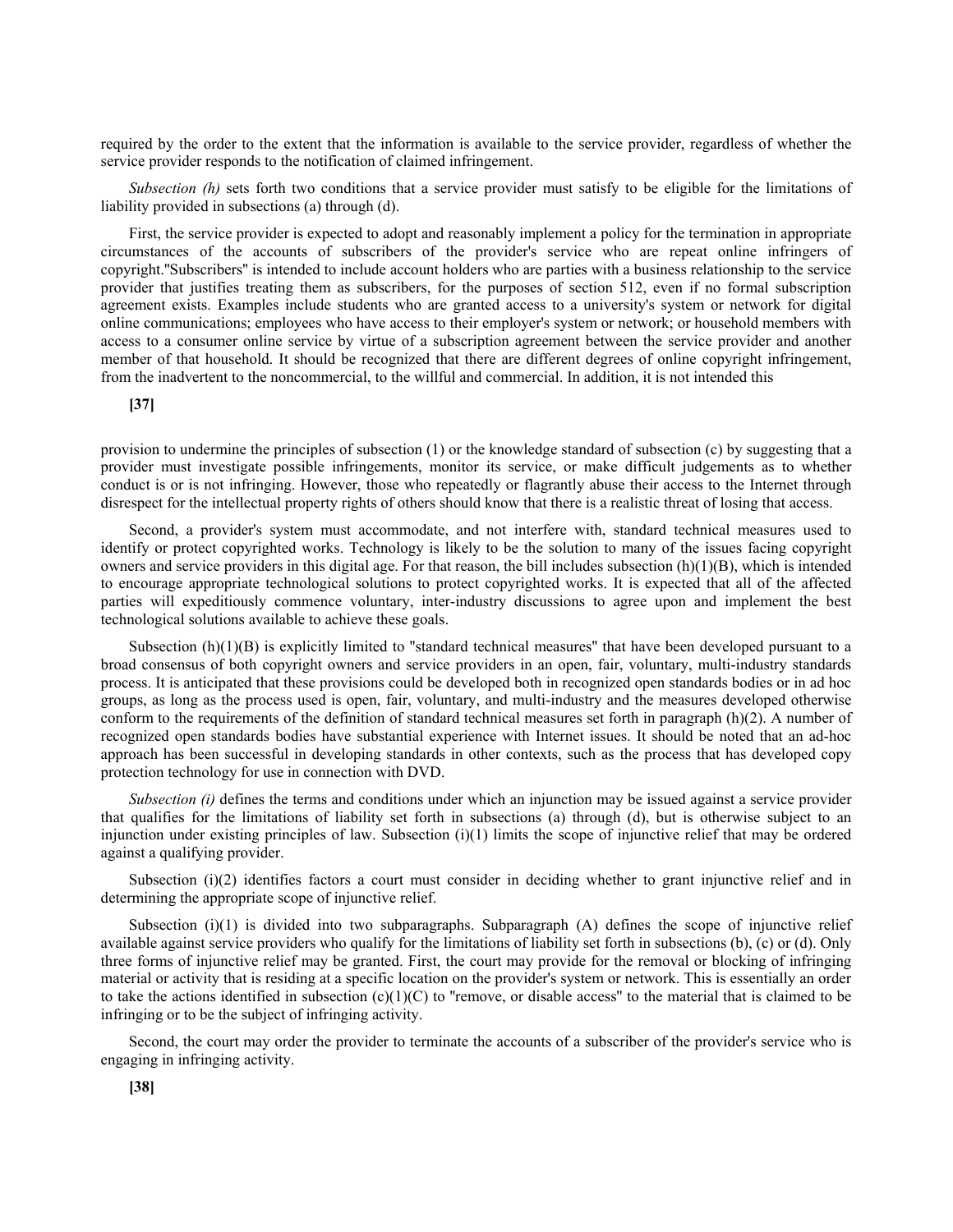required by the order to the extent that the information is available to the service provider, regardless of whether the service provider responds to the notification of claimed infringement.

*Subsection (h)* sets forth two conditions that a service provider must satisfy to be eligible for the limitations of liability provided in subsections (a) through (d).

First, the service provider is expected to adopt and reasonably implement a policy for the termination in appropriate circumstances of the accounts of subscribers of the provider's service who are repeat online infringers of copyright."Subscribers" is intended to include account holders who are parties with a business relationship to the service provider that justifies treating them as subscribers, for the purposes of section 512, even if no formal subscription agreement exists. Examples include students who are granted access to a university's system or network for digital online communications; employees who have access to their employer's system or network; or household members with access to a consumer online service by virtue of a subscription agreement between the service provider and another member of that household. It should be recognized that there are different degrees of online copyright infringement, from the inadvertent to the noncommercial, to the willful and commercial. In addition, it is not intended this

**[37]**

provision to undermine the principles of subsection (1) or the knowledge standard of subsection (c) by suggesting that a provider must investigate possible infringements, monitor its service, or make difficult judgements as to whether conduct is or is not infringing. However, those who repeatedly or flagrantly abuse their access to the Internet through disrespect for the intellectual property rights of others should know that there is a realistic threat of losing that access.

Second, a provider's system must accommodate, and not interfere with, standard technical measures used to identify or protect copyrighted works. Technology is likely to be the solution to many of the issues facing copyright owners and service providers in this digital age. For that reason, the bill includes subsection (h)(1)(B), which is intended to encourage appropriate technological solutions to protect copyrighted works. It is expected that all of the affected parties will expeditiously commence voluntary, inter-industry discussions to agree upon and implement the best technological solutions available to achieve these goals.

Subsection (h)(1)(B) is explicitly limited to "standard technical measures" that have been developed pursuant to a broad consensus of both copyright owners and service providers in an open, fair, voluntary, multi-industry standards process. It is anticipated that these provisions could be developed both in recognized open standards bodies or in ad hoc groups, as long as the process used is open, fair, voluntary, and multi-industry and the measures developed otherwise conform to the requirements of the definition of standard technical measures set forth in paragraph (h)(2). A number of recognized open standards bodies have substantial experience with Internet issues. It should be noted that an ad-hoc approach has been successful in developing standards in other contexts, such as the process that has developed copy protection technology for use in connection with DVD.

*Subsection (i)* defines the terms and conditions under which an injunction may be issued against a service provider that qualifies for the limitations of liability set forth in subsections (a) through (d), but is otherwise subject to an injunction under existing principles of law. Subsection (i)(1) limits the scope of injunctive relief that may be ordered against a qualifying provider.

Subsection (i)(2) identifies factors a court must consider in deciding whether to grant injunctive relief and in determining the appropriate scope of injunctive relief.

Subsection (i)(1) is divided into two subparagraphs. Subparagraph (A) defines the scope of injunctive relief available against service providers who qualify for the limitations of liability set forth in subsections (b), (c) or (d). Only three forms of injunctive relief may be granted. First, the court may provide for the removal or blocking of infringing material or activity that is residing at a specific location on the provider's system or network. This is essentially an order to take the actions identified in subsection (c)(1)(C) to "remove, or disable access" to the material that is claimed to be infringing or to be the subject of infringing activity.

Second, the court may order the provider to terminate the accounts of a subscriber of the provider's service who is engaging in infringing activity.

**[38]**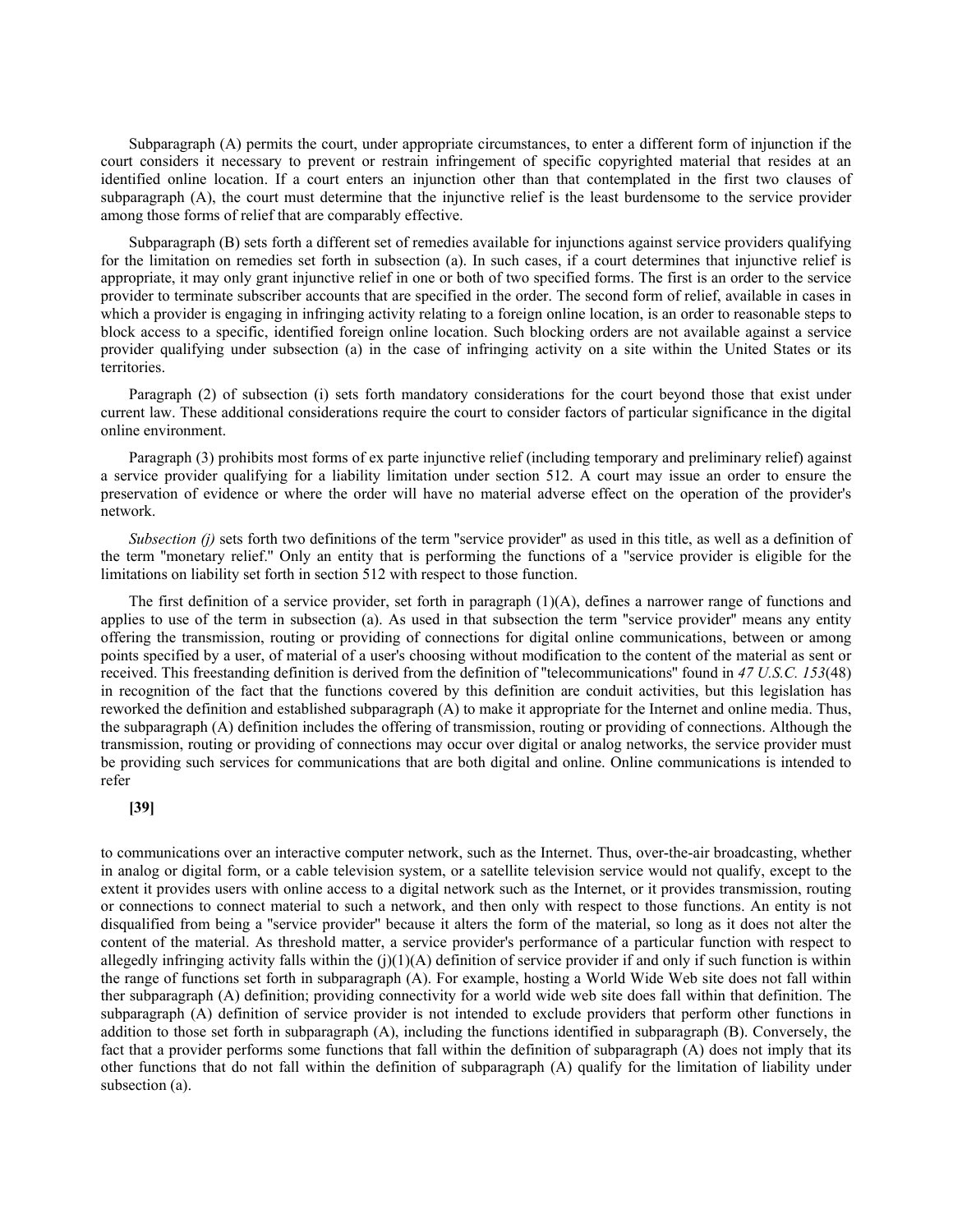Subparagraph (A) permits the court, under appropriate circumstances, to enter a different form of injunction if the court considers it necessary to prevent or restrain infringement of specific copyrighted material that resides at an identified online location. If a court enters an injunction other than that contemplated in the first two clauses of subparagraph (A), the court must determine that the injunctive relief is the least burdensome to the service provider among those forms of relief that are comparably effective.

Subparagraph (B) sets forth a different set of remedies available for injunctions against service providers qualifying for the limitation on remedies set forth in subsection (a). In such cases, if a court determines that injunctive relief is appropriate, it may only grant injunctive relief in one or both of two specified forms. The first is an order to the service provider to terminate subscriber accounts that are specified in the order. The second form of relief, available in cases in which a provider is engaging in infringing activity relating to a foreign online location, is an order to reasonable steps to block access to a specific, identified foreign online location. Such blocking orders are not available against a service provider qualifying under subsection (a) in the case of infringing activity on a site within the United States or its territories.

Paragraph (2) of subsection (i) sets forth mandatory considerations for the court beyond those that exist under current law. These additional considerations require the court to consider factors of particular significance in the digital online environment.

Paragraph (3) prohibits most forms of ex parte injunctive relief (including temporary and preliminary relief) against a service provider qualifying for a liability limitation under section 512. A court may issue an order to ensure the preservation of evidence or where the order will have no material adverse effect on the operation of the provider's network.

*Subsection (j)* sets forth two definitions of the term "service provider" as used in this title, as well as a definition of the term "monetary relief." Only an entity that is performing the functions of a "service provider is eligible for the limitations on liability set forth in section 512 with respect to those function.

The first definition of a service provider, set forth in paragraph (1)(A), defines a narrower range of functions and applies to use of the term in subsection (a). As used in that subsection the term "service provider" means any entity offering the transmission, routing or providing of connections for digital online communications, between or among points specified by a user, of material of a user's choosing without modification to the content of the material as sent or received. This freestanding definition is derived from the definition of "telecommunications" found in *47 U.S.C. 153*(48) in recognition of the fact that the functions covered by this definition are conduit activities, but this legislation has reworked the definition and established subparagraph (A) to make it appropriate for the Internet and online media. Thus, the subparagraph (A) definition includes the offering of transmission, routing or providing of connections. Although the transmission, routing or providing of connections may occur over digital or analog networks, the service provider must be providing such services for communications that are both digital and online. Online communications is intended to refer

**[39]**

to communications over an interactive computer network, such as the Internet. Thus, over-the-air broadcasting, whether in analog or digital form, or a cable television system, or a satellite television service would not qualify, except to the extent it provides users with online access to a digital network such as the Internet, or it provides transmission, routing or connections to connect material to such a network, and then only with respect to those functions. An entity is not disqualified from being a "service provider" because it alters the form of the material, so long as it does not alter the content of the material. As threshold matter, a service provider's performance of a particular function with respect to allegedly infringing activity falls within the (j)(1)(A) definition of service provider if and only if such function is within the range of functions set forth in subparagraph (A). For example, hosting a World Wide Web site does not fall within ther subparagraph (A) definition; providing connectivity for a world wide web site does fall within that definition. The subparagraph (A) definition of service provider is not intended to exclude providers that perform other functions in addition to those set forth in subparagraph (A), including the functions identified in subparagraph (B). Conversely, the fact that a provider performs some functions that fall within the definition of subparagraph (A) does not imply that its other functions that do not fall within the definition of subparagraph (A) qualify for the limitation of liability under subsection (a).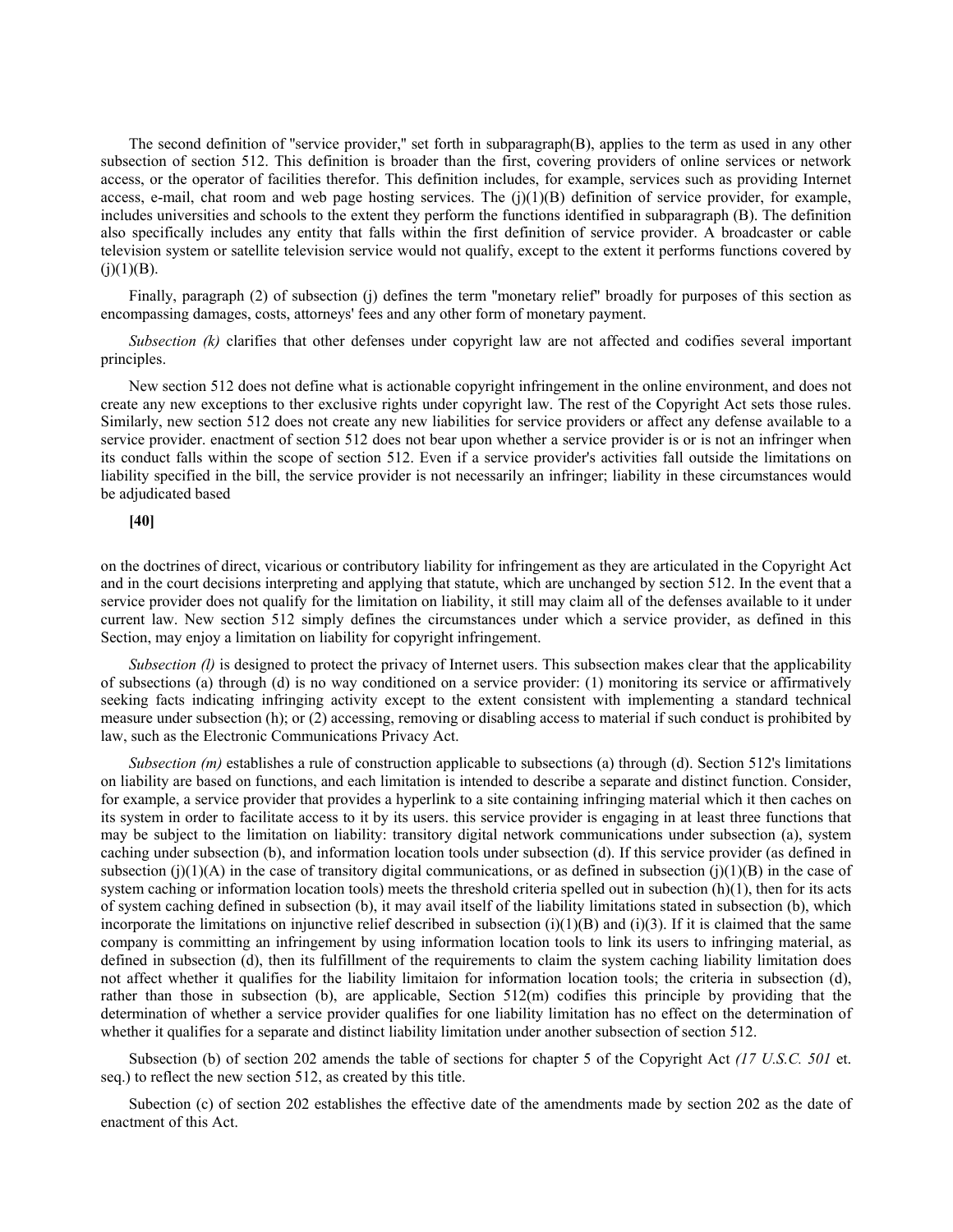The second definition of "service provider," set forth in subparagraph(B), applies to the term as used in any other subsection of section 512. This definition is broader than the first, covering providers of online services or network access, or the operator of facilities therefor. This definition includes, for example, services such as providing Internet access, e-mail, chat room and web page hosting services. The (j)(1)(B) definition of service provider, for example, includes universities and schools to the extent they perform the functions identified in subparagraph (B). The definition also specifically includes any entity that falls within the first definition of service provider. A broadcaster or cable television system or satellite television service would not qualify, except to the extent it performs functions covered by (j)(1)(B).

Finally, paragraph (2) of subsection (j) defines the term "monetary relief" broadly for purposes of this section as encompassing damages, costs, attorneys' fees and any other form of monetary payment.

*Subsection (k)* clarifies that other defenses under copyright law are not affected and codifies several important principles.

New section 512 does not define what is actionable copyright infringement in the online environment, and does not create any new exceptions to ther exclusive rights under copyright law. The rest of the Copyright Act sets those rules. Similarly, new section 512 does not create any new liabilities for service providers or affect any defense available to a service provider. enactment of section 512 does not bear upon whether a service provider is or is not an infringer when its conduct falls within the scope of section 512. Even if a service provider's activities fall outside the limitations on liability specified in the bill, the service provider is not necessarily an infringer; liability in these circumstances would be adjudicated based

**[40]**

on the doctrines of direct, vicarious or contributory liability for infringement as they are articulated in the Copyright Act and in the court decisions interpreting and applying that statute, which are unchanged by section 512. In the event that a service provider does not qualify for the limitation on liability, it still may claim all of the defenses available to it under current law. New section 512 simply defines the circumstances under which a service provider, as defined in this Section, may enjoy a limitation on liability for copyright infringement.

*Subsection (l)* is designed to protect the privacy of Internet users. This subsection makes clear that the applicability of subsections (a) through (d) is no way conditioned on a service provider: (1) monitoring its service or affirmatively seeking facts indicating infringing activity except to the extent consistent with implementing a standard technical measure under subsection (h); or (2) accessing, removing or disabling access to material if such conduct is prohibited by law, such as the Electronic Communications Privacy Act.

*Subsection (m)* establishes a rule of construction applicable to subsections (a) through (d). Section 512's limitations on liability are based on functions, and each limitation is intended to describe a separate and distinct function. Consider, for example, a service provider that provides a hyperlink to a site containing infringing material which it then caches on its system in order to facilitate access to it by its users. this service provider is engaging in at least three functions that may be subject to the limitation on liability: transitory digital network communications under subsection (a), system caching under subsection (b), and information location tools under subsection (d). If this service provider (as defined in subsection (j)(1)(A) in the case of transitory digital communications, or as defined in subsection (j)(1)(B) in the case of system caching or information location tools) meets the threshold criteria spelled out in subection (h)(1), then for its acts of system caching defined in subsection (b), it may avail itself of the liability limitations stated in subsection (b), which incorporate the limitations on injunctive relief described in subsection (i)(1)(B) and (i)(3). If it is claimed that the same company is committing an infringement by using information location tools to link its users to infringing material, as defined in subsection (d), then its fulfillment of the requirements to claim the system caching liability limitation does not affect whether it qualifies for the liability limitaion for information location tools; the criteria in subsection (d), rather than those in subsection (b), are applicable, Section 512(m) codifies this principle by providing that the determination of whether a service provider qualifies for one liability limitation has no effect on the determination of whether it qualifies for a separate and distinct liability limitation under another subsection of section 512.

Subsection (b) of section 202 amends the table of sections for chapter 5 of the Copyright Act *(17 U.S.C. 501* et. seq.) to reflect the new section 512, as created by this title.

Subection (c) of section 202 establishes the effective date of the amendments made by section 202 as the date of enactment of this Act.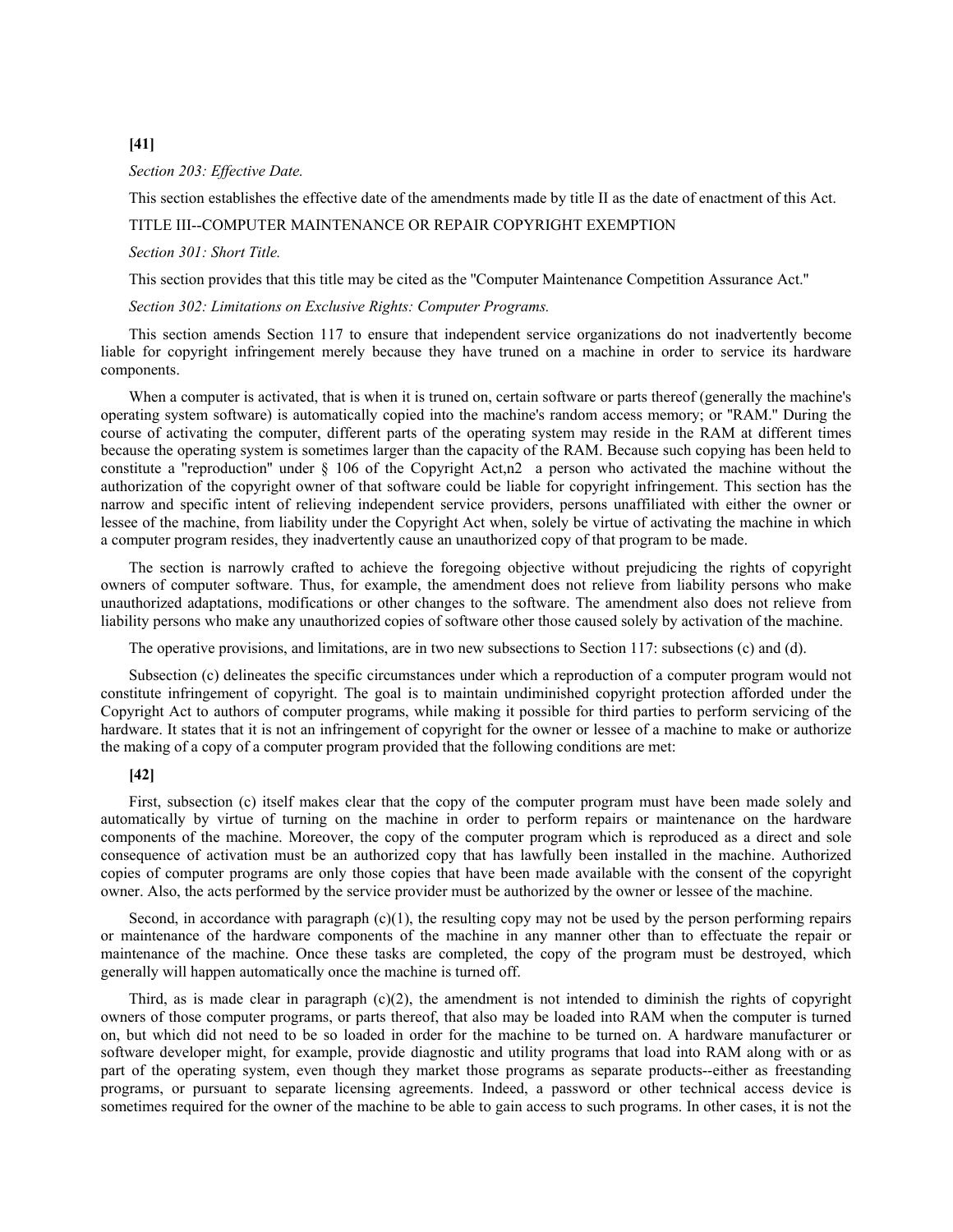**[41]**

*Section 203: Effective Date.*

This section establishes the effective date of the amendments made by title II as the date of enactment of this Act.

TITLE III--COMPUTER MAINTENANCE OR REPAIR COPYRIGHT EXEMPTION

*Section 301: Short Title.*

This section provides that this title may be cited as the "Computer Maintenance Competition Assurance Act."

*Section 302: Limitations on Exclusive Rights: Computer Programs.*

This section amends Section 117 to ensure that independent service organizations do not inadvertently become liable for copyright infringement merely because they have truned on a machine in order to service its hardware components.

When a computer is activated, that is when it is truned on, certain software or parts thereof (generally the machine's operating system software) is automatically copied into the machine's random access memory; or "RAM." During the course of activating the computer, different parts of the operating system may reside in the RAM at different times because the operating system is sometimes larger than the capacity of the RAM. Because such copying has been held to constitute a "reproduction" under § 106 of the Copyright Act,n2 a person who activated the machine without the authorization of the copyright owner of that software could be liable for copyright infringement. This section has the narrow and specific intent of relieving independent service providers, persons unaffiliated with either the owner or lessee of the machine, from liability under the Copyright Act when, solely be virtue of activating the machine in which a computer program resides, they inadvertently cause an unauthorized copy of that program to be made.

The section is narrowly crafted to achieve the foregoing objective without prejudicing the rights of copyright owners of computer software. Thus, for example, the amendment does not relieve from liability persons who make unauthorized adaptations, modifications or other changes to the software. The amendment also does not relieve from liability persons who make any unauthorized copies of software other those caused solely by activation of the machine.

The operative provisions, and limitations, are in two new subsections to Section 117: subsections (c) and (d).

Subsection (c) delineates the specific circumstances under which a reproduction of a computer program would not constitute infringement of copyright. The goal is to maintain undiminished copyright protection afforded under the Copyright Act to authors of computer programs, while making it possible for third parties to perform servicing of the hardware. It states that it is not an infringement of copyright for the owner or lessee of a machine to make or authorize the making of a copy of a computer program provided that the following conditions are met:

**[42]**

First, subsection (c) itself makes clear that the copy of the computer program must have been made solely and automatically by virtue of turning on the machine in order to perform repairs or maintenance on the hardware components of the machine. Moreover, the copy of the computer program which is reproduced as a direct and sole consequence of activation must be an authorized copy that has lawfully been installed in the machine. Authorized copies of computer programs are only those copies that have been made available with the consent of the copyright owner. Also, the acts performed by the service provider must be authorized by the owner or lessee of the machine.

Second, in accordance with paragraph (c)(1), the resulting copy may not be used by the person performing repairs or maintenance of the hardware components of the machine in any manner other than to effectuate the repair or maintenance of the machine. Once these tasks are completed, the copy of the program must be destroyed, which generally will happen automatically once the machine is turned off.

Third, as is made clear in paragraph (c)(2), the amendment is not intended to diminish the rights of copyright owners of those computer programs, or parts thereof, that also may be loaded into RAM when the computer is turned on, but which did not need to be so loaded in order for the machine to be turned on. A hardware manufacturer or software developer might, for example, provide diagnostic and utility programs that load into RAM along with or as part of the operating system, even though they market those programs as separate products--either as freestanding programs, or pursuant to separate licensing agreements. Indeed, a password or other technical access device is sometimes required for the owner of the machine to be able to gain access to such programs. In other cases, it is not the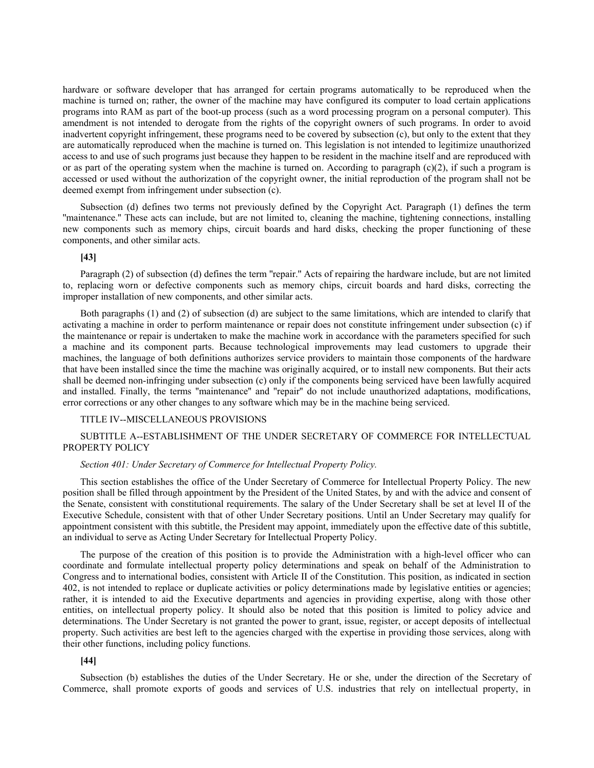hardware or software developer that has arranged for certain programs automatically to be reproduced when the machine is turned on; rather, the owner of the machine may have configured its computer to load certain applications programs into RAM as part of the boot-up process (such as a word processing program on a personal computer). This amendment is not intended to derogate from the rights of the copyright owners of such programs. In order to avoid inadvertent copyright infringement, these programs need to be covered by subsection (c), but only to the extent that they are automatically reproduced when the machine is turned on. This legislation is not intended to legitimize unauthorized access to and use of such programs just because they happen to be resident in the machine itself and are reproduced with or as part of the operating system when the machine is turned on. According to paragraph (c)(2), if such a program is accessed or used without the authorization of the copyright owner, the initial reproduction of the program shall not be deemed exempt from infringement under subsection (c).

Subsection (d) defines two terms not previously defined by the Copyright Act. Paragraph (1) defines the term "maintenance." These acts can include, but are not limited to, cleaning the machine, tightening connections, installing new components such as memory chips, circuit boards and hard disks, checking the proper functioning of these components, and other similar acts.

**[43]**

Paragraph (2) of subsection (d) defines the term "repair." Acts of repairing the hardware include, but are not limited to, replacing worn or defective components such as memory chips, circuit boards and hard disks, correcting the improper installation of new components, and other similar acts.

Both paragraphs (1) and (2) of subsection (d) are subject to the same limitations, which are intended to clarify that activating a machine in order to perform maintenance or repair does not constitute infringement under subsection (c) if the maintenance or repair is undertaken to make the machine work in accordance with the parameters specified for such a machine and its component parts. Because technological improvements may lead customers to upgrade their machines, the language of both definitions authorizes service providers to maintain those components of the hardware that have been installed since the time the machine was originally acquired, or to install new components. But their acts shall be deemed non-infringing under subsection (c) only if the components being serviced have been lawfully acquired and installed. Finally, the terms "maintenance" and "repair" do not include unauthorized adaptations, modifications, error corrections or any other changes to any software which may be in the machine being serviced.

TITLE IV--MISCELLANEOUS PROVISIONS

SUBTITLE A--ESTABLISHMENT OF THE UNDER SECRETARY OF COMMERCE FOR INTELLECTUAL PROPERTY POLICY

*Section 401: Under Secretary of Commerce for Intellectual Property Policy.*

This section establishes the office of the Under Secretary of Commerce for Intellectual Property Policy. The new position shall be filled through appointment by the President of the United States, by and with the advice and consent of the Senate, consistent with constitutional requirements. The salary of the Under Secretary shall be set at level II of the Executive Schedule, consistent with that of other Under Secretary positions. Until an Under Secretary may qualify for appointment consistent with this subtitle, the President may appoint, immediately upon the effective date of this subtitle, an individual to serve as Acting Under Secretary for Intellectual Property Policy.

The purpose of the creation of this position is to provide the Administration with a high-level officer who can coordinate and formulate intellectual property policy determinations and speak on behalf of the Administration to Congress and to international bodies, consistent with Article II of the Constitution. This position, as indicated in section 402, is not intended to replace or duplicate activities or policy determinations made by legislative entities or agencies; rather, it is intended to aid the Executive departments and agencies in providing expertise, along with those other entities, on intellectual property policy. It should also be noted that this position is limited to policy advice and determinations. The Under Secretary is not granted the power to grant, issue, register, or accept deposits of intellectual property. Such activities are best left to the agencies charged with the expertise in providing those services, along with their other functions, including policy functions.

**[44]**

Subsection (b) establishes the duties of the Under Secretary. He or she, under the direction of the Secretary of Commerce, shall promote exports of goods and services of U.S. industries that rely on intellectual property, in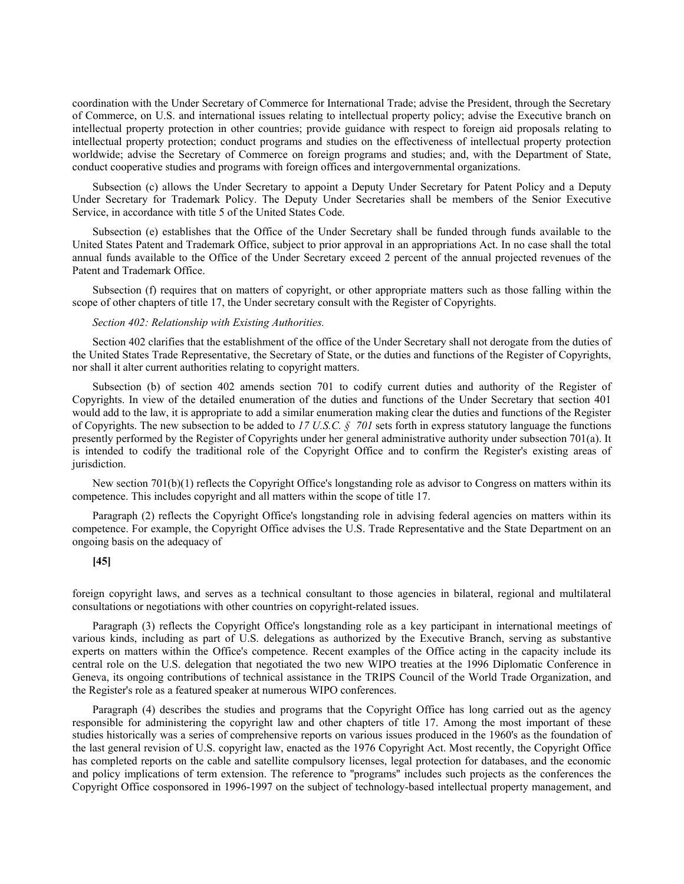coordination with the Under Secretary of Commerce for International Trade; advise the President, through the Secretary of Commerce, on U.S. and international issues relating to intellectual property policy; advise the Executive branch on intellectual property protection in other countries; provide guidance with respect to foreign aid proposals relating to intellectual property protection; conduct programs and studies on the effectiveness of intellectual property protection worldwide; advise the Secretary of Commerce on foreign programs and studies; and, with the Department of State, conduct cooperative studies and programs with foreign offices and intergovernmental organizations.

Subsection (c) allows the Under Secretary to appoint a Deputy Under Secretary for Patent Policy and a Deputy Under Secretary for Trademark Policy. The Deputy Under Secretaries shall be members of the Senior Executive Service, in accordance with title 5 of the United States Code.

Subsection (e) establishes that the Office of the Under Secretary shall be funded through funds available to the United States Patent and Trademark Office, subject to prior approval in an appropriations Act. In no case shall the total annual funds available to the Office of the Under Secretary exceed 2 percent of the annual projected revenues of the Patent and Trademark Office.

Subsection (f) requires that on matters of copyright, or other appropriate matters such as those falling within the scope of other chapters of title 17, the Under secretary consult with the Register of Copyrights.

*Section 402: Relationship with Existing Authorities.*

Section 402 clarifies that the establishment of the office of the Under Secretary shall not derogate from the duties of the United States Trade Representative, the Secretary of State, or the duties and functions of the Register of Copyrights, nor shall it alter current authorities relating to copyright matters.

Subsection (b) of section 402 amends section 701 to codify current duties and authority of the Register of Copyrights. In view of the detailed enumeration of the duties and functions of the Under Secretary that section 401 would add to the law, it is appropriate to add a similar enumeration making clear the duties and functions of the Register of Copyrights. The new subsection to be added to *17 U.S.C. § 701* sets forth in express statutory language the functions presently performed by the Register of Copyrights under her general administrative authority under subsection 701(a). It is intended to codify the traditional role of the Copyright Office and to confirm the Register's existing areas of jurisdiction.

New section 701(b)(1) reflects the Copyright Office's longstanding role as advisor to Congress on matters within its competence. This includes copyright and all matters within the scope of title 17.

Paragraph (2) reflects the Copyright Office's longstanding role in advising federal agencies on matters within its competence. For example, the Copyright Office advises the U.S. Trade Representative and the State Department on an ongoing basis on the adequacy of

**[45]**

foreign copyright laws, and serves as a technical consultant to those agencies in bilateral, regional and multilateral consultations or negotiations with other countries on copyright-related issues.

Paragraph (3) reflects the Copyright Office's longstanding role as a key participant in international meetings of various kinds, including as part of U.S. delegations as authorized by the Executive Branch, serving as substantive experts on matters within the Office's competence. Recent examples of the Office acting in the capacity include its central role on the U.S. delegation that negotiated the two new WIPO treaties at the 1996 Diplomatic Conference in Geneva, its ongoing contributions of technical assistance in the TRIPS Council of the World Trade Organization, and the Register's role as a featured speaker at numerous WIPO conferences.

Paragraph (4) describes the studies and programs that the Copyright Office has long carried out as the agency responsible for administering the copyright law and other chapters of title 17. Among the most important of these studies historically was a series of comprehensive reports on various issues produced in the 1960's as the foundation of the last general revision of U.S. copyright law, enacted as the 1976 Copyright Act. Most recently, the Copyright Office has completed reports on the cable and satellite compulsory licenses, legal protection for databases, and the economic and policy implications of term extension. The reference to "programs" includes such projects as the conferences the Copyright Office cosponsored in 1996-1997 on the subject of technology-based intellectual property management, and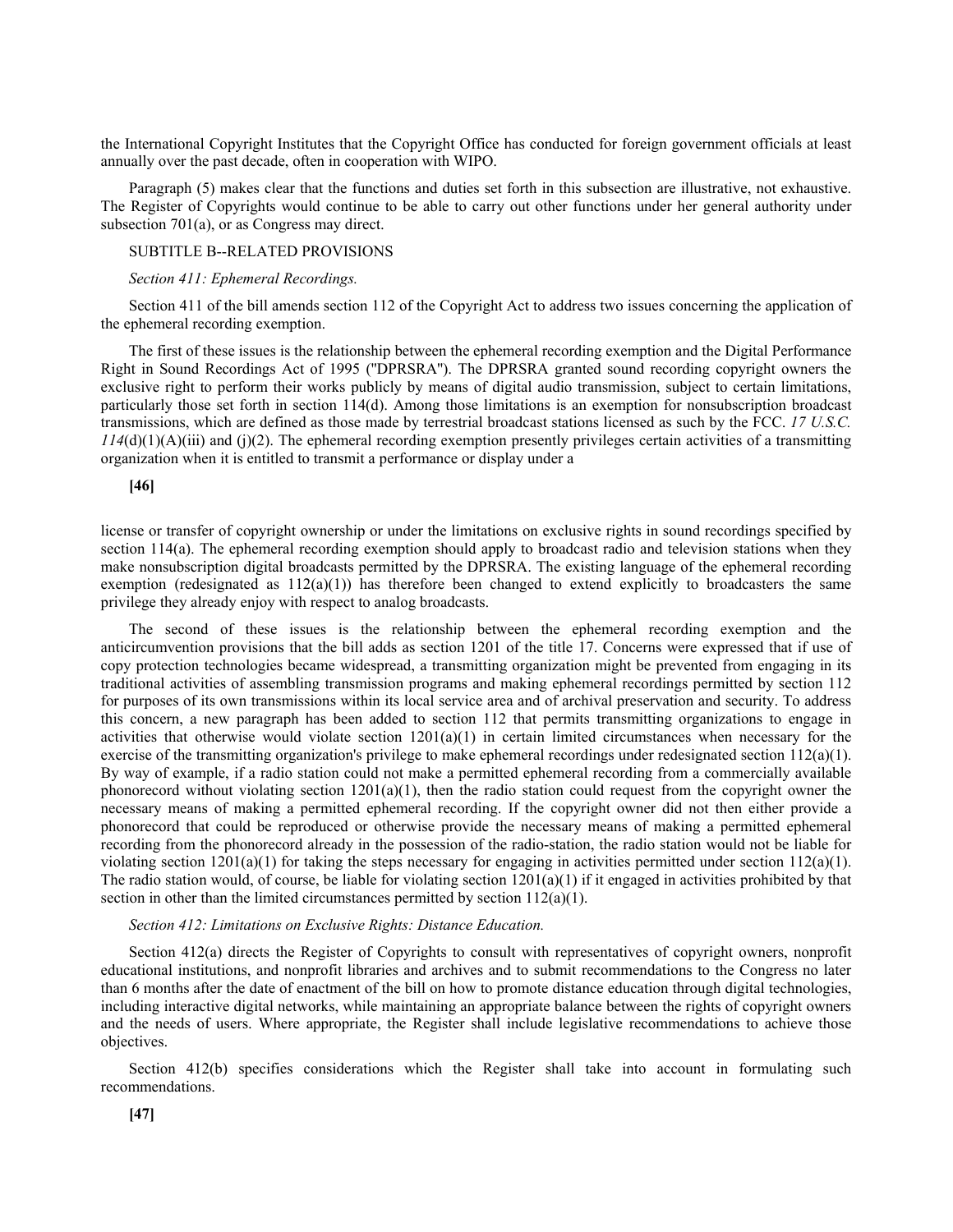the International Copyright Institutes that the Copyright Office has conducted for foreign government officials at least annually over the past decade, often in cooperation with WIPO.

Paragraph (5) makes clear that the functions and duties set forth in this subsection are illustrative, not exhaustive. The Register of Copyrights would continue to be able to carry out other functions under her general authority under subsection 701(a), or as Congress may direct.

SUBTITLE B--RELATED PROVISIONS

*Section 411: Ephemeral Recordings.*

Section 411 of the bill amends section 112 of the Copyright Act to address two issues concerning the application of the ephemeral recording exemption.

The first of these issues is the relationship between the ephemeral recording exemption and the Digital Performance Right in Sound Recordings Act of 1995 ("DPRSRA"). The DPRSRA granted sound recording copyright owners the exclusive right to perform their works publicly by means of digital audio transmission, subject to certain limitations, particularly those set forth in section 114(d). Among those limitations is an exemption for nonsubscription broadcast transmissions, which are defined as those made by terrestrial broadcast stations licensed as such by the FCC. *17 U.S.C. 114*(d)(1)(A)(iii) and (j)(2). The ephemeral recording exemption presently privileges certain activities of a transmitting organization when it is entitled to transmit a performance or display under a

**[46]**

license or transfer of copyright ownership or under the limitations on exclusive rights in sound recordings specified by section 114(a). The ephemeral recording exemption should apply to broadcast radio and television stations when they make nonsubscription digital broadcasts permitted by the DPRSRA. The existing language of the ephemeral recording exemption (redesignated as 112(a)(1)) has therefore been changed to extend explicitly to broadcasters the same privilege they already enjoy with respect to analog broadcasts.

The second of these issues is the relationship between the ephemeral recording exemption and the anticircumvention provisions that the bill adds as section 1201 of the title 17. Concerns were expressed that if use of copy protection technologies became widespread, a transmitting organization might be prevented from engaging in its traditional activities of assembling transmission programs and making ephemeral recordings permitted by section 112 for purposes of its own transmissions within its local service area and of archival preservation and security. To address this concern, a new paragraph has been added to section 112 that permits transmitting organizations to engage in activities that otherwise would violate section 1201(a)(1) in certain limited circumstances when necessary for the exercise of the transmitting organization's privilege to make ephemeral recordings under redesignated section 112(a)(1). By way of example, if a radio station could not make a permitted ephemeral recording from a commercially available phonorecord without violating section 1201(a)(1), then the radio station could request from the copyright owner the necessary means of making a permitted ephemeral recording. If the copyright owner did not then either provide a phonorecord that could be reproduced or otherwise provide the necessary means of making a permitted ephemeral recording from the phonorecord already in the possession of the radio-station, the radio station would not be liable for violating section 1201(a)(1) for taking the steps necessary for engaging in activities permitted under section 112(a)(1). The radio station would, of course, be liable for violating section 1201(a)(1) if it engaged in activities prohibited by that section in other than the limited circumstances permitted by section 112(a)(1).

*Section 412: Limitations on Exclusive Rights: Distance Education.*

Section 412(a) directs the Register of Copyrights to consult with representatives of copyright owners, nonprofit educational institutions, and nonprofit libraries and archives and to submit recommendations to the Congress no later than 6 months after the date of enactment of the bill on how to promote distance education through digital technologies, including interactive digital networks, while maintaining an appropriate balance between the rights of copyright owners and the needs of users. Where appropriate, the Register shall include legislative recommendations to achieve those objectives.

Section 412(b) specifies considerations which the Register shall take into account in formulating such recommendations.

**[47]**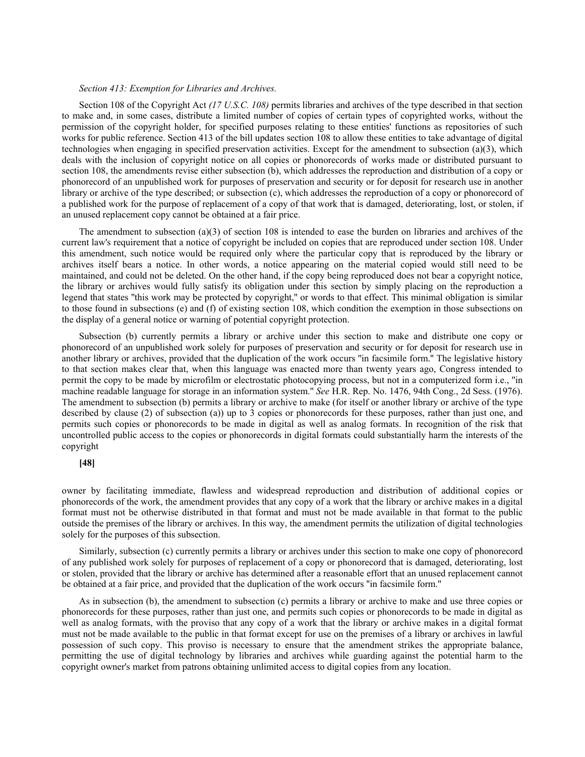*Section 413: Exemption for Libraries and Archives.*

Section 108 of the Copyright Act *(17 U.S.C. 108)* permits libraries and archives of the type described in that section to make and, in some cases, distribute a limited number of copies of certain types of copyrighted works, without the permission of the copyright holder, for specified purposes relating to these entities' functions as repositories of such works for public reference. Section 413 of the bill updates section 108 to allow these entities to take advantage of digital technologies when engaging in specified preservation activities. Except for the amendment to subsection (a)(3), which deals with the inclusion of copyright notice on all copies or phonorecords of works made or distributed pursuant to section 108, the amendments revise either subsection (b), which addresses the reproduction and distribution of a copy or phonorecord of an unpublished work for purposes of preservation and security or for deposit for research use in another library or archive of the type described; or subsection (c), which addresses the reproduction of a copy or phonorecord of a published work for the purpose of replacement of a copy of that work that is damaged, deteriorating, lost, or stolen, if an unused replacement copy cannot be obtained at a fair price.

The amendment to subsection (a)(3) of section 108 is intended to ease the burden on libraries and archives of the current law's requirement that a notice of copyright be included on copies that are reproduced under section 108. Under this amendment, such notice would be required only where the particular copy that is reproduced by the library or archives itself bears a notice. In other words, a notice appearing on the material copied would still need to be maintained, and could not be deleted. On the other hand, if the copy being reproduced does not bear a copyright notice, the library or archives would fully satisfy its obligation under this section by simply placing on the reproduction a legend that states "this work may be protected by copyright," or words to that effect. This minimal obligation is similar to those found in subsections (e) and (f) of existing section 108, which condition the exemption in those subsections on the display of a general notice or warning of potential copyright protection.

Subsection (b) currently permits a library or archive under this section to make and distribute one copy or phonorecord of an unpublished work solely for purposes of preservation and security or for deposit for research use in another library or archives, provided that the duplication of the work occurs "in facsimile form." The legislative history to that section makes clear that, when this language was enacted more than twenty years ago, Congress intended to permit the copy to be made by microfilm or electrostatic photocopying process, but not in a computerized form i.e., "in machine readable language for storage in an information system." *See* H.R. Rep. No. 1476, 94th Cong., 2d Sess. (1976). The amendment to subsection (b) permits a library or archive to make (for itself or another library or archive of the type described by clause (2) of subsection (a)) up to 3 copies or phonorecords for these purposes, rather than just one, and permits such copies or phonorecords to be made in digital as well as analog formats. In recognition of the risk that uncontrolled public access to the copies or phonorecords in digital formats could substantially harm the interests of the copyright

**[48]**

owner by facilitating immediate, flawless and widespread reproduction and distribution of additional copies or phonorecords of the work, the amendment provides that any copy of a work that the library or archive makes in a digital format must not be otherwise distributed in that format and must not be made available in that format to the public outside the premises of the library or archives. In this way, the amendment permits the utilization of digital technologies solely for the purposes of this subsection.

Similarly, subsection (c) currently permits a library or archives under this section to make one copy of phonorecord of any published work solely for purposes of replacement of a copy or phonorecord that is damaged, deteriorating, lost or stolen, provided that the library or archive has determined after a reasonable effort that an unused replacement cannot be obtained at a fair price, and provided that the duplication of the work occurs "in facsimile form."

As in subsection (b), the amendment to subsection (c) permits a library or archive to make and use three copies or phonorecords for these purposes, rather than just one, and permits such copies or phonorecords to be made in digital as well as analog formats, with the proviso that any copy of a work that the library or archive makes in a digital format must not be made available to the public in that format except for use on the premises of a library or archives in lawful possession of such copy. This proviso is necessary to ensure that the amendment strikes the appropriate balance, permitting the use of digital technology by libraries and archives while guarding against the potential harm to the copyright owner's market from patrons obtaining unlimited access to digital copies from any location.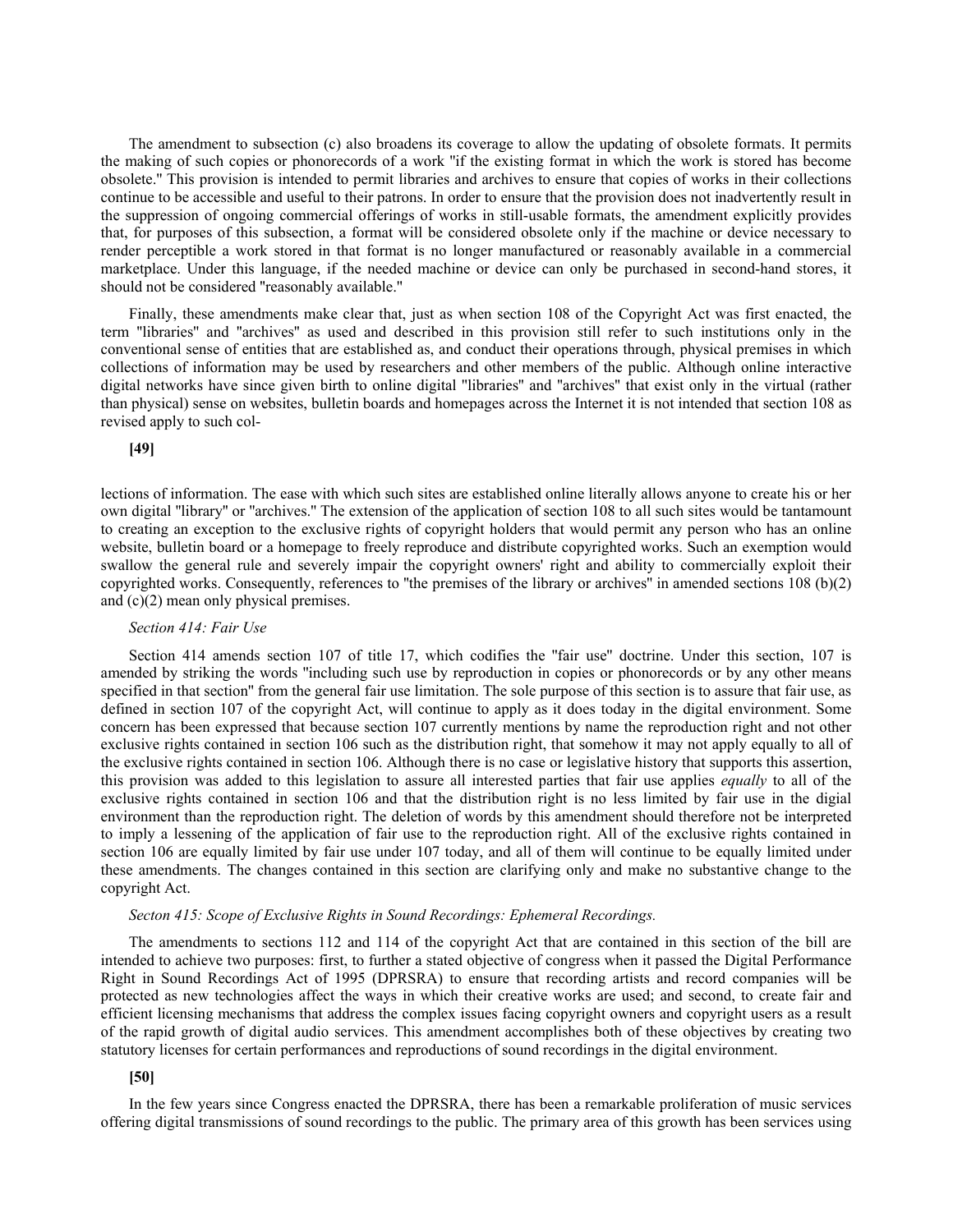The amendment to subsection (c) also broadens its coverage to allow the updating of obsolete formats. It permits the making of such copies or phonorecords of a work "if the existing format in which the work is stored has become obsolete." This provision is intended to permit libraries and archives to ensure that copies of works in their collections continue to be accessible and useful to their patrons. In order to ensure that the provision does not inadvertently result in the suppression of ongoing commercial offerings of works in still-usable formats, the amendment explicitly provides that, for purposes of this subsection, a format will be considered obsolete only if the machine or device necessary to render perceptible a work stored in that format is no longer manufactured or reasonably available in a commercial marketplace. Under this language, if the needed machine or device can only be purchased in second-hand stores, it should not be considered "reasonably available."

Finally, these amendments make clear that, just as when section 108 of the Copyright Act was first enacted, the term "libraries" and "archives" as used and described in this provision still refer to such institutions only in the conventional sense of entities that are established as, and conduct their operations through, physical premises in which collections of information may be used by researchers and other members of the public. Although online interactive digital networks have since given birth to online digital "libraries" and "archives" that exist only in the virtual (rather than physical) sense on websites, bulletin boards and homepages across the Internet it is not intended that section 108 as revised apply to such col-

**[49]**

lections of information. The ease with which such sites are established online literally allows anyone to create his or her own digital "library" or "archives." The extension of the application of section 108 to all such sites would be tantamount to creating an exception to the exclusive rights of copyright holders that would permit any person who has an online website, bulletin board or a homepage to freely reproduce and distribute copyrighted works. Such an exemption would swallow the general rule and severely impair the copyright owners' right and ability to commercially exploit their copyrighted works. Consequently, references to "the premises of the library or archives" in amended sections 108 (b)(2) and (c)(2) mean only physical premises.

*Section 414: Fair Use*

Section 414 amends section 107 of title 17, which codifies the "fair use" doctrine. Under this section, 107 is amended by striking the words "including such use by reproduction in copies or phonorecords or by any other means specified in that section" from the general fair use limitation. The sole purpose of this section is to assure that fair use, as defined in section 107 of the copyright Act, will continue to apply as it does today in the digital environment. Some concern has been expressed that because section 107 currently mentions by name the reproduction right and not other exclusive rights contained in section 106 such as the distribution right, that somehow it may not apply equally to all of the exclusive rights contained in section 106. Although there is no case or legislative history that supports this assertion, this provision was added to this legislation to assure all interested parties that fair use applies *equally* to all of the exclusive rights contained in section 106 and that the distribution right is no less limited by fair use in the digial environment than the reproduction right. The deletion of words by this amendment should therefore not be interpreted to imply a lessening of the application of fair use to the reproduction right. All of the exclusive rights contained in section 106 are equally limited by fair use under 107 today, and all of them will continue to be equally limited under these amendments. The changes contained in this section are clarifying only and make no substantive change to the copyright Act.

*Secton 415: Scope of Exclusive Rights in Sound Recordings: Ephemeral Recordings.*

The amendments to sections 112 and 114 of the copyright Act that are contained in this section of the bill are intended to achieve two purposes: first, to further a stated objective of congress when it passed the Digital Performance Right in Sound Recordings Act of 1995 (DPRSRA) to ensure that recording artists and record companies will be protected as new technologies affect the ways in which their creative works are used; and second, to create fair and efficient licensing mechanisms that address the complex issues facing copyright owners and copyright users as a result of the rapid growth of digital audio services. This amendment accomplishes both of these objectives by creating two statutory licenses for certain performances and reproductions of sound recordings in the digital environment.

**[50]**

In the few years since Congress enacted the DPRSRA, there has been a remarkable proliferation of music services offering digital transmissions of sound recordings to the public. The primary area of this growth has been services using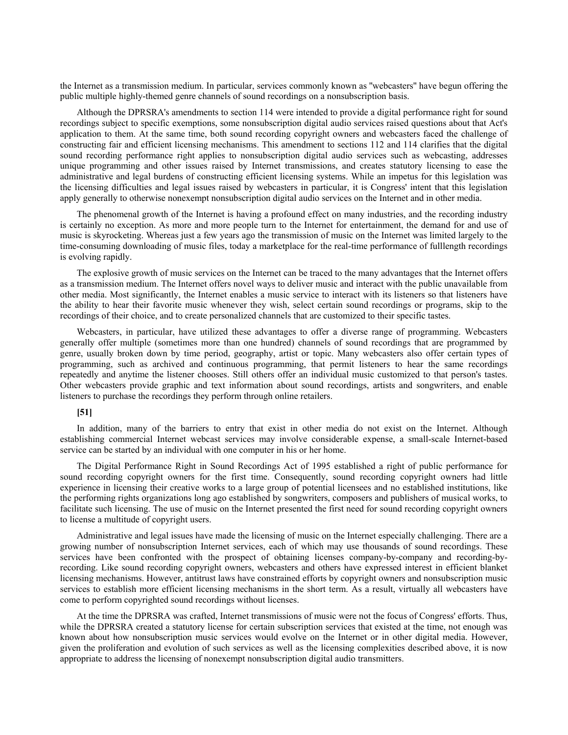the Internet as a transmission medium. In particular, services commonly known as "webcasters" have begun offering the public multiple highly-themed genre channels of sound recordings on a nonsubscription basis.

Although the DPRSRA's amendments to section 114 were intended to provide a digital performance right for sound recordings subject to specific exemptions, some nonsubscription digital audio services raised questions about that Act's application to them. At the same time, both sound recording copyright owners and webcasters faced the challenge of constructing fair and efficient licensing mechanisms. This amendment to sections 112 and 114 clarifies that the digital sound recording performance right applies to nonsubscription digital audio services such as webcasting, addresses unique programming and other issues raised by Internet transmissions, and creates statutory licensing to ease the administrative and legal burdens of constructing efficient licensing systems. While an impetus for this legislation was the licensing difficulties and legal issues raised by webcasters in particular, it is Congress' intent that this legislation apply generally to otherwise nonexempt nonsubscription digital audio services on the Internet and in other media.

The phenomenal growth of the Internet is having a profound effect on many industries, and the recording industry is certainly no exception. As more and more people turn to the Internet for entertainment, the demand for and use of music is skyrocketing. Whereas just a few years ago the transmission of music on the Internet was limited largely to the time-consuming downloading of music files, today a marketplace for the real-time performance of fulllength recordings is evolving rapidly.

The explosive growth of music services on the Internet can be traced to the many advantages that the Internet offers as a transmission medium. The Internet offers novel ways to deliver music and interact with the public unavailable from other media. Most significantly, the Internet enables a music service to interact with its listeners so that listeners have the ability to hear their favorite music whenever they wish, select certain sound recordings or programs, skip to the recordings of their choice, and to create personalized channels that are customized to their specific tastes.

Webcasters, in particular, have utilized these advantages to offer a diverse range of programming. Webcasters generally offer multiple (sometimes more than one hundred) channels of sound recordings that are programmed by genre, usually broken down by time period, geography, artist or topic. Many webcasters also offer certain types of programming, such as archived and continuous programming, that permit listeners to hear the same recordings repeatedly and anytime the listener chooses. Still others offer an individual music customized to that person's tastes. Other webcasters provide graphic and text information about sound recordings, artists and songwriters, and enable listeners to purchase the recordings they perform through online retailers.

**[51]**

In addition, many of the barriers to entry that exist in other media do not exist on the Internet. Although establishing commercial Internet webcast services may involve considerable expense, a small-scale Internet-based service can be started by an individual with one computer in his or her home.

The Digital Performance Right in Sound Recordings Act of 1995 established a right of public performance for sound recording copyright owners for the first time. Consequently, sound recording copyright owners had little experience in licensing their creative works to a large group of potential licensees and no established institutions, like the performing rights organizations long ago established by songwriters, composers and publishers of musical works, to facilitate such licensing. The use of music on the Internet presented the first need for sound recording copyright owners to license a multitude of copyright users.

Administrative and legal issues have made the licensing of music on the Internet especially challenging. There are a growing number of nonsubscription Internet services, each of which may use thousands of sound recordings. These services have been confronted with the prospect of obtaining licenses company-by-company and recording-by-recording. Like sound recording copyright owners, webcasters and others have expressed interest in efficient blanket licensing mechanisms. However, antitrust laws have constrained efforts by copyright owners and nonsubscription music services to establish more efficient licensing mechanisms in the short term. As a result, virtually all webcasters have come to perform copyrighted sound recordings without licenses.

At the time the DPRSRA was crafted, Internet transmissions of music were not the focus of Congress' efforts. Thus, while the DPRSRA created a statutory license for certain subscription services that existed at the time, not enough was known about how nonsubscription music services would evolve on the Internet or in other digital media. However, given the proliferation and evolution of such services as well as the licensing complexities described above, it is now appropriate to address the licensing of nonexempt nonsubscription digital audio transmitters.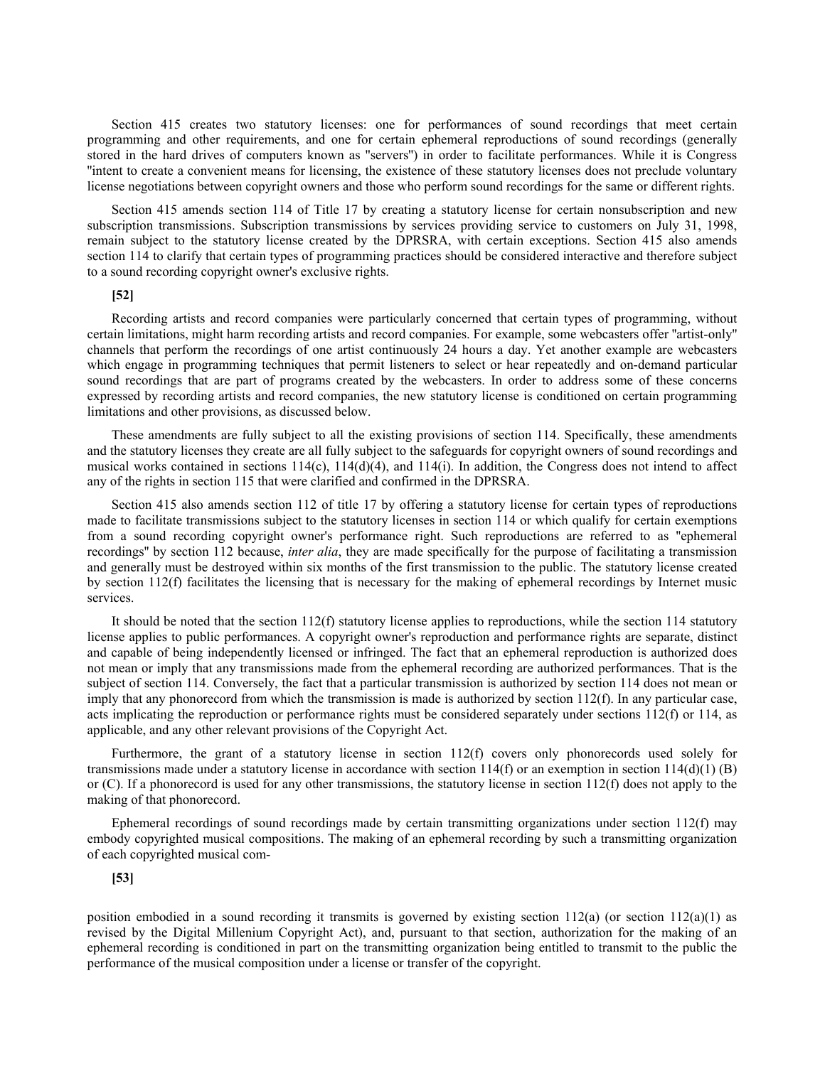Section 415 creates two statutory licenses: one for performances of sound recordings that meet certain programming and other requirements, and one for certain ephemeral reproductions of sound recordings (generally stored in the hard drives of computers known as "servers") in order to facilitate performances. While it is Congress "intent to create a convenient means for licensing, the existence of these statutory licenses does not preclude voluntary license negotiations between copyright owners and those who perform sound recordings for the same or different rights.

Section 415 amends section 114 of Title 17 by creating a statutory license for certain nonsubscription and new subscription transmissions. Subscription transmissions by services providing service to customers on July 31, 1998, remain subject to the statutory license created by the DPRSRA, with certain exceptions. Section 415 also amends section 114 to clarify that certain types of programming practices should be considered interactive and therefore subject to a sound recording copyright owner's exclusive rights.

**[52]**

Recording artists and record companies were particularly concerned that certain types of programming, without certain limitations, might harm recording artists and record companies. For example, some webcasters offer "artist-only" channels that perform the recordings of one artist continuously 24 hours a day. Yet another example are webcasters which engage in programming techniques that permit listeners to select or hear repeatedly and on-demand particular sound recordings that are part of programs created by the webcasters. In order to address some of these concerns expressed by recording artists and record companies, the new statutory license is conditioned on certain programming limitations and other provisions, as discussed below.

These amendments are fully subject to all the existing provisions of section 114. Specifically, these amendments and the statutory licenses they create are all fully subject to the safeguards for copyright owners of sound recordings and musical works contained in sections 114(c), 114(d)(4), and 114(i). In addition, the Congress does not intend to affect any of the rights in section 115 that were clarified and confirmed in the DPRSRA.

Section 415 also amends section 112 of title 17 by offering a statutory license for certain types of reproductions made to facilitate transmissions subject to the statutory licenses in section 114 or which qualify for certain exemptions from a sound recording copyright owner's performance right. Such reproductions are referred to as "ephemeral recordings" by section 112 because, *inter alia*, they are made specifically for the purpose of facilitating a transmission and generally must be destroyed within six months of the first transmission to the public. The statutory license created by section 112(f) facilitates the licensing that is necessary for the making of ephemeral recordings by Internet music services.

It should be noted that the section 112(f) statutory license applies to reproductions, while the section 114 statutory license applies to public performances. A copyright owner's reproduction and performance rights are separate, distinct and capable of being independently licensed or infringed. The fact that an ephemeral reproduction is authorized does not mean or imply that any transmissions made from the ephemeral recording are authorized performances. That is the subject of section 114. Conversely, the fact that a particular transmission is authorized by section 114 does not mean or imply that any phonorecord from which the transmission is made is authorized by section 112(f). In any particular case, acts implicating the reproduction or performance rights must be considered separately under sections 112(f) or 114, as applicable, and any other relevant provisions of the Copyright Act.

Furthermore, the grant of a statutory license in section 112(f) covers only phonorecords used solely for transmissions made under a statutory license in accordance with section 114(f) or an exemption in section 114(d)(1) (B) or (C). If a phonorecord is used for any other transmissions, the statutory license in section 112(f) does not apply to the making of that phonorecord.

Ephemeral recordings of sound recordings made by certain transmitting organizations under section 112(f) may embody copyrighted musical compositions. The making of an ephemeral recording by such a transmitting organization of each copyrighted musical com-

**[53]**

position embodied in a sound recording it transmits is governed by existing section 112(a) (or section 112(a)(1) as revised by the Digital Millenium Copyright Act), and, pursuant to that section, authorization for the making of an ephemeral recording is conditioned in part on the transmitting organization being entitled to transmit to the public the performance of the musical composition under a license or transfer of the copyright.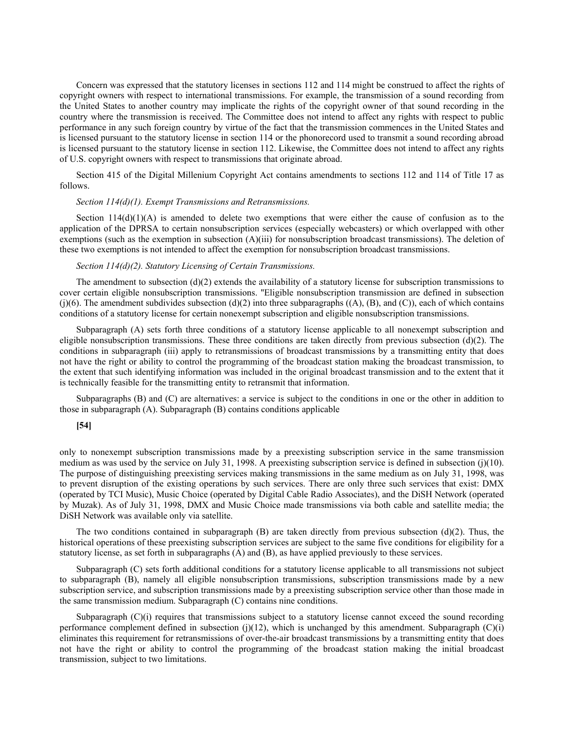Concern was expressed that the statutory licenses in sections 112 and 114 might be construed to affect the rights of copyright owners with respect to international transmissions. For example, the transmission of a sound recording from the United States to another country may implicate the rights of the copyright owner of that sound recording in the country where the transmission is received. The Committee does not intend to affect any rights with respect to public performance in any such foreign country by virtue of the fact that the transmission commences in the United States and is licensed pursuant to the statutory license in section 114 or the phonorecord used to transmit a sound recording abroad is licensed pursuant to the statutory license in section 112. Likewise, the Committee does not intend to affect any rights of U.S. copyright owners with respect to transmissions that originate abroad.

Section 415 of the Digital Millenium Copyright Act contains amendments to sections 112 and 114 of Title 17 as follows.

*Section 114(d)(1). Exempt Transmissions and Retransmissions.*

Section 114(d)(1)(A) is amended to delete two exemptions that were either the cause of confusion as to the application of the DPRSA to certain nonsubscription services (especially webcasters) or which overlapped with other exemptions (such as the exemption in subsection (A)(iii) for nonsubscription broadcast transmissions). The deletion of these two exemptions is not intended to affect the exemption for nonsubscription broadcast transmissions.

*Section 114(d)(2). Statutory Licensing of Certain Transmissions.*

The amendment to subsection (d)(2) extends the availability of a statutory license for subscription transmissions to cover certain eligible nonsubscription transmissions. "Eligible nonsubscription transmission are defined in subsection (j)(6). The amendment subdivides subsection (d)(2) into three subparagraphs ((A), (B), and (C)), each of which contains conditions of a statutory license for certain nonexempt subscription and eligible nonsubscription transmissions.

Subparagraph (A) sets forth three conditions of a statutory license applicable to all nonexempt subscription and eligible nonsubscription transmissions. These three conditions are taken directly from previous subsection (d)(2). The conditions in subparagraph (iii) apply to retransmissions of broadcast transmissions by a transmitting entity that does not have the right or ability to control the programming of the broadcast station making the broadcast transmission, to the extent that such identifying information was included in the original broadcast transmission and to the extent that it is technically feasible for the transmitting entity to retransmit that information.

Subparagraphs (B) and (C) are alternatives: a service is subject to the conditions in one or the other in addition to those in subparagraph (A). Subparagraph (B) contains conditions applicable

**[54]**

only to nonexempt subscription transmissions made by a preexisting subscription service in the same transmission medium as was used by the service on July 31, 1998. A preexisting subscription service is defined in subsection (j)(10). The purpose of distinguishing preexisting services making transmissions in the same medium as on July 31, 1998, was to prevent disruption of the existing operations by such services. There are only three such services that exist: DMX (operated by TCI Music), Music Choice (operated by Digital Cable Radio Associates), and the DiSH Network (operated by Muzak). As of July 31, 1998, DMX and Music Choice made transmissions via both cable and satellite media; the DiSH Network was available only via satellite.

The two conditions contained in subparagraph (B) are taken directly from previous subsection (d)(2). Thus, the historical operations of these preexisting subscription services are subject to the same five conditions for eligibility for a statutory license, as set forth in subparagraphs (A) and (B), as have applied previously to these services.

Subparagraph (C) sets forth additional conditions for a statutory license applicable to all transmissions not subject to subparagraph (B), namely all eligible nonsubscription transmissions, subscription transmissions made by a new subscription service, and subscription transmissions made by a preexisting subscription service other than those made in the same transmission medium. Subparagraph (C) contains nine conditions.

Subparagraph (C)(i) requires that transmissions subject to a statutory license cannot exceed the sound recording performance complement defined in subsection (j)(12), which is unchanged by this amendment. Subparagraph (C)(i) eliminates this requirement for retransmissions of over-the-air broadcast transmissions by a transmitting entity that does not have the right or ability to control the programming of the broadcast station making the initial broadcast transmission, subject to two limitations.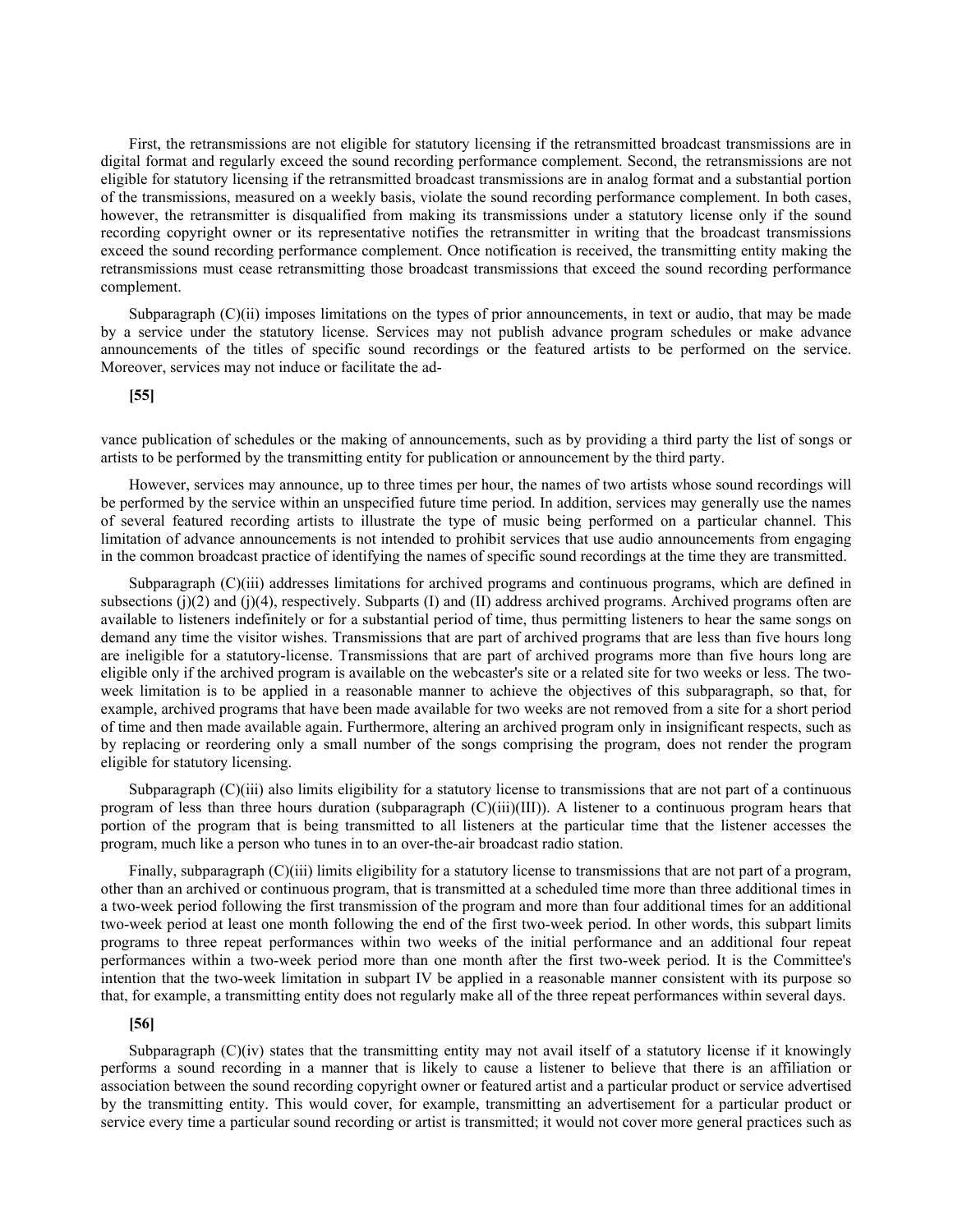First, the retransmissions are not eligible for statutory licensing if the retransmitted broadcast transmissions are in digital format and regularly exceed the sound recording performance complement. Second, the retransmissions are not eligible for statutory licensing if the retransmitted broadcast transmissions are in analog format and a substantial portion of the transmissions, measured on a weekly basis, violate the sound recording performance complement. In both cases, however, the retransmitter is disqualified from making its transmissions under a statutory license only if the sound recording copyright owner or its representative notifies the retransmitter in writing that the broadcast transmissions exceed the sound recording performance complement. Once notification is received, the transmitting entity making the retransmissions must cease retransmitting those broadcast transmissions that exceed the sound recording performance complement.

Subparagraph (C)(ii) imposes limitations on the types of prior announcements, in text or audio, that may be made by a service under the statutory license. Services may not publish advance program schedules or make advance announcements of the titles of specific sound recordings or the featured artists to be performed on the service. Moreover, services may not induce or facilitate the ad-

**[55]**

vance publication of schedules or the making of announcements, such as by providing a third party the list of songs or artists to be performed by the transmitting entity for publication or announcement by the third party.

However, services may announce, up to three times per hour, the names of two artists whose sound recordings will be performed by the service within an unspecified future time period. In addition, services may generally use the names of several featured recording artists to illustrate the type of music being performed on a particular channel. This limitation of advance announcements is not intended to prohibit services that use audio announcements from engaging in the common broadcast practice of identifying the names of specific sound recordings at the time they are transmitted.

Subparagraph (C)(iii) addresses limitations for archived programs and continuous programs, which are defined in subsections (j)(2) and (j)(4), respectively. Subparts (I) and (II) address archived programs. Archived programs often are available to listeners indefinitely or for a substantial period of time, thus permitting listeners to hear the same songs on demand any time the visitor wishes. Transmissions that are part of archived programs that are less than five hours long are ineligible for a statutory-license. Transmissions that are part of archived programs more than five hours long are eligible only if the archived program is available on the webcaster's site or a related site for two weeks or less. The two-week limitation is to be applied in a reasonable manner to achieve the objectives of this subparagraph, so that, for example, archived programs that have been made available for two weeks are not removed from a site for a short period of time and then made available again. Furthermore, altering an archived program only in insignificant respects, such as by replacing or reordering only a small number of the songs comprising the program, does not render the program eligible for statutory licensing.

Subparagraph (C)(iii) also limits eligibility for a statutory license to transmissions that are not part of a continuous program of less than three hours duration (subparagraph (C)(iii)(III)). A listener to a continuous program hears that portion of the program that is being transmitted to all listeners at the particular time that the listener accesses the program, much like a person who tunes in to an over-the-air broadcast radio station.

Finally, subparagraph (C)(iii) limits eligibility for a statutory license to transmissions that are not part of a program, other than an archived or continuous program, that is transmitted at a scheduled time more than three additional times in a two-week period following the first transmission of the program and more than four additional times for an additional two-week period at least one month following the end of the first two-week period. In other words, this subpart limits programs to three repeat performances within two weeks of the initial performance and an additional four repeat performances within a two-week period more than one month after the first two-week period. It is the Committee's intention that the two-week limitation in subpart IV be applied in a reasonable manner consistent with its purpose so that, for example, a transmitting entity does not regularly make all of the three repeat performances within several days.

**[56]**

Subparagraph (C)(iv) states that the transmitting entity may not avail itself of a statutory license if it knowingly performs a sound recording in a manner that is likely to cause a listener to believe that there is an affiliation or association between the sound recording copyright owner or featured artist and a particular product or service advertised by the transmitting entity. This would cover, for example, transmitting an advertisement for a particular product or service every time a particular sound recording or artist is transmitted; it would not cover more general practices such as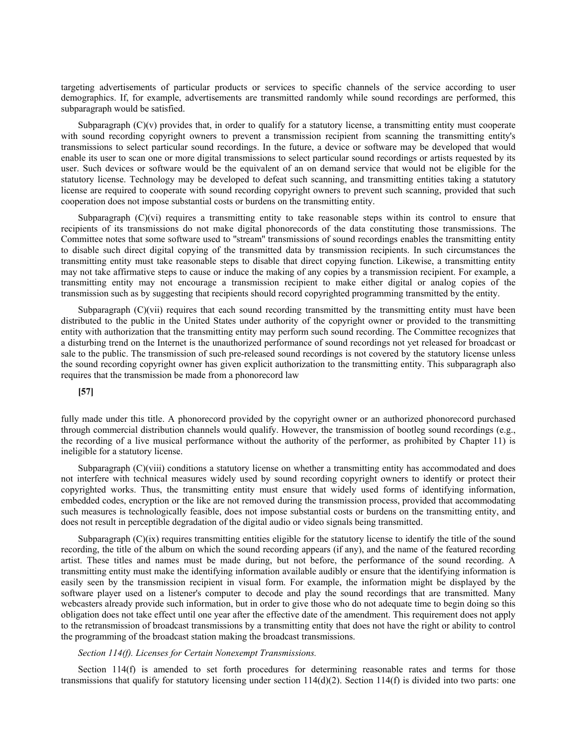targeting advertisements of particular products or services to specific channels of the service according to user demographics. If, for example, advertisements are transmitted randomly while sound recordings are performed, this subparagraph would be satisfied.

Subparagraph (C)(v) provides that, in order to qualify for a statutory license, a transmitting entity must cooperate with sound recording copyright owners to prevent a transmission recipient from scanning the transmitting entity's transmissions to select particular sound recordings. In the future, a device or software may be developed that would enable its user to scan one or more digital transmissions to select particular sound recordings or artists requested by its user. Such devices or software would be the equivalent of an on demand service that would not be eligible for the statutory license. Technology may be developed to defeat such scanning, and transmitting entities taking a statutory license are required to cooperate with sound recording copyright owners to prevent such scanning, provided that such cooperation does not impose substantial costs or burdens on the transmitting entity.

Subparagraph (C)(vi) requires a transmitting entity to take reasonable steps within its control to ensure that recipients of its transmissions do not make digital phonorecords of the data constituting those transmissions. The Committee notes that some software used to "stream" transmissions of sound recordings enables the transmitting entity to disable such direct digital copying of the transmitted data by transmission recipients. In such circumstances the transmitting entity must take reasonable steps to disable that direct copying function. Likewise, a transmitting entity may not take affirmative steps to cause or induce the making of any copies by a transmission recipient. For example, a transmitting entity may not encourage a transmission recipient to make either digital or analog copies of the transmission such as by suggesting that recipients should record copyrighted programming transmitted by the entity.

Subparagraph (C)(vii) requires that each sound recording transmitted by the transmitting entity must have been distributed to the public in the United States under authority of the copyright owner or provided to the transmitting entity with authorization that the transmitting entity may perform such sound recording. The Committee recognizes that a disturbing trend on the Internet is the unauthorized performance of sound recordings not yet released for broadcast or sale to the public. The transmission of such pre-released sound recordings is not covered by the statutory license unless the sound recording copyright owner has given explicit authorization to the transmitting entity. This subparagraph also requires that the transmission be made from a phonorecord law

**[57]**

fully made under this title. A phonorecord provided by the copyright owner or an authorized phonorecord purchased through commercial distribution channels would qualify. However, the transmission of bootleg sound recordings (e.g., the recording of a live musical performance without the authority of the performer, as prohibited by Chapter 11) is ineligible for a statutory license.

Subparagraph (C)(viii) conditions a statutory license on whether a transmitting entity has accommodated and does not interfere with technical measures widely used by sound recording copyright owners to identify or protect their copyrighted works. Thus, the transmitting entity must ensure that widely used forms of identifying information, embedded codes, encryption or the like are not removed during the transmission process, provided that accommodating such measures is technologically feasible, does not impose substantial costs or burdens on the transmitting entity, and does not result in perceptible degradation of the digital audio or video signals being transmitted.

Subparagraph (C)(ix) requires transmitting entities eligible for the statutory license to identify the title of the sound recording, the title of the album on which the sound recording appears (if any), and the name of the featured recording artist. These titles and names must be made during, but not before, the performance of the sound recording. A transmitting entity must make the identifying information available audibly or ensure that the identifying information is easily seen by the transmission recipient in visual form. For example, the information might be displayed by the software player used on a listener's computer to decode and play the sound recordings that are transmitted. Many webcasters already provide such information, but in order to give those who do not adequate time to begin doing so this obligation does not take effect until one year after the effective date of the amendment. This requirement does not apply to the retransmission of broadcast transmissions by a transmitting entity that does not have the right or ability to control the programming of the broadcast station making the broadcast transmissions.

*Section 114(f). Licenses for Certain Nonexempt Transmissions.*

Section 114(f) is amended to set forth procedures for determining reasonable rates and terms for those transmissions that qualify for statutory licensing under section 114(d)(2). Section 114(f) is divided into two parts: one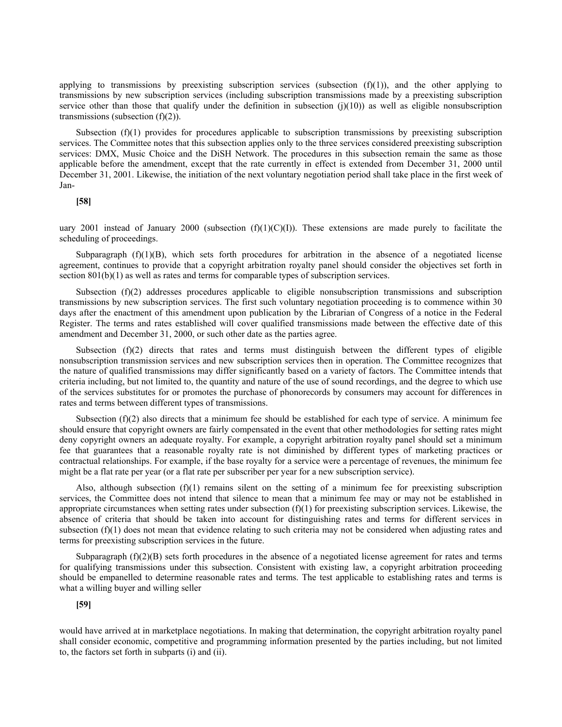applying to transmissions by preexisting subscription services (subsection (f)(1)), and the other applying to transmissions by new subscription services (including subscription transmissions made by a preexisting subscription service other than those that qualify under the definition in subsection (j)(10)) as well as eligible nonsubscription transmissions (subsection (f)(2)).

Subsection (f)(1) provides for procedures applicable to subscription transmissions by preexisting subscription services. The Committee notes that this subsection applies only to the three services considered preexisting subscription services: DMX, Music Choice and the DiSH Network. The procedures in this subsection remain the same as those applicable before the amendment, except that the rate currently in effect is extended from December 31, 2000 until December 31, 2001. Likewise, the initiation of the next voluntary negotiation period shall take place in the first week of Jan-

**[58]**

uary 2001 instead of January 2000 (subsection (f)(1)(C)(I)). These extensions are made purely to facilitate the scheduling of proceedings.

Subparagraph (f)(1)(B), which sets forth procedures for arbitration in the absence of a negotiated license agreement, continues to provide that a copyright arbitration royalty panel should consider the objectives set forth in section 801(b)(1) as well as rates and terms for comparable types of subscription services.

Subsection (f)(2) addresses procedures applicable to eligible nonsubscription transmissions and subscription transmissions by new subscription services. The first such voluntary negotiation proceeding is to commence within 30 days after the enactment of this amendment upon publication by the Librarian of Congress of a notice in the Federal Register. The terms and rates established will cover qualified transmissions made between the effective date of this amendment and December 31, 2000, or such other date as the parties agree.

Subsection (f)(2) directs that rates and terms must distinguish between the different types of eligible nonsubscription transmission services and new subscription services then in operation. The Committee recognizes that the nature of qualified transmissions may differ significantly based on a variety of factors. The Committee intends that criteria including, but not limited to, the quantity and nature of the use of sound recordings, and the degree to which use of the services substitutes for or promotes the purchase of phonorecords by consumers may account for differences in rates and terms between different types of transmissions.

Subsection (f)(2) also directs that a minimum fee should be established for each type of service. A minimum fee should ensure that copyright owners are fairly compensated in the event that other methodologies for setting rates might deny copyright owners an adequate royalty. For example, a copyright arbitration royalty panel should set a minimum fee that guarantees that a reasonable royalty rate is not diminished by different types of marketing practices or contractual relationships. For example, if the base royalty for a service were a percentage of revenues, the minimum fee might be a flat rate per year (or a flat rate per subscriber per year for a new subscription service).

Also, although subsection (f)(1) remains silent on the setting of a minimum fee for preexisting subscription services, the Committee does not intend that silence to mean that a minimum fee may or may not be established in appropriate circumstances when setting rates under subsection (f)(1) for preexisting subscription services. Likewise, the absence of criteria that should be taken into account for distinguishing rates and terms for different services in subsection (f)(1) does not mean that evidence relating to such criteria may not be considered when adjusting rates and terms for preexisting subscription services in the future.

Subparagraph (f)(2)(B) sets forth procedures in the absence of a negotiated license agreement for rates and terms for qualifying transmissions under this subsection. Consistent with existing law, a copyright arbitration proceeding should be empanelled to determine reasonable rates and terms. The test applicable to establishing rates and terms is what a willing buyer and willing seller

**[59]**

would have arrived at in marketplace negotiations. In making that determination, the copyright arbitration royalty panel shall consider economic, competitive and programming information presented by the parties including, but not limited to, the factors set forth in subparts (i) and (ii).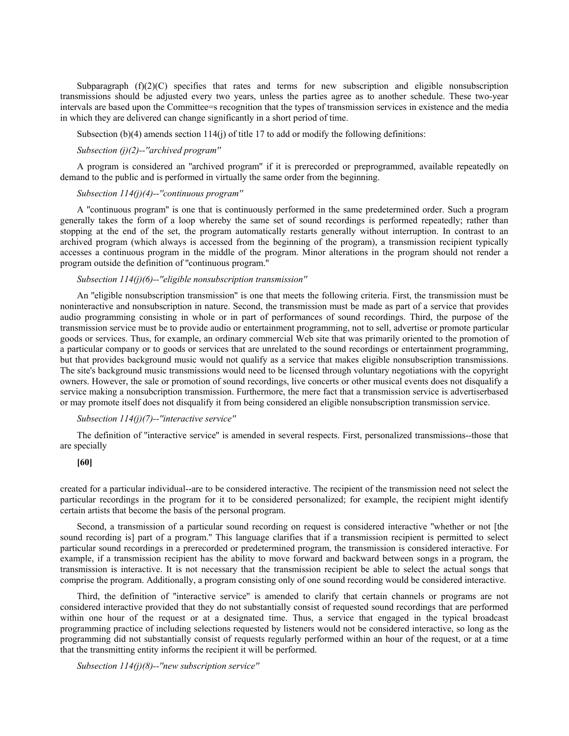Subparagraph (f)(2)(C) specifies that rates and terms for new subscription and eligible nonsubscription transmissions should be adjusted every two years, unless the parties agree as to another schedule. These two-year intervals are based upon the Committee=s recognition that the types of transmission services in existence and the media in which they are delivered can change significantly in a short period of time.

Subsection (b)(4) amends section 114(j) of title 17 to add or modify the following definitions:

*Subsection (j)(2)--''archived program''*

A program is considered an "archived program" if it is prerecorded or preprogrammed, available repeatedly on demand to the public and is performed in virtually the same order from the beginning.

*Subsection 114(j)(4)--''continuous program''*

A "continuous program" is one that is continuously performed in the same predetermined order. Such a program generally takes the form of a loop whereby the same set of sound recordings is performed repeatedly; rather than stopping at the end of the set, the program automatically restarts generally without interruption. In contrast to an archived program (which always is accessed from the beginning of the program), a transmission recipient typically accesses a continuous program in the middle of the program. Minor alterations in the program should not render a program outside the definition of "continuous program."

*Subsection 114(j)(6)--''eligible nonsubscription transmission''*

An "eligible nonsubscription transmission" is one that meets the following criteria. First, the transmission must be noninteractive and nonsubscription in nature. Second, the transmission must be made as part of a service that provides audio programming consisting in whole or in part of performances of sound recordings. Third, the purpose of the transmission service must be to provide audio or entertainment programming, not to sell, advertise or promote particular goods or services. Thus, for example, an ordinary commercial Web site that was primarily oriented to the promotion of a particular company or to goods or services that are unrelated to the sound recordings or entertainment programming, but that provides background music would not qualify as a service that makes eligible nonsubscription transmissions. The site's background music transmissions would need to be licensed through voluntary negotiations with the copyright owners. However, the sale or promotion of sound recordings, live concerts or other musical events does not disqualify a service making a nonsubcription transmission. Furthermore, the mere fact that a transmission service is advertiserbased or may promote itself does not disqualify it from being considered an eligible nonsubscription transmission service.

*Subsection 114(j)(7)--''interactive service''*

The definition of "interactive service" is amended in several respects. First, personalized transmissions--those that are specially

**[60]**

created for a particular individual--are to be considered interactive. The recipient of the transmission need not select the particular recordings in the program for it to be considered personalized; for example, the recipient might identify certain artists that become the basis of the personal program.

Second, a transmission of a particular sound recording on request is considered interactive "whether or not [the sound recording is] part of a program." This language clarifies that if a transmission recipient is permitted to select particular sound recordings in a prerecorded or predetermined program, the transmission is considered interactive. For example, if a transmission recipient has the ability to move forward and backward between songs in a program, the transmission is interactive. It is not necessary that the transmission recipient be able to select the actual songs that comprise the program. Additionally, a program consisting only of one sound recording would be considered interactive.

Third, the definition of "interactive service" is amended to clarify that certain channels or programs are not considered interactive provided that they do not substantially consist of requested sound recordings that are performed within one hour of the request or at a designated time. Thus, a service that engaged in the typical broadcast programming practice of including selections requested by listeners would not be considered interactive, so long as the programming did not substantially consist of requests regularly performed within an hour of the request, or at a time that the transmitting entity informs the recipient it will be performed.

*Subsection 114(j)(8)--''new subscription service''*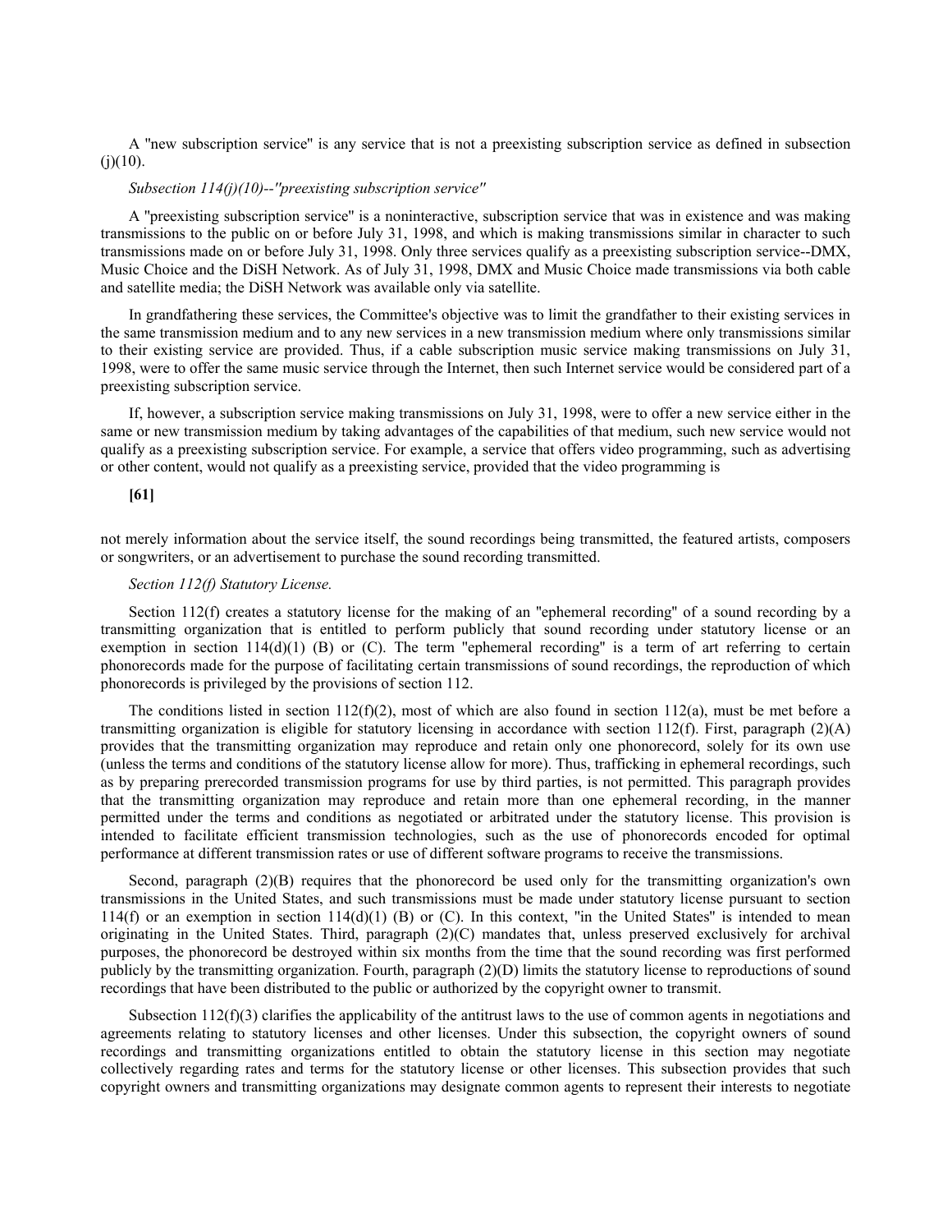A "new subscription service" is any service that is not a preexisting subscription service as defined in subsection (j)(10).

*Subsection 114(j)(10)--"preexisting subscription service"*

A "preexisting subscription service" is a noninteractive, subscription service that was in existence and was making transmissions to the public on or before July 31, 1998, and which is making transmissions similar in character to such transmissions made on or before July 31, 1998. Only three services qualify as a preexisting subscription service--DMX, Music Choice and the DiSH Network. As of July 31, 1998, DMX and Music Choice made transmissions via both cable and satellite media; the DiSH Network was available only via satellite.

In grandfathering these services, the Committee's objective was to limit the grandfather to their existing services in the same transmission medium and to any new services in a new transmission medium where only transmissions similar to their existing service are provided. Thus, if a cable subscription music service making transmissions on July 31, 1998, were to offer the same music service through the Internet, then such Internet service would be considered part of a preexisting subscription service.

If, however, a subscription service making transmissions on July 31, 1998, were to offer a new service either in the same or new transmission medium by taking advantages of the capabilities of that medium, such new service would not qualify as a preexisting subscription service. For example, a service that offers video programming, such as advertising or other content, would not qualify as a preexisting service, provided that the video programming is

**[61]**

not merely information about the service itself, the sound recordings being transmitted, the featured artists, composers or songwriters, or an advertisement to purchase the sound recording transmitted.

*Section 112(f) Statutory License.*

Section 112(f) creates a statutory license for the making of an "ephemeral recording" of a sound recording by a transmitting organization that is entitled to perform publicly that sound recording under statutory license or an exemption in section 114(d)(1) (B) or (C). The term "ephemeral recording" is a term of art referring to certain phonorecords made for the purpose of facilitating certain transmissions of sound recordings, the reproduction of which phonorecords is privileged by the provisions of section 112.

The conditions listed in section 112(f)(2), most of which are also found in section 112(a), must be met before a transmitting organization is eligible for statutory licensing in accordance with section 112(f). First, paragraph (2)(A) provides that the transmitting organization may reproduce and retain only one phonorecord, solely for its own use (unless the terms and conditions of the statutory license allow for more). Thus, trafficking in ephemeral recordings, such as by preparing prerecorded transmission programs for use by third parties, is not permitted. This paragraph provides that the transmitting organization may reproduce and retain more than one ephemeral recording, in the manner permitted under the terms and conditions as negotiated or arbitrated under the statutory license. This provision is intended to facilitate efficient transmission technologies, such as the use of phonorecords encoded for optimal performance at different transmission rates or use of different software programs to receive the transmissions.

Second, paragraph (2)(B) requires that the phonorecord be used only for the transmitting organization's own transmissions in the United States, and such transmissions must be made under statutory license pursuant to section 114(f) or an exemption in section 114(d)(1) (B) or (C). In this context, "in the United States" is intended to mean originating in the United States. Third, paragraph (2)(C) mandates that, unless preserved exclusively for archival purposes, the phonorecord be destroyed within six months from the time that the sound recording was first performed publicly by the transmitting organization. Fourth, paragraph (2)(D) limits the statutory license to reproductions of sound recordings that have been distributed to the public or authorized by the copyright owner to transmit.

Subsection 112(f)(3) clarifies the applicability of the antitrust laws to the use of common agents in negotiations and agreements relating to statutory licenses and other licenses. Under this subsection, the copyright owners of sound recordings and transmitting organizations entitled to obtain the statutory license in this section may negotiate collectively regarding rates and terms for the statutory license or other licenses. This subsection provides that such copyright owners and transmitting organizations may designate common agents to represent their interests to negotiate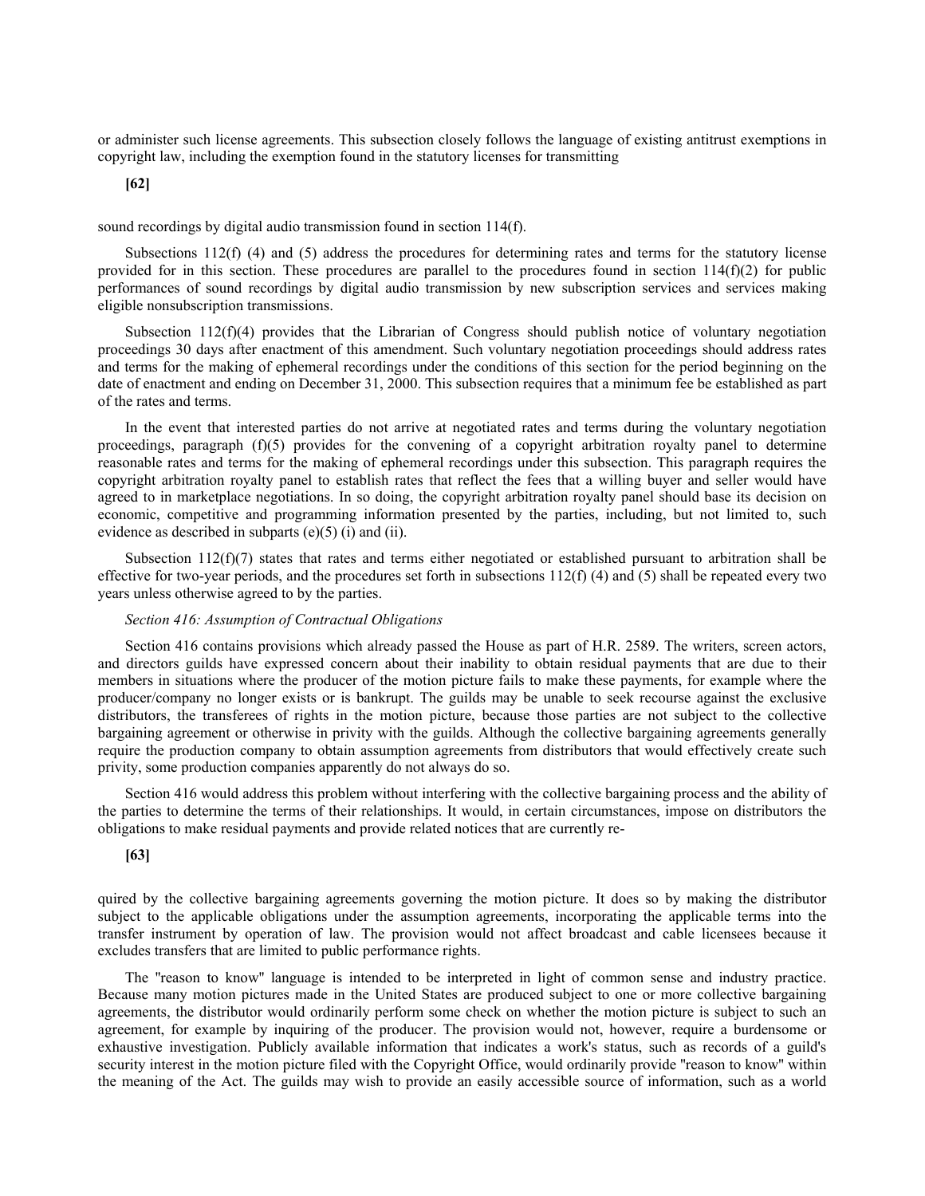or administer such license agreements. This subsection closely follows the language of existing antitrust exemptions in copyright law, including the exemption found in the statutory licenses for transmitting

**[62]**

sound recordings by digital audio transmission found in section 114(f).

Subsections 112(f) (4) and (5) address the procedures for determining rates and terms for the statutory license provided for in this section. These procedures are parallel to the procedures found in section 114(f)(2) for public performances of sound recordings by digital audio transmission by new subscription services and services making eligible nonsubscription transmissions.

Subsection 112(f)(4) provides that the Librarian of Congress should publish notice of voluntary negotiation proceedings 30 days after enactment of this amendment. Such voluntary negotiation proceedings should address rates and terms for the making of ephemeral recordings under the conditions of this section for the period beginning on the date of enactment and ending on December 31, 2000. This subsection requires that a minimum fee be established as part of the rates and terms.

In the event that interested parties do not arrive at negotiated rates and terms during the voluntary negotiation proceedings, paragraph (f)(5) provides for the convening of a copyright arbitration royalty panel to determine reasonable rates and terms for the making of ephemeral recordings under this subsection. This paragraph requires the copyright arbitration royalty panel to establish rates that reflect the fees that a willing buyer and seller would have agreed to in marketplace negotiations. In so doing, the copyright arbitration royalty panel should base its decision on economic, competitive and programming information presented by the parties, including, but not limited to, such evidence as described in subparts (e)(5) (i) and (ii).

Subsection 112(f)(7) states that rates and terms either negotiated or established pursuant to arbitration shall be effective for two-year periods, and the procedures set forth in subsections 112(f) (4) and (5) shall be repeated every two years unless otherwise agreed to by the parties.

*Section 416: Assumption of Contractual Obligations*

Section 416 contains provisions which already passed the House as part of H.R. 2589. The writers, screen actors, and directors guilds have expressed concern about their inability to obtain residual payments that are due to their members in situations where the producer of the motion picture fails to make these payments, for example where the producer/company no longer exists or is bankrupt. The guilds may be unable to seek recourse against the exclusive distributors, the transferees of rights in the motion picture, because those parties are not subject to the collective bargaining agreement or otherwise in privity with the guilds. Although the collective bargaining agreements generally require the production company to obtain assumption agreements from distributors that would effectively create such privity, some production companies apparently do not always do so.

Section 416 would address this problem without interfering with the collective bargaining process and the ability of the parties to determine the terms of their relationships. It would, in certain circumstances, impose on distributors the obligations to make residual payments and provide related notices that are currently re-

**[63]**

quired by the collective bargaining agreements governing the motion picture. It does so by making the distributor subject to the applicable obligations under the assumption agreements, incorporating the applicable terms into the transfer instrument by operation of law. The provision would not affect broadcast and cable licensees because it excludes transfers that are limited to public performance rights.

The "reason to know" language is intended to be interpreted in light of common sense and industry practice. Because many motion pictures made in the United States are produced subject to one or more collective bargaining agreements, the distributor would ordinarily perform some check on whether the motion picture is subject to such an agreement, for example by inquiring of the producer. The provision would not, however, require a burdensome or exhaustive investigation. Publicly available information that indicates a work's status, such as records of a guild's security interest in the motion picture filed with the Copyright Office, would ordinarily provide "reason to know" within the meaning of the Act. The guilds may wish to provide an easily accessible source of information, such as a world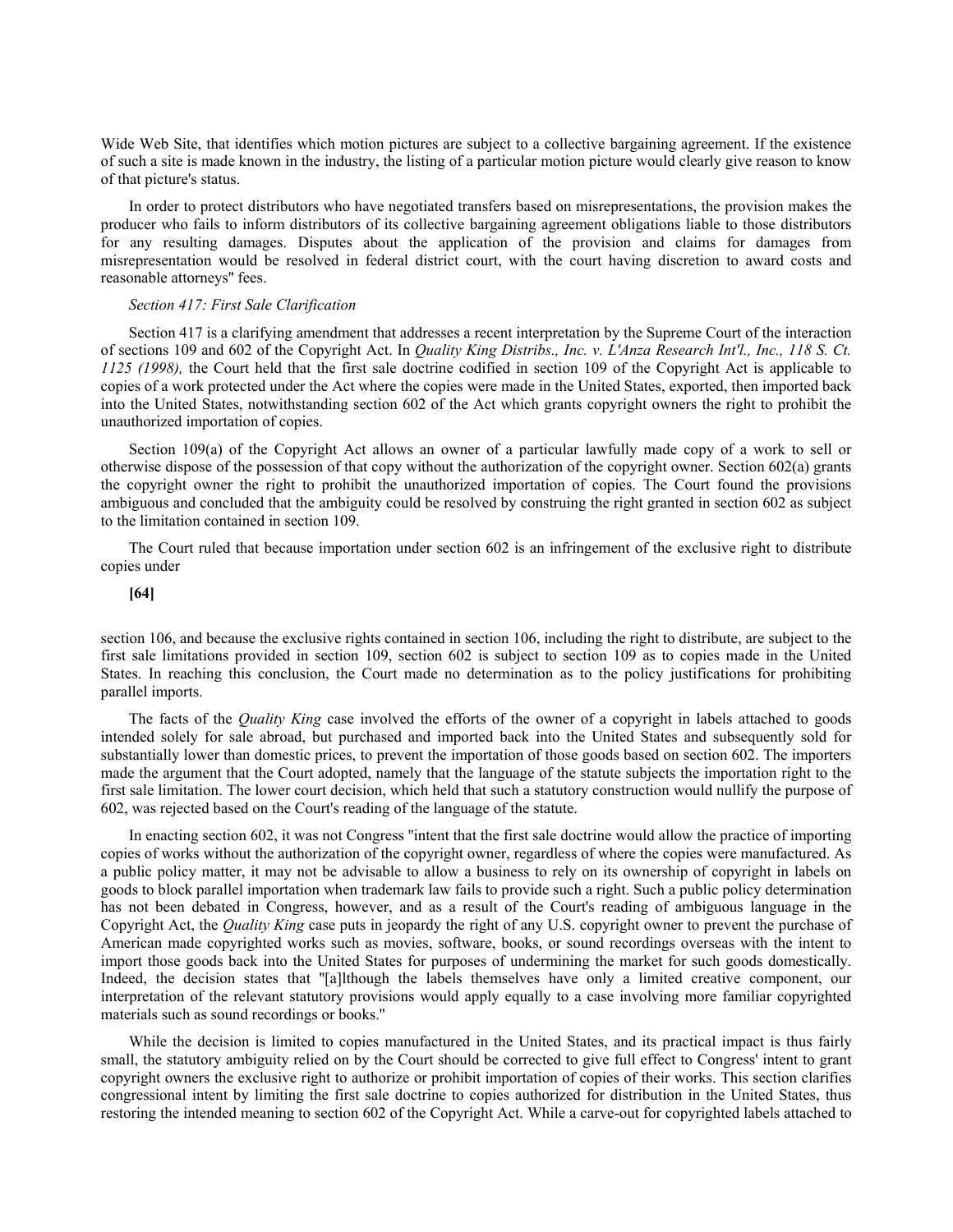Wide Web Site, that identifies which motion pictures are subject to a collective bargaining agreement. If the existence of such a site is made known in the industry, the listing of a particular motion picture would clearly give reason to know of that picture's status.

In order to protect distributors who have negotiated transfers based on misrepresentations, the provision makes the producer who fails to inform distributors of its collective bargaining agreement obligations liable to those distributors for any resulting damages. Disputes about the application of the provision and claims for damages from misrepresentation would be resolved in federal district court, with the court having discretion to award costs and reasonable attorneys'' fees.

*Section 417: First Sale Clarification*

Section 417 is a clarifying amendment that addresses a recent interpretation by the Supreme Court of the interaction of sections 109 and 602 of the Copyright Act. In *Quality King Distribs., Inc. v. L'Anza Research Int'l., Inc., 118 S. Ct. 1125 (1998),* the Court held that the first sale doctrine codified in section 109 of the Copyright Act is applicable to copies of a work protected under the Act where the copies were made in the United States, exported, then imported back into the United States, notwithstanding section 602 of the Act which grants copyright owners the right to prohibit the unauthorized importation of copies.

Section 109(a) of the Copyright Act allows an owner of a particular lawfully made copy of a work to sell or otherwise dispose of the possession of that copy without the authorization of the copyright owner. Section 602(a) grants the copyright owner the right to prohibit the unauthorized importation of copies. The Court found the provisions ambiguous and concluded that the ambiguity could be resolved by construing the right granted in section 602 as subject to the limitation contained in section 109.

The Court ruled that because importation under section 602 is an infringement of the exclusive right to distribute copies under

**[64]**

section 106, and because the exclusive rights contained in section 106, including the right to distribute, are subject to the first sale limitations provided in section 109, section 602 is subject to section 109 as to copies made in the United States. In reaching this conclusion, the Court made no determination as to the policy justifications for prohibiting parallel imports.

The facts of the *Quality King* case involved the efforts of the owner of a copyright in labels attached to goods intended solely for sale abroad, but purchased and imported back into the United States and subsequently sold for substantially lower than domestic prices, to prevent the importation of those goods based on section 602. The importers made the argument that the Court adopted, namely that the language of the statute subjects the importation right to the first sale limitation. The lower court decision, which held that such a statutory construction would nullify the purpose of 602, was rejected based on the Court's reading of the language of the statute.

In enacting section 602, it was not Congress ''intent that the first sale doctrine would allow the practice of importing copies of works without the authorization of the copyright owner, regardless of where the copies were manufactured. As a public policy matter, it may not be advisable to allow a business to rely on its ownership of copyright in labels on goods to block parallel importation when trademark law fails to provide such a right. Such a public policy determination has not been debated in Congress, however, and as a result of the Court's reading of ambiguous language in the Copyright Act, the *Quality King* case puts in jeopardy the right of any U.S. copyright owner to prevent the purchase of American made copyrighted works such as movies, software, books, or sound recordings overseas with the intent to import those goods back into the United States for purposes of undermining the market for such goods domestically. Indeed, the decision states that "[a]lthough the labels themselves have only a limited creative component, our interpretation of the relevant statutory provisions would apply equally to a case involving more familiar copyrighted materials such as sound recordings or books."

While the decision is limited to copies manufactured in the United States, and its practical impact is thus fairly small, the statutory ambiguity relied on by the Court should be corrected to give full effect to Congress' intent to grant copyright owners the exclusive right to authorize or prohibit importation of copies of their works. This section clarifies congressional intent by limiting the first sale doctrine to copies authorized for distribution in the United States, thus restoring the intended meaning to section 602 of the Copyright Act. While a carve-out for copyrighted labels attached to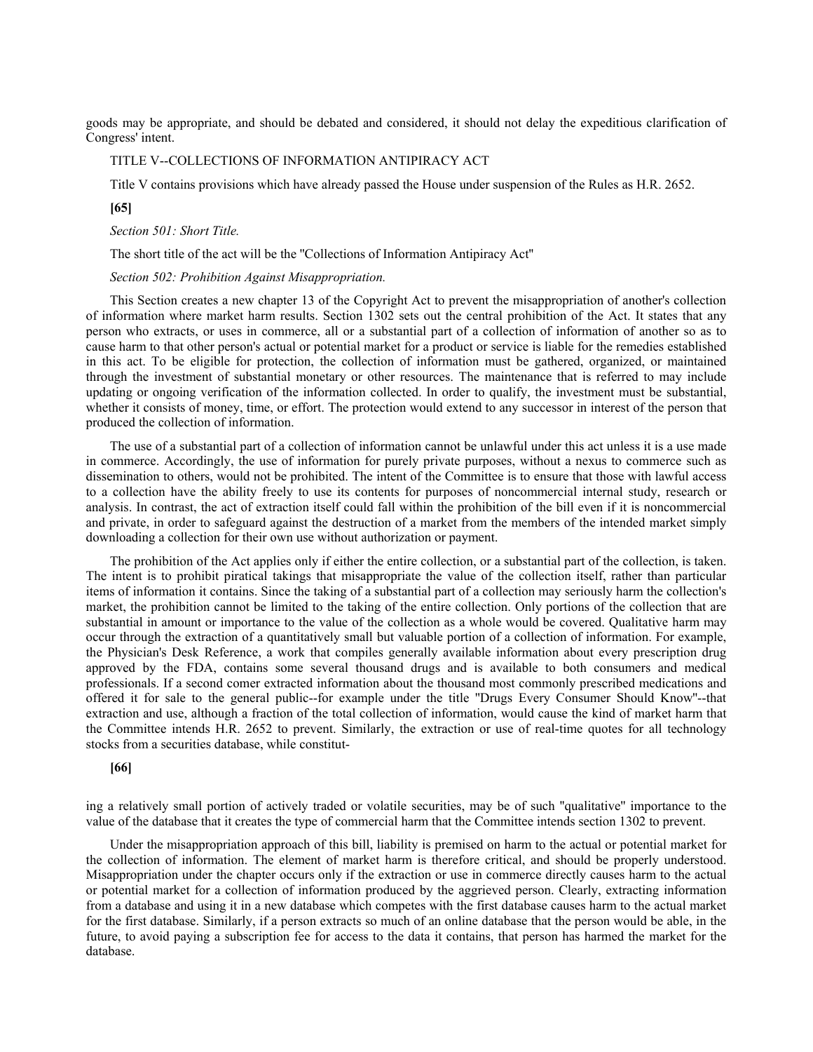goods may be appropriate, and should be debated and considered, it should not delay the expeditious clarification of Congress' intent.

TITLE V--COLLECTIONS OF INFORMATION ANTIPIRACY ACT

Title V contains provisions which have already passed the House under suspension of the Rules as H.R. 2652.

**[65]**

*Section 501: Short Title.*

The short title of the act will be the "Collections of Information Antipiracy Act"

*Section 502: Prohibition Against Misappropriation.*

This Section creates a new chapter 13 of the Copyright Act to prevent the misappropriation of another's collection of information where market harm results. Section 1302 sets out the central prohibition of the Act. It states that any person who extracts, or uses in commerce, all or a substantial part of a collection of information of another so as to cause harm to that other person's actual or potential market for a product or service is liable for the remedies established in this act. To be eligible for protection, the collection of information must be gathered, organized, or maintained through the investment of substantial monetary or other resources. The maintenance that is referred to may include updating or ongoing verification of the information collected. In order to qualify, the investment must be substantial, whether it consists of money, time, or effort. The protection would extend to any successor in interest of the person that produced the collection of information.

The use of a substantial part of a collection of information cannot be unlawful under this act unless it is a use made in commerce. Accordingly, the use of information for purely private purposes, without a nexus to commerce such as dissemination to others, would not be prohibited. The intent of the Committee is to ensure that those with lawful access to a collection have the ability freely to use its contents for purposes of noncommercial internal study, research or analysis. In contrast, the act of extraction itself could fall within the prohibition of the bill even if it is noncommercial and private, in order to safeguard against the destruction of a market from the members of the intended market simply downloading a collection for their own use without authorization or payment.

The prohibition of the Act applies only if either the entire collection, or a substantial part of the collection, is taken. The intent is to prohibit piratical takings that misappropriate the value of the collection itself, rather than particular items of information it contains. Since the taking of a substantial part of a collection may seriously harm the collection's market, the prohibition cannot be limited to the taking of the entire collection. Only portions of the collection that are substantial in amount or importance to the value of the collection as a whole would be covered. Qualitative harm may occur through the extraction of a quantitatively small but valuable portion of a collection of information. For example, the Physician's Desk Reference, a work that compiles generally available information about every prescription drug approved by the FDA, contains some several thousand drugs and is available to both consumers and medical professionals. If a second comer extracted information about the thousand most commonly prescribed medications and offered it for sale to the general public--for example under the title "Drugs Every Consumer Should Know"--that extraction and use, although a fraction of the total collection of information, would cause the kind of market harm that the Committee intends H.R. 2652 to prevent. Similarly, the extraction or use of real-time quotes for all technology stocks from a securities database, while constitut-

**[66]**

ing a relatively small portion of actively traded or volatile securities, may be of such "qualitative" importance to the value of the database that it creates the type of commercial harm that the Committee intends section 1302 to prevent.

Under the misappropriation approach of this bill, liability is premised on harm to the actual or potential market for the collection of information. The element of market harm is therefore critical, and should be properly understood. Misappropriation under the chapter occurs only if the extraction or use in commerce directly causes harm to the actual or potential market for a collection of information produced by the aggrieved person. Clearly, extracting information from a database and using it in a new database which competes with the first database causes harm to the actual market for the first database. Similarly, if a person extracts so much of an online database that the person would be able, in the future, to avoid paying a subscription fee for access to the data it contains, that person has harmed the market for the database.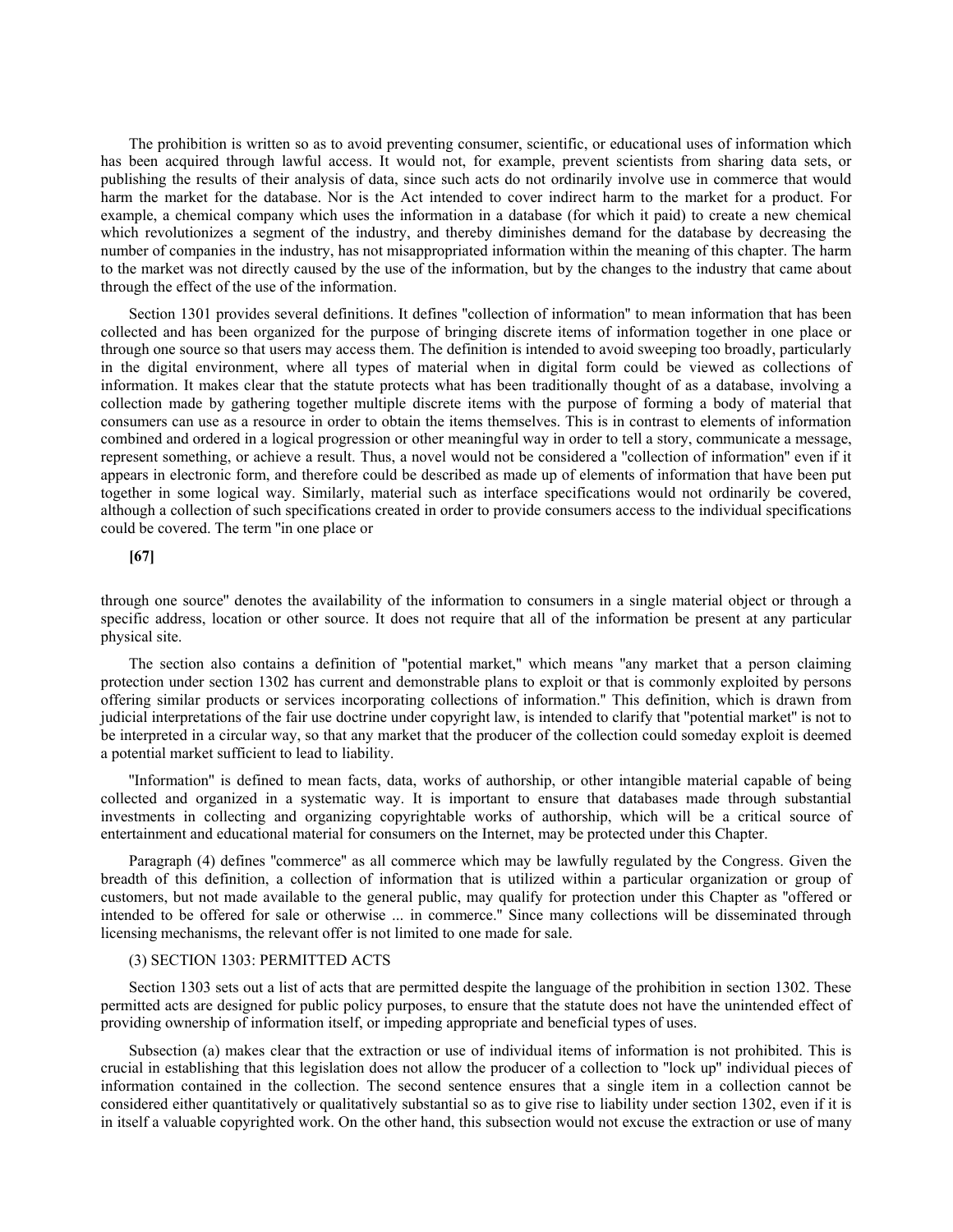The prohibition is written so as to avoid preventing consumer, scientific, or educational uses of information which has been acquired through lawful access. It would not, for example, prevent scientists from sharing data sets, or publishing the results of their analysis of data, since such acts do not ordinarily involve use in commerce that would harm the market for the database. Nor is the Act intended to cover indirect harm to the market for a product. For example, a chemical company which uses the information in a database (for which it paid) to create a new chemical which revolutionizes a segment of the industry, and thereby diminishes demand for the database by decreasing the number of companies in the industry, has not misappropriated information within the meaning of this chapter. The harm to the market was not directly caused by the use of the information, but by the changes to the industry that came about through the effect of the use of the information.

Section 1301 provides several definitions. It defines "collection of information" to mean information that has been collected and has been organized for the purpose of bringing discrete items of information together in one place or through one source so that users may access them. The definition is intended to avoid sweeping too broadly, particularly in the digital environment, where all types of material when in digital form could be viewed as collections of information. It makes clear that the statute protects what has been traditionally thought of as a database, involving a collection made by gathering together multiple discrete items with the purpose of forming a body of material that consumers can use as a resource in order to obtain the items themselves. This is in contrast to elements of information combined and ordered in a logical progression or other meaningful way in order to tell a story, communicate a message, represent something, or achieve a result. Thus, a novel would not be considered a "collection of information" even if it appears in electronic form, and therefore could be described as made up of elements of information that have been put together in some logical way. Similarly, material such as interface specifications would not ordinarily be covered, although a collection of such specifications created in order to provide consumers access to the individual specifications could be covered. The term "in one place or

**[67]**

through one source" denotes the availability of the information to consumers in a single material object or through a specific address, location or other source. It does not require that all of the information be present at any particular physical site.

The section also contains a definition of "potential market," which means "any market that a person claiming protection under section 1302 has current and demonstrable plans to exploit or that is commonly exploited by persons offering similar products or services incorporating collections of information." This definition, which is drawn from judicial interpretations of the fair use doctrine under copyright law, is intended to clarify that "potential market" is not to be interpreted in a circular way, so that any market that the producer of the collection could someday exploit is deemed a potential market sufficient to lead to liability.

"Information" is defined to mean facts, data, works of authorship, or other intangible material capable of being collected and organized in a systematic way. It is important to ensure that databases made through substantial investments in collecting and organizing copyrightable works of authorship, which will be a critical source of entertainment and educational material for consumers on the Internet, may be protected under this Chapter.

Paragraph (4) defines "commerce" as all commerce which may be lawfully regulated by the Congress. Given the breadth of this definition, a collection of information that is utilized within a particular organization or group of customers, but not made available to the general public, may qualify for protection under this Chapter as "offered or intended to be offered for sale or otherwise ... in commerce." Since many collections will be disseminated through licensing mechanisms, the relevant offer is not limited to one made for sale.

(3) SECTION 1303: PERMITTED ACTS

Section 1303 sets out a list of acts that are permitted despite the language of the prohibition in section 1302. These permitted acts are designed for public policy purposes, to ensure that the statute does not have the unintended effect of providing ownership of information itself, or impeding appropriate and beneficial types of uses.

Subsection (a) makes clear that the extraction or use of individual items of information is not prohibited. This is crucial in establishing that this legislation does not allow the producer of a collection to "lock up" individual pieces of information contained in the collection. The second sentence ensures that a single item in a collection cannot be considered either quantitatively or qualitatively substantial so as to give rise to liability under section 1302, even if it is in itself a valuable copyrighted work. On the other hand, this subsection would not excuse the extraction or use of many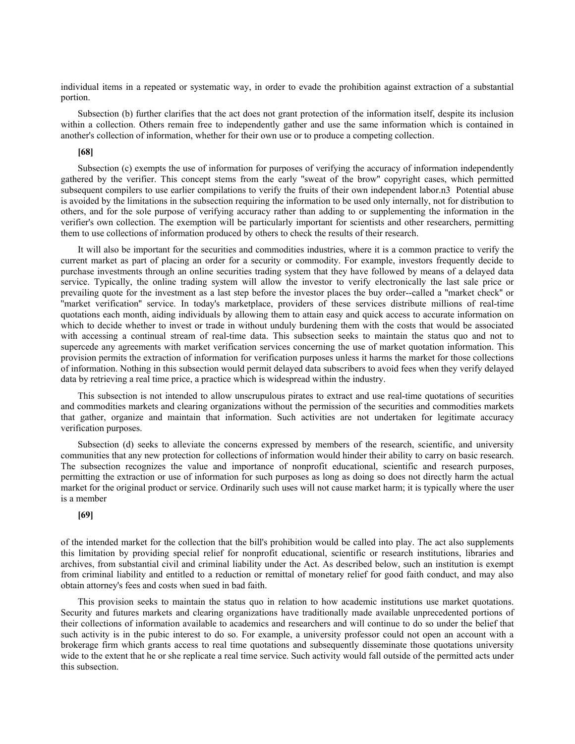individual items in a repeated or systematic way, in order to evade the prohibition against extraction of a substantial portion.

Subsection (b) further clarifies that the act does not grant protection of the information itself, despite its inclusion within a collection. Others remain free to independently gather and use the same information which is contained in another's collection of information, whether for their own use or to produce a competing collection.

**[68]**

Subsection (c) exempts the use of information for purposes of verifying the accuracy of information independently gathered by the verifier. This concept stems from the early "sweat of the brow" copyright cases, which permitted subsequent compilers to use earlier compilations to verify the fruits of their own independent labor.n3 Potential abuse is avoided by the limitations in the subsection requiring the information to be used only internally, not for distribution to others, and for the sole purpose of verifying accuracy rather than adding to or supplementing the information in the verifier's own collection. The exemption will be particularly important for scientists and other researchers, permitting them to use collections of information produced by others to check the results of their research.

It will also be important for the securities and commodities industries, where it is a common practice to verify the current market as part of placing an order for a security or commodity. For example, investors frequently decide to purchase investments through an online securities trading system that they have followed by means of a delayed data service. Typically, the online trading system will allow the investor to verify electronically the last sale price or prevailing quote for the investment as a last step before the investor places the buy order--called a "market check" or "market verification" service. In today's marketplace, providers of these services distribute millions of real-time quotations each month, aiding individuals by allowing them to attain easy and quick access to accurate information on which to decide whether to invest or trade in without unduly burdening them with the costs that would be associated with accessing a continual stream of real-time data. This subsection seeks to maintain the status quo and not to supercede any agreements with market verification services concerning the use of market quotation information. This provision permits the extraction of information for verification purposes unless it harms the market for those collections of information. Nothing in this subsection would permit delayed data subscribers to avoid fees when they verify delayed data by retrieving a real time price, a practice which is widespread within the industry.

This subsection is not intended to allow unscrupulous pirates to extract and use real-time quotations of securities and commodities markets and clearing organizations without the permission of the securities and commodities markets that gather, organize and maintain that information. Such activities are not undertaken for legitimate accuracy verification purposes.

Subsection (d) seeks to alleviate the concerns expressed by members of the research, scientific, and university communities that any new protection for collections of information would hinder their ability to carry on basic research. The subsection recognizes the value and importance of nonprofit educational, scientific and research purposes, permitting the extraction or use of information for such purposes as long as doing so does not directly harm the actual market for the original product or service. Ordinarily such uses will not cause market harm; it is typically where the user is a member

**[69]**

of the intended market for the collection that the bill's prohibition would be called into play. The act also supplements this limitation by providing special relief for nonprofit educational, scientific or research institutions, libraries and archives, from substantial civil and criminal liability under the Act. As described below, such an institution is exempt from criminal liability and entitled to a reduction or remittal of monetary relief for good faith conduct, and may also obtain attorney's fees and costs when sued in bad faith.

This provision seeks to maintain the status quo in relation to how academic institutions use market quotations. Security and futures markets and clearing organizations have traditionally made available unprecedented portions of their collections of information available to academics and researchers and will continue to do so under the belief that such activity is in the pubic interest to do so. For example, a university professor could not open an account with a brokerage firm which grants access to real time quotations and subsequently disseminate those quotations university wide to the extent that he or she replicate a real time service. Such activity would fall outside of the permitted acts under this subsection.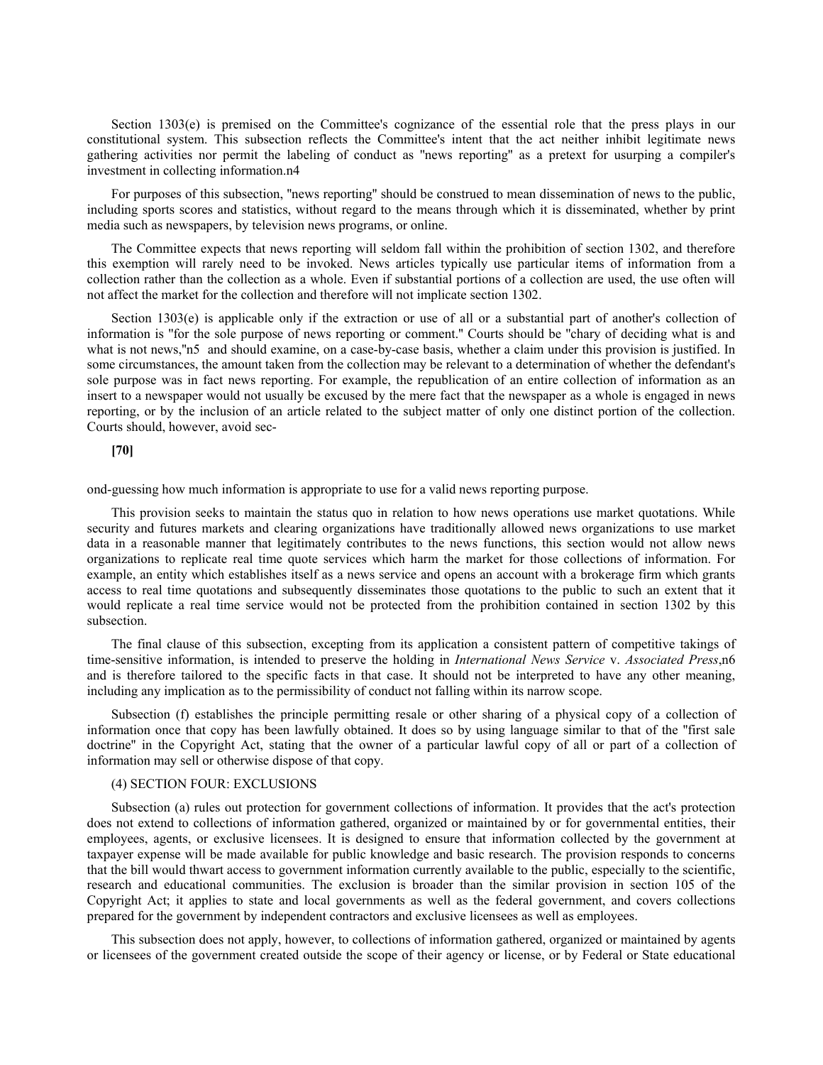Section 1303(e) is premised on the Committee's cognizance of the essential role that the press plays in our constitutional system. This subsection reflects the Committee's intent that the act neither inhibit legitimate news gathering activities nor permit the labeling of conduct as "news reporting" as a pretext for usurping a compiler's investment in collecting information.n4

For purposes of this subsection, "news reporting" should be construed to mean dissemination of news to the public, including sports scores and statistics, without regard to the means through which it is disseminated, whether by print media such as newspapers, by television news programs, or online.

The Committee expects that news reporting will seldom fall within the prohibition of section 1302, and therefore this exemption will rarely need to be invoked. News articles typically use particular items of information from a collection rather than the collection as a whole. Even if substantial portions of a collection are used, the use often will not affect the market for the collection and therefore will not implicate section 1302.

Section 1303(e) is applicable only if the extraction or use of all or a substantial part of another's collection of information is "for the sole purpose of news reporting or comment." Courts should be "chary of deciding what is and what is not news,"n5 and should examine, on a case-by-case basis, whether a claim under this provision is justified. In some circumstances, the amount taken from the collection may be relevant to a determination of whether the defendant's sole purpose was in fact news reporting. For example, the republication of an entire collection of information as an insert to a newspaper would not usually be excused by the mere fact that the newspaper as a whole is engaged in news reporting, or by the inclusion of an article related to the subject matter of only one distinct portion of the collection. Courts should, however, avoid sec-

**[70]**

ond-guessing how much information is appropriate to use for a valid news reporting purpose.

This provision seeks to maintain the status quo in relation to how news operations use market quotations. While security and futures markets and clearing organizations have traditionally allowed news organizations to use market data in a reasonable manner that legitimately contributes to the news functions, this section would not allow news organizations to replicate real time quote services which harm the market for those collections of information. For example, an entity which establishes itself as a news service and opens an account with a brokerage firm which grants access to real time quotations and subsequently disseminates those quotations to the public to such an extent that it would replicate a real time service would not be protected from the prohibition contained in section 1302 by this subsection.

The final clause of this subsection, excepting from its application a consistent pattern of competitive takings of time-sensitive information, is intended to preserve the holding in *International News Service* v. *Associated Press*,n6 and is therefore tailored to the specific facts in that case. It should not be interpreted to have any other meaning, including any implication as to the permissibility of conduct not falling within its narrow scope.

Subsection (f) establishes the principle permitting resale or other sharing of a physical copy of a collection of information once that copy has been lawfully obtained. It does so by using language similar to that of the "first sale doctrine" in the Copyright Act, stating that the owner of a particular lawful copy of all or part of a collection of information may sell or otherwise dispose of that copy.

(4) SECTION FOUR: EXCLUSIONS

Subsection (a) rules out protection for government collections of information. It provides that the act's protection does not extend to collections of information gathered, organized or maintained by or for governmental entities, their employees, agents, or exclusive licensees. It is designed to ensure that information collected by the government at taxpayer expense will be made available for public knowledge and basic research. The provision responds to concerns that the bill would thwart access to government information currently available to the public, especially to the scientific, research and educational communities. The exclusion is broader than the similar provision in section 105 of the Copyright Act; it applies to state and local governments as well as the federal government, and covers collections prepared for the government by independent contractors and exclusive licensees as well as employees.

This subsection does not apply, however, to collections of information gathered, organized or maintained by agents or licensees of the government created outside the scope of their agency or license, or by Federal or State educational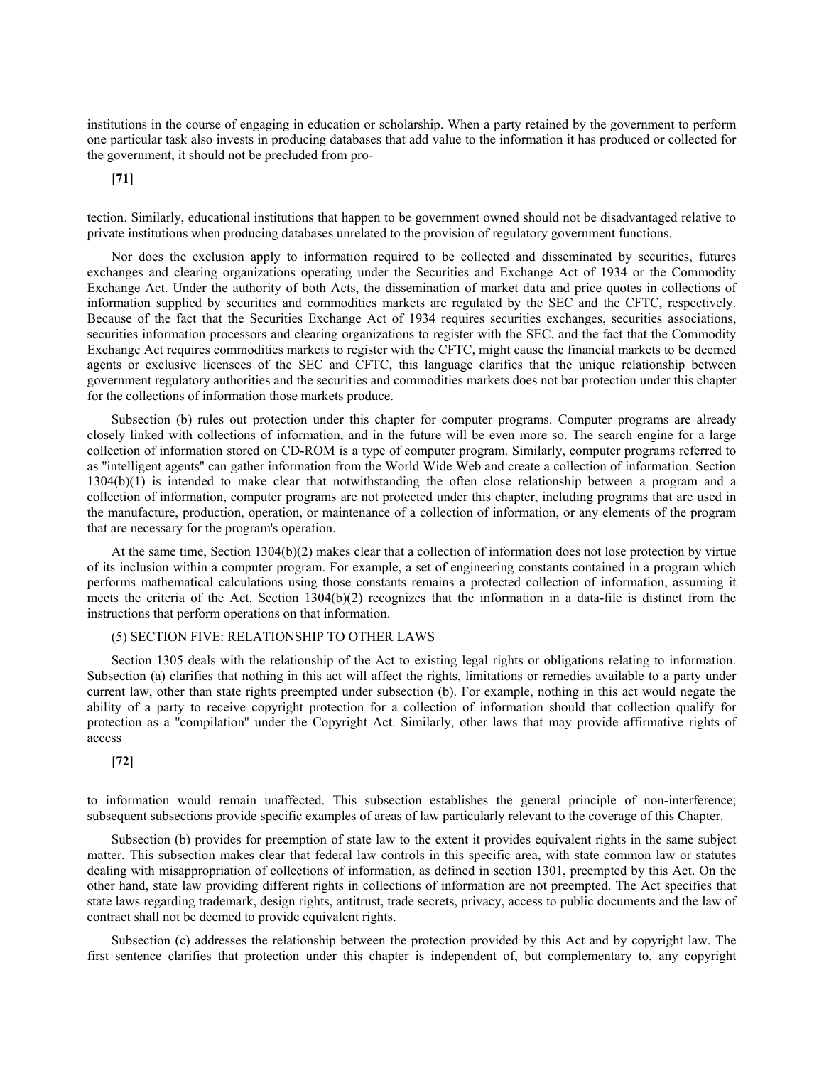institutions in the course of engaging in education or scholarship. When a party retained by the government to perform one particular task also invests in producing databases that add value to the information it has produced or collected for the government, it should not be precluded from pro-

**[71]**

tection. Similarly, educational institutions that happen to be government owned should not be disadvantaged relative to private institutions when producing databases unrelated to the provision of regulatory government functions.

Nor does the exclusion apply to information required to be collected and disseminated by securities, futures exchanges and clearing organizations operating under the Securities and Exchange Act of 1934 or the Commodity Exchange Act. Under the authority of both Acts, the dissemination of market data and price quotes in collections of information supplied by securities and commodities markets are regulated by the SEC and the CFTC, respectively. Because of the fact that the Securities Exchange Act of 1934 requires securities exchanges, securities associations, securities information processors and clearing organizations to register with the SEC, and the fact that the Commodity Exchange Act requires commodities markets to register with the CFTC, might cause the financial markets to be deemed agents or exclusive licensees of the SEC and CFTC, this language clarifies that the unique relationship between government regulatory authorities and the securities and commodities markets does not bar protection under this chapter for the collections of information those markets produce.

Subsection (b) rules out protection under this chapter for computer programs. Computer programs are already closely linked with collections of information, and in the future will be even more so. The search engine for a large collection of information stored on CD-ROM is a type of computer program. Similarly, computer programs referred to as "intelligent agents" can gather information from the World Wide Web and create a collection of information. Section 1304(b)(1) is intended to make clear that notwithstanding the often close relationship between a program and a collection of information, computer programs are not protected under this chapter, including programs that are used in the manufacture, production, operation, or maintenance of a collection of information, or any elements of the program that are necessary for the program's operation.

At the same time, Section 1304(b)(2) makes clear that a collection of information does not lose protection by virtue of its inclusion within a computer program. For example, a set of engineering constants contained in a program which performs mathematical calculations using those constants remains a protected collection of information, assuming it meets the criteria of the Act. Section 1304(b)(2) recognizes that the information in a data-file is distinct from the instructions that perform operations on that information.

(5) SECTION FIVE: RELATIONSHIP TO OTHER LAWS

Section 1305 deals with the relationship of the Act to existing legal rights or obligations relating to information. Subsection (a) clarifies that nothing in this act will affect the rights, limitations or remedies available to a party under current law, other than state rights preempted under subsection (b). For example, nothing in this act would negate the ability of a party to receive copyright protection for a collection of information should that collection qualify for protection as a "compilation" under the Copyright Act. Similarly, other laws that may provide affirmative rights of access

**[72]**

to information would remain unaffected. This subsection establishes the general principle of non-interference; subsequent subsections provide specific examples of areas of law particularly relevant to the coverage of this Chapter.

Subsection (b) provides for preemption of state law to the extent it provides equivalent rights in the same subject matter. This subsection makes clear that federal law controls in this specific area, with state common law or statutes dealing with misappropriation of collections of information, as defined in section 1301, preempted by this Act. On the other hand, state law providing different rights in collections of information are not preempted. The Act specifies that state laws regarding trademark, design rights, antitrust, trade secrets, privacy, access to public documents and the law of contract shall not be deemed to provide equivalent rights.

Subsection (c) addresses the relationship between the protection provided by this Act and by copyright law. The first sentence clarifies that protection under this chapter is independent of, but complementary to, any copyright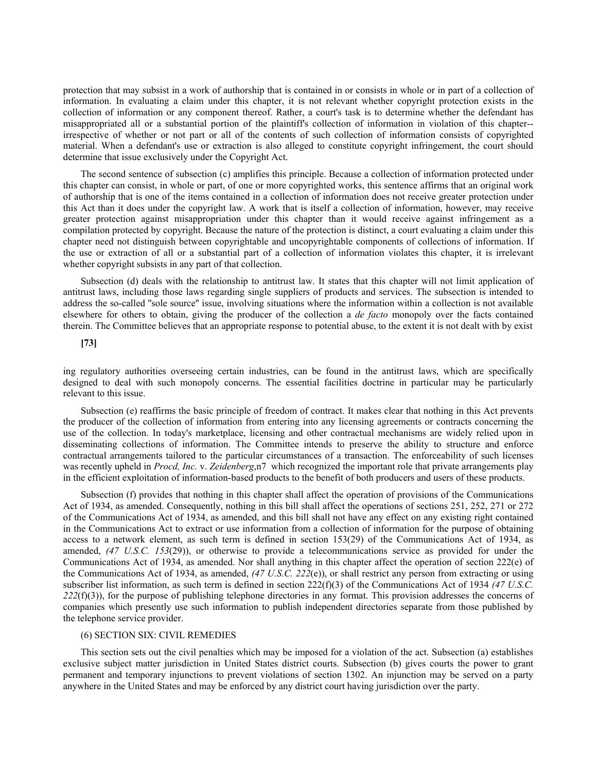protection that may subsist in a work of authorship that is contained in or consists in whole or in part of a collection of information. In evaluating a claim under this chapter, it is not relevant whether copyright protection exists in the collection of information or any component thereof. Rather, a court's task is to determine whether the defendant has misappropriated all or a substantial portion of the plaintiff's collection of information in violation of this chapter--irrespective of whether or not part or all of the contents of such collection of information consists of copyrighted material. When a defendant's use or extraction is also alleged to constitute copyright infringement, the court should determine that issue exclusively under the Copyright Act.

The second sentence of subsection (c) amplifies this principle. Because a collection of information protected under this chapter can consist, in whole or part, of one or more copyrighted works, this sentence affirms that an original work of authorship that is one of the items contained in a collection of information does not receive greater protection under this Act than it does under the copyright law. A work that is itself a collection of information, however, may receive greater protection against misappropriation under this chapter than it would receive against infringement as a compilation protected by copyright. Because the nature of the protection is distinct, a court evaluating a claim under this chapter need not distinguish between copyrightable and uncopyrightable components of collections of information. If the use or extraction of all or a substantial part of a collection of information violates this chapter, it is irrelevant whether copyright subsists in any part of that collection.

Subsection (d) deals with the relationship to antitrust law. It states that this chapter will not limit application of antitrust laws, including those laws regarding single suppliers of products and services. The subsection is intended to address the so-called "sole source" issue, involving situations where the information within a collection is not available elsewhere for others to obtain, giving the producer of the collection a *de facto* monopoly over the facts contained therein. The Committee believes that an appropriate response to potential abuse, to the extent it is not dealt with by exist

**[73]**

ing regulatory authorities overseeing certain industries, can be found in the antitrust laws, which are specifically designed to deal with such monopoly concerns. The essential facilities doctrine in particular may be particularly relevant to this issue.

Subsection (e) reaffirms the basic principle of freedom of contract. It makes clear that nothing in this Act prevents the producer of the collection of information from entering into any licensing agreements or contracts concerning the use of the collection. In today's marketplace, licensing and other contractual mechanisms are widely relied upon in disseminating collections of information. The Committee intends to preserve the ability to structure and enforce contractual arrangements tailored to the particular circumstances of a transaction. The enforceability of such licenses was recently upheld in *Procd, Inc.* v. *Zeidenberg*,n7 which recognized the important role that private arrangements play in the efficient exploitation of information-based products to the benefit of both producers and users of these products.

Subsection (f) provides that nothing in this chapter shall affect the operation of provisions of the Communications Act of 1934, as amended. Consequently, nothing in this bill shall affect the operations of sections 251, 252, 271 or 272 of the Communications Act of 1934, as amended, and this bill shall not have any effect on any existing right contained in the Communications Act to extract or use information from a collection of information for the purpose of obtaining access to a network element, as such term is defined in section 153(29) of the Communications Act of 1934, as amended, *(47 U.S.C. 153*(29)), or otherwise to provide a telecommunications service as provided for under the Communications Act of 1934, as amended. Nor shall anything in this chapter affect the operation of section 222(e) of the Communications Act of 1934, as amended, *(47 U.S.C. 222*(e)), or shall restrict any person from extracting or using subscriber list information, as such term is defined in section 222(f)(3) of the Communications Act of 1934 *(47 U.S.C. 222*(f)(3)), for the purpose of publishing telephone directories in any format. This provision addresses the concerns of companies which presently use such information to publish independent directories separate from those published by the telephone service provider.

(6) SECTION SIX: CIVIL REMEDIES

This section sets out the civil penalties which may be imposed for a violation of the act. Subsection (a) establishes exclusive subject matter jurisdiction in United States district courts. Subsection (b) gives courts the power to grant permanent and temporary injunctions to prevent violations of section 1302. An injunction may be served on a party anywhere in the United States and may be enforced by any district court having jurisdiction over the party.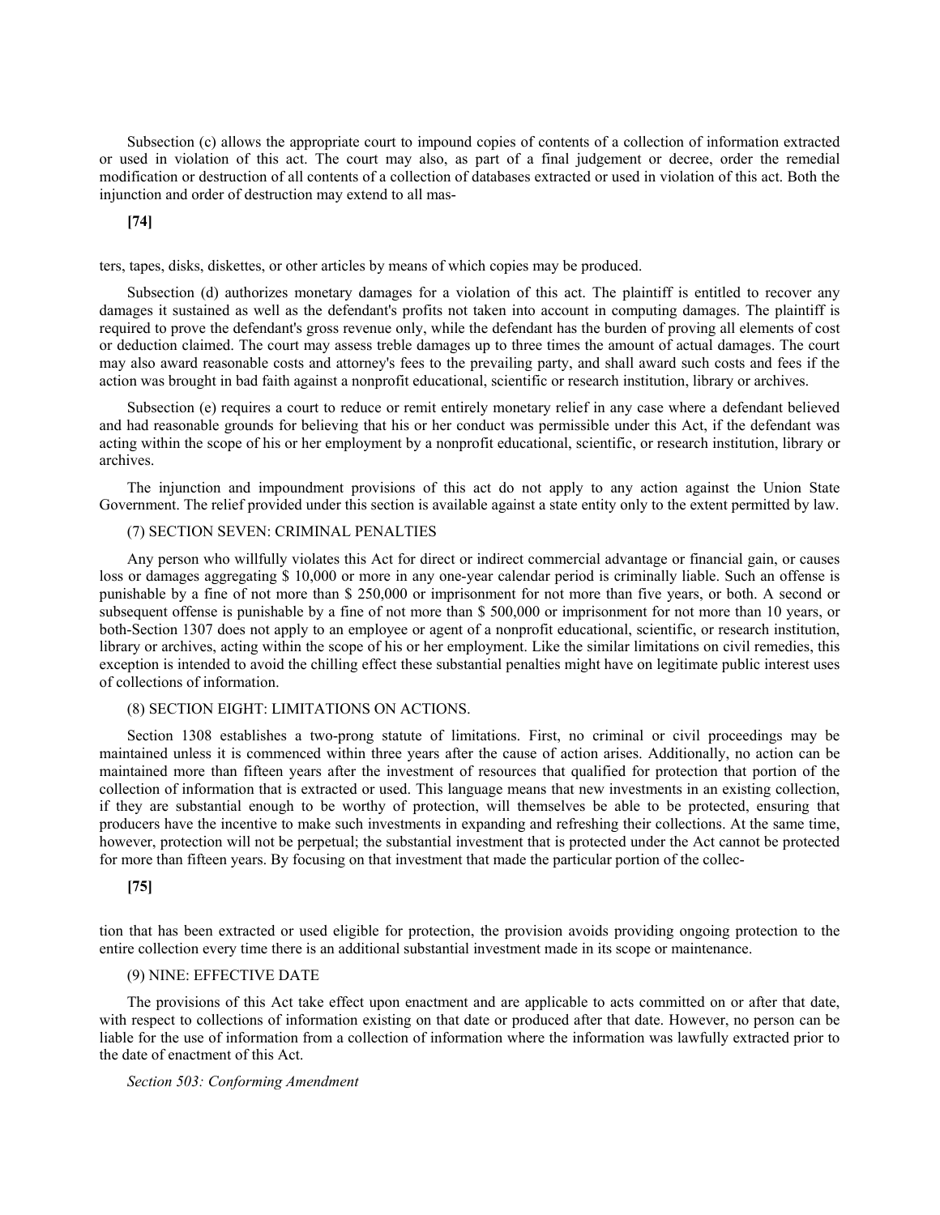Subsection (c) allows the appropriate court to impound copies of contents of a collection of information extracted or used in violation of this act. The court may also, as part of a final judgement or decree, order the remedial modification or destruction of all contents of a collection of databases extracted or used in violation of this act. Both the injunction and order of destruction may extend to all masters, tapes, disks, diskettes, or other articles by means of which copies may be produced.

Subsection (d) authorizes monetary damages for a violation of this act. The plaintiff is entitled to recover any damages it sustained as well as the defendant's profits not taken into account in computing damages. The plaintiff is required to prove the defendant's gross revenue only, while the defendant has the burden of proving all elements of cost or deduction claimed. The court may assess treble damages up to three times the amount of actual damages. The court may also award reasonable costs and attorney's fees to the prevailing party, and shall award such costs and fees if the action was brought in bad faith against a nonprofit educational, scientific or research institution, library or archives.

Subsection (e) requires a court to reduce or remit entirely monetary relief in any case where a defendant believed and had reasonable grounds for believing that his or her conduct was permissible under this Act, if the defendant was acting within the scope of his or her employment by a nonprofit educational, scientific, or research institution, library or archives.

The injunction and impoundment provisions of this act do not apply to any action against the Union State Government. The relief provided under this section is available against a state entity only to the extent permitted by law.

(7) SECTION SEVEN: CRIMINAL PENALTIES

Any person who willfully violates this Act for direct or indirect commercial advantage or financial gain, or causes loss or damages aggregating $ 10,000 or more in any one-year calendar period is criminally liable. Such an offense is punishable by a fine of not more than $ 250,000 or imprisonment for not more than five years, or both. A second or subsequent offense is punishable by a fine of not more than $ 500,000 or imprisonment for not more than 10 years, or both-Section 1307 does not apply to an employee or agent of a nonprofit educational, scientific, or research institution, library or archives, acting within the scope of his or her employment. Like the similar limitations on civil remedies, this exception is intended to avoid the chilling effect these substantial penalties might have on legitimate public interest uses of collections of information.

(8) SECTION EIGHT: LIMITATIONS ON ACTIONS.

Section 1308 establishes a two-prong statute of limitations. First, no criminal or civil proceedings may be maintained unless it is commenced within three years after the cause of action arises. Additionally, no action can be maintained more than fifteen years after the investment of resources that qualified for protection that portion of the collection of information that is extracted or used. This language means that new investments in an existing collection, if they are substantial enough to be worthy of protection, will themselves be able to be protected, ensuring that producers have the incentive to make such investments in expanding and refreshing their collections. At the same time, however, protection will not be perpetual; the substantial investment that is protected under the Act cannot be protected for more than fifteen years. By focusing on that investment that made the particular portion of the collection that has been extracted or used eligible for protection, the provision avoids providing ongoing protection to the entire collection every time there is an additional substantial investment made in its scope or maintenance.

(9) NINE: EFFECTIVE DATE

The provisions of this Act take effect upon enactment and are applicable to acts committed on or after that date, with respect to collections of information existing on that date or produced after that date. However, no person can be liable for the use of information from a collection of information where the information was lawfully extracted prior to the date of enactment of this Act.

*Section 503: Conforming Amendment*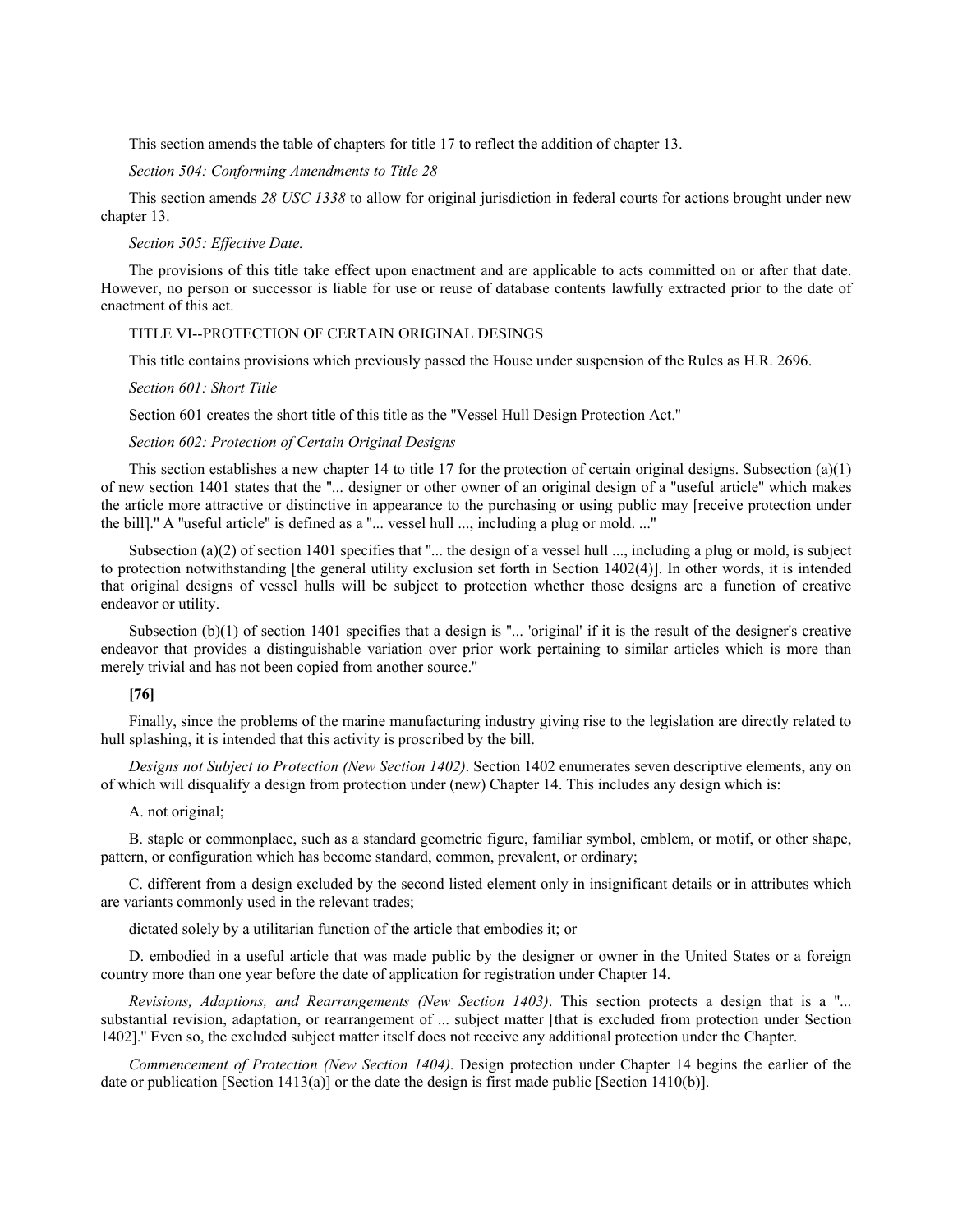This section amends the table of chapters for title 17 to reflect the addition of chapter 13.

*Section 504: Conforming Amendments to Title 28*

This section amends *28 USC 1338* to allow for original jurisdiction in federal courts for actions brought under new chapter 13.

*Section 505: Effective Date.*

The provisions of this title take effect upon enactment and are applicable to acts committed on or after that date. However, no person or successor is liable for use or reuse of database contents lawfully extracted prior to the date of enactment of this act.

TITLE VI--PROTECTION OF CERTAIN ORIGINAL DESINGS

This title contains provisions which previously passed the House under suspension of the Rules as H.R. 2696.

*Section 601: Short Title*

Section 601 creates the short title of this title as the "Vessel Hull Design Protection Act."

*Section 602: Protection of Certain Original Designs*

This section establishes a new chapter 14 to title 17 for the protection of certain original designs. Subsection (a)(1) of new section 1401 states that the "... designer or other owner of an original design of a "useful article" which makes the article more attractive or distinctive in appearance to the purchasing or using public may [receive protection under the bill]." A "useful article" is defined as a "... vessel hull ..., including a plug or mold. ..."

Subsection (a)(2) of section 1401 specifies that "... the design of a vessel hull ..., including a plug or mold, is subject to protection notwithstanding [the general utility exclusion set forth in Section 1402(4)]. In other words, it is intended that original designs of vessel hulls will be subject to protection whether those designs are a function of creative endeavor or utility.

Subsection (b)(1) of section 1401 specifies that a design is "... 'original' if it is the result of the designer's creative endeavor that provides a distinguishable variation over prior work pertaining to similar articles which is more than merely trivial and has not been copied from another source."

**[76]**

Finally, since the problems of the marine manufacturing industry giving rise to the legislation are directly related to hull splashing, it is intended that this activity is proscribed by the bill.

*Designs not Subject to Protection (New Section 1402)*. Section 1402 enumerates seven descriptive elements, any on of which will disqualify a design from protection under (new) Chapter 14. This includes any design which is:

A. not original;

B. staple or commonplace, such as a standard geometric figure, familiar symbol, emblem, or motif, or other shape, pattern, or configuration which has become standard, common, prevalent, or ordinary;

C. different from a design excluded by the second listed element only in insignificant details or in attributes which are variants commonly used in the relevant trades;

dictated solely by a utilitarian function of the article that embodies it; or

D. embodied in a useful article that was made public by the designer or owner in the United States or a foreign country more than one year before the date of application for registration under Chapter 14.

*Revisions, Adaptions, and Rearrangements (New Section 1403)*. This section protects a design that is a "... substantial revision, adaptation, or rearrangement of ... subject matter [that is excluded from protection under Section 1402]." Even so, the excluded subject matter itself does not receive any additional protection under the Chapter.

*Commencement of Protection (New Section 1404)*. Design protection under Chapter 14 begins the earlier of the date or publication [Section 1413(a)] or the date the design is first made public [Section 1410(b)].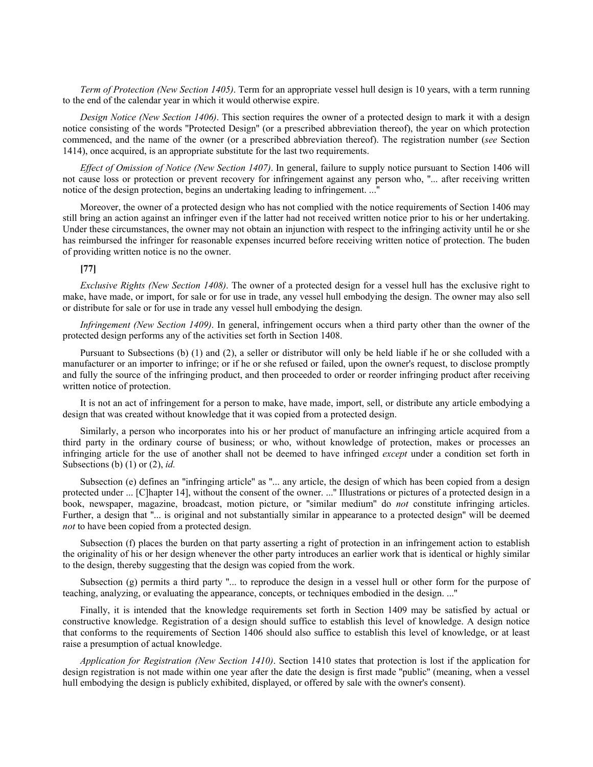*Term of Protection (New Section 1405)*. Term for an appropriate vessel hull design is 10 years, with a term running to the end of the calendar year in which it would otherwise expire.

*Design Notice (New Section 1406)*. This section requires the owner of a protected design to mark it with a design notice consisting of the words "Protected Design" (or a prescribed abbreviation thereof), the year on which protection commenced, and the name of the owner (or a prescribed abbreviation thereof). The registration number (*see* Section 1414), once acquired, is an appropriate substitute for the last two requirements.

*Effect of Omission of Notice (New Section 1407)*. In general, failure to supply notice pursuant to Section 1406 will not cause loss or protection or prevent recovery for infringement against any person who, "... after receiving written notice of the design protection, begins an undertaking leading to infringement. ..."

Moreover, the owner of a protected design who has not complied with the notice requirements of Section 1406 may still bring an action against an infringer even if the latter had not received written notice prior to his or her undertaking. Under these circumstances, the owner may not obtain an injunction with respect to the infringing activity until he or she has reimbursed the infringer for reasonable expenses incurred before receiving written notice of protection. The buden of providing written notice is no the owner.

**[77]**

*Exclusive Rights (New Section 1408)*. The owner of a protected design for a vessel hull has the exclusive right to make, have made, or import, for sale or for use in trade, any vessel hull embodying the design. The owner may also sell or distribute for sale or for use in trade any vessel hull embodying the design.

*Infringement (New Section 1409)*. In general, infringement occurs when a third party other than the owner of the protected design performs any of the activities set forth in Section 1408.

Pursuant to Subsections (b) (1) and (2), a seller or distributor will only be held liable if he or she colluded with a manufacturer or an importer to infringe; or if he or she refused or failed, upon the owner's request, to disclose promptly and fully the source of the infringing product, and then proceeded to order or reorder infringing product after receiving written notice of protection.

It is not an act of infringement for a person to make, have made, import, sell, or distribute any article embodying a design that was created without knowledge that it was copied from a protected design.

Similarly, a person who incorporates into his or her product of manufacture an infringing article acquired from a third party in the ordinary course of business; or who, without knowledge of protection, makes or processes an infringing article for the use of another shall not be deemed to have infringed *except* under a condition set forth in Subsections (b) (1) or (2), *id.*

Subsection (e) defines an "infringing article" as "... any article, the design of which has been copied from a design protected under ... [C]hapter 14], without the consent of the owner. ..." Illustrations or pictures of a protected design in a book, newspaper, magazine, broadcast, motion picture, or "similar medium" do *not* constitute infringing articles. Further, a design that "... is original and not substantially similar in appearance to a protected design" will be deemed *not* to have been copied from a protected design.

Subsection (f) places the burden on that party asserting a right of protection in an infringement action to establish the originality of his or her design whenever the other party introduces an earlier work that is identical or highly similar to the design, thereby suggesting that the design was copied from the work.

Subsection (g) permits a third party "... to reproduce the design in a vessel hull or other form for the purpose of teaching, analyzing, or evaluating the appearance, concepts, or techniques embodied in the design. ..."

Finally, it is intended that the knowledge requirements set forth in Section 1409 may be satisfied by actual or constructive knowledge. Registration of a design should suffice to establish this level of knowledge. A design notice that conforms to the requirements of Section 1406 should also suffice to establish this level of knowledge, or at least raise a presumption of actual knowledge.

*Application for Registration (New Section 1410)*. Section 1410 states that protection is lost if the application for design registration is not made within one year after the date the design is first made "public" (meaning, when a vessel hull embodying the design is publicly exhibited, displayed, or offered by sale with the owner's consent).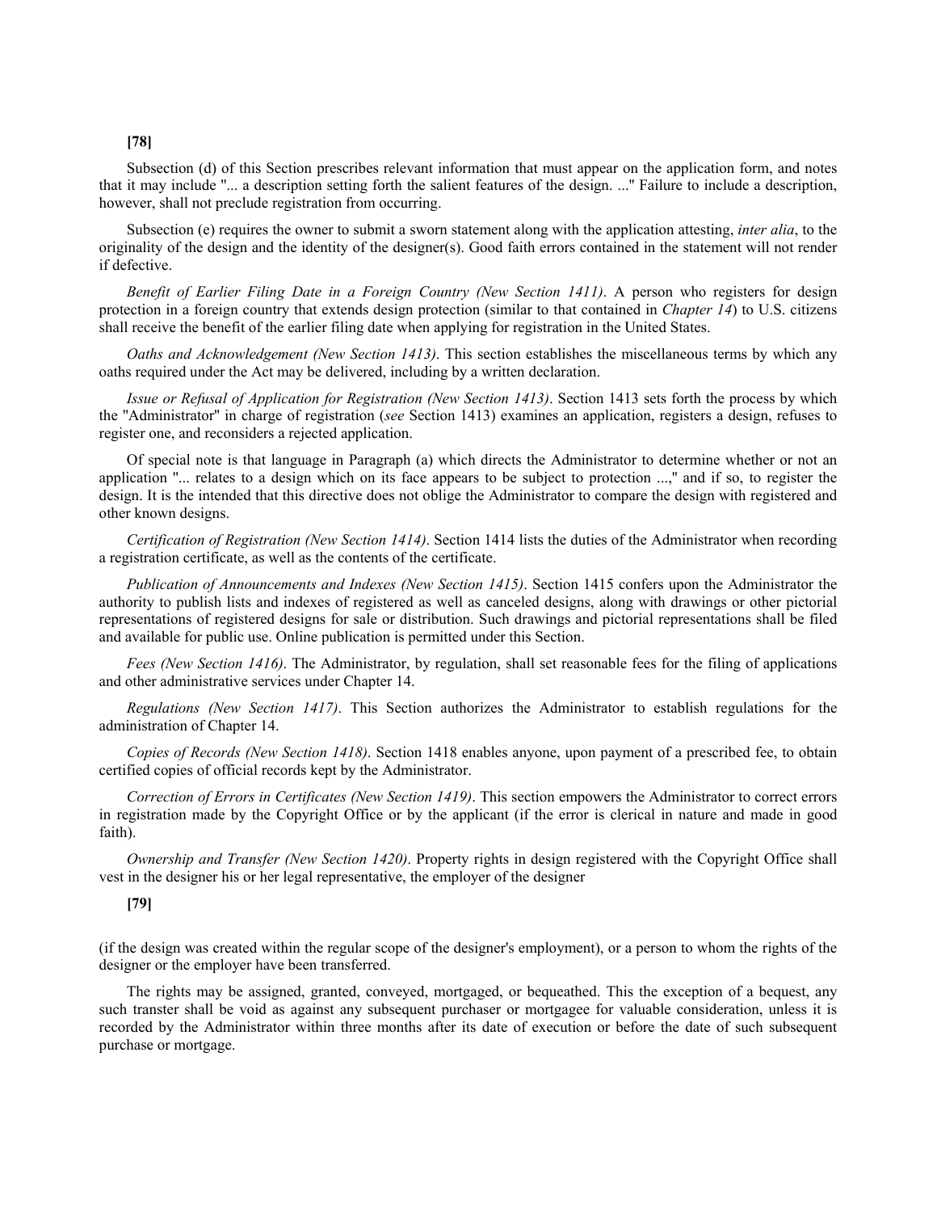**[78]**

Subsection (d) of this Section prescribes relevant information that must appear on the application form, and notes that it may include "... a description setting forth the salient features of the design. ..." Failure to include a description, however, shall not preclude registration from occurring.

Subsection (e) requires the owner to submit a sworn statement along with the application attesting, *inter alia*, to the originality of the design and the identity of the designer(s). Good faith errors contained in the statement will not render if defective.

*Benefit of Earlier Filing Date in a Foreign Country (New Section 1411)*. A person who registers for design protection in a foreign country that extends design protection (similar to that contained in *Chapter 14*) to U.S. citizens shall receive the benefit of the earlier filing date when applying for registration in the United States.

*Oaths and Acknowledgement (New Section 1413)*. This section establishes the miscellaneous terms by which any oaths required under the Act may be delivered, including by a written declaration.

*Issue or Refusal of Application for Registration (New Section 1413)*. Section 1413 sets forth the process by which the "Administrator" in charge of registration (*see* Section 1413) examines an application, registers a design, refuses to register one, and reconsiders a rejected application.

Of special note is that language in Paragraph (a) which directs the Administrator to determine whether or not an application "... relates to a design which on its face appears to be subject to protection ...," and if so, to register the design. It is the intended that this directive does not oblige the Administrator to compare the design with registered and other known designs.

*Certification of Registration (New Section 1414)*. Section 1414 lists the duties of the Administrator when recording a registration certificate, as well as the contents of the certificate.

*Publication of Announcements and Indexes (New Section 1415)*. Section 1415 confers upon the Administrator the authority to publish lists and indexes of registered as well as canceled designs, along with drawings or other pictorial representations of registered designs for sale or distribution. Such drawings and pictorial representations shall be filed and available for public use. Online publication is permitted under this Section.

*Fees (New Section 1416)*. The Administrator, by regulation, shall set reasonable fees for the filing of applications and other administrative services under Chapter 14.

*Regulations (New Section 1417)*. This Section authorizes the Administrator to establish regulations for the administration of Chapter 14.

*Copies of Records (New Section 1418)*. Section 1418 enables anyone, upon payment of a prescribed fee, to obtain certified copies of official records kept by the Administrator.

*Correction of Errors in Certificates (New Section 1419)*. This section empowers the Administrator to correct errors in registration made by the Copyright Office or by the applicant (if the error is clerical in nature and made in good faith).

*Ownership and Transfer (New Section 1420)*. Property rights in design registered with the Copyright Office shall vest in the designer his or her legal representative, the employer of the designer

**[79]**

(if the design was created within the regular scope of the designer's employment), or a person to whom the rights of the designer or the employer have been transferred.

The rights may be assigned, granted, conveyed, mortgaged, or bequeathed. This the exception of a bequest, any such transter shall be void as against any subsequent purchaser or mortgagee for valuable consideration, unless it is recorded by the Administrator within three months after its date of execution or before the date of such subsequent purchase or mortgage.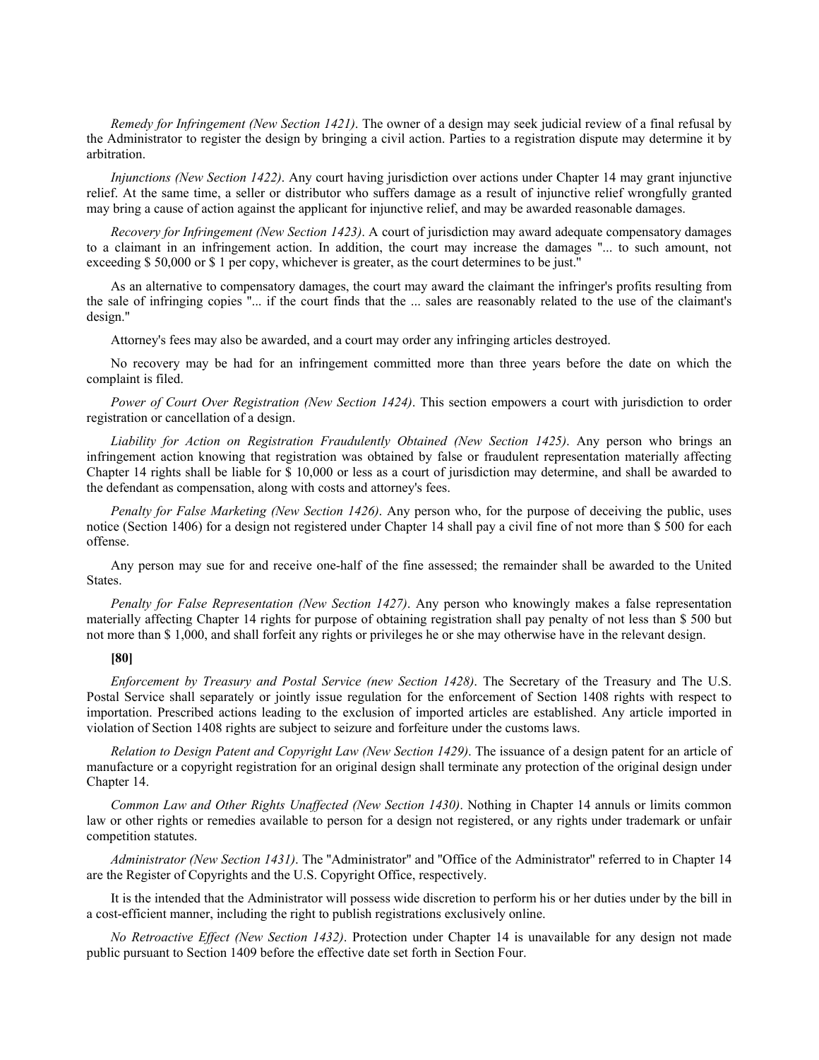*Remedy for Infringement (New Section 1421)*. The owner of a design may seek judicial review of a final refusal by the Administrator to register the design by bringing a civil action. Parties to a registration dispute may determine it by arbitration.

*Injunctions (New Section 1422)*. Any court having jurisdiction over actions under Chapter 14 may grant injunctive relief. At the same time, a seller or distributor who suffers damage as a result of injunctive relief wrongfully granted may bring a cause of action against the applicant for injunctive relief, and may be awarded reasonable damages.

*Recovery for Infringement (New Section 1423)*. A court of jurisdiction may award adequate compensatory damages to a claimant in an infringement action. In addition, the court may increase the damages "... to such amount, not exceeding $ 50,000 or $ 1 per copy, whichever is greater, as the court determines to be just."

As an alternative to compensatory damages, the court may award the claimant the infringer's profits resulting from the sale of infringing copies "... if the court finds that the ... sales are reasonably related to the use of the claimant's design."

Attorney's fees may also be awarded, and a court may order any infringing articles destroyed.

No recovery may be had for an infringement committed more than three years before the date on which the complaint is filed.

*Power of Court Over Registration (New Section 1424)*. This section empowers a court with jurisdiction to order registration or cancellation of a design.

*Liability for Action on Registration Fraudulently Obtained (New Section 1425)*. Any person who brings an infringement action knowing that registration was obtained by false or fraudulent representation materially affecting Chapter 14 rights shall be liable for $ 10,000 or less as a court of jurisdiction may determine, and shall be awarded to the defendant as compensation, along with costs and attorney's fees.

*Penalty for False Marketing (New Section 1426)*. Any person who, for the purpose of deceiving the public, uses notice (Section 1406) for a design not registered under Chapter 14 shall pay a civil fine of not more than $ 500 for each offense.

Any person may sue for and receive one-half of the fine assessed; the remainder shall be awarded to the United States.

*Penalty for False Representation (New Section 1427)*. Any person who knowingly makes a false representation materially affecting Chapter 14 rights for purpose of obtaining registration shall pay penalty of not less than $ 500 but not more than $ 1,000, and shall forfeit any rights or privileges he or she may otherwise have in the relevant design.

**[80]**

*Enforcement by Treasury and Postal Service (new Section 1428)*. The Secretary of the Treasury and The U.S. Postal Service shall separately or jointly issue regulation for the enforcement of Section 1408 rights with respect to importation. Prescribed actions leading to the exclusion of imported articles are established. Any article imported in violation of Section 1408 rights are subject to seizure and forfeiture under the customs laws.

*Relation to Design Patent and Copyright Law (New Section 1429)*. The issuance of a design patent for an article of manufacture or a copyright registration for an original design shall terminate any protection of the original design under Chapter 14.

*Common Law and Other Rights Unaffected (New Section 1430)*. Nothing in Chapter 14 annuls or limits common law or other rights or remedies available to person for a design not registered, or any rights under trademark or unfair competition statutes.

*Administrator (New Section 1431)*. The "Administrator" and "Office of the Administrator" referred to in Chapter 14 are the Register of Copyrights and the U.S. Copyright Office, respectively.

It is the intended that the Administrator will possess wide discretion to perform his or her duties under by the bill in a cost-efficient manner, including the right to publish registrations exclusively online.

*No Retroactive Effect (New Section 1432)*. Protection under Chapter 14 is unavailable for any design not made public pursuant to Section 1409 before the effective date set forth in Section Four.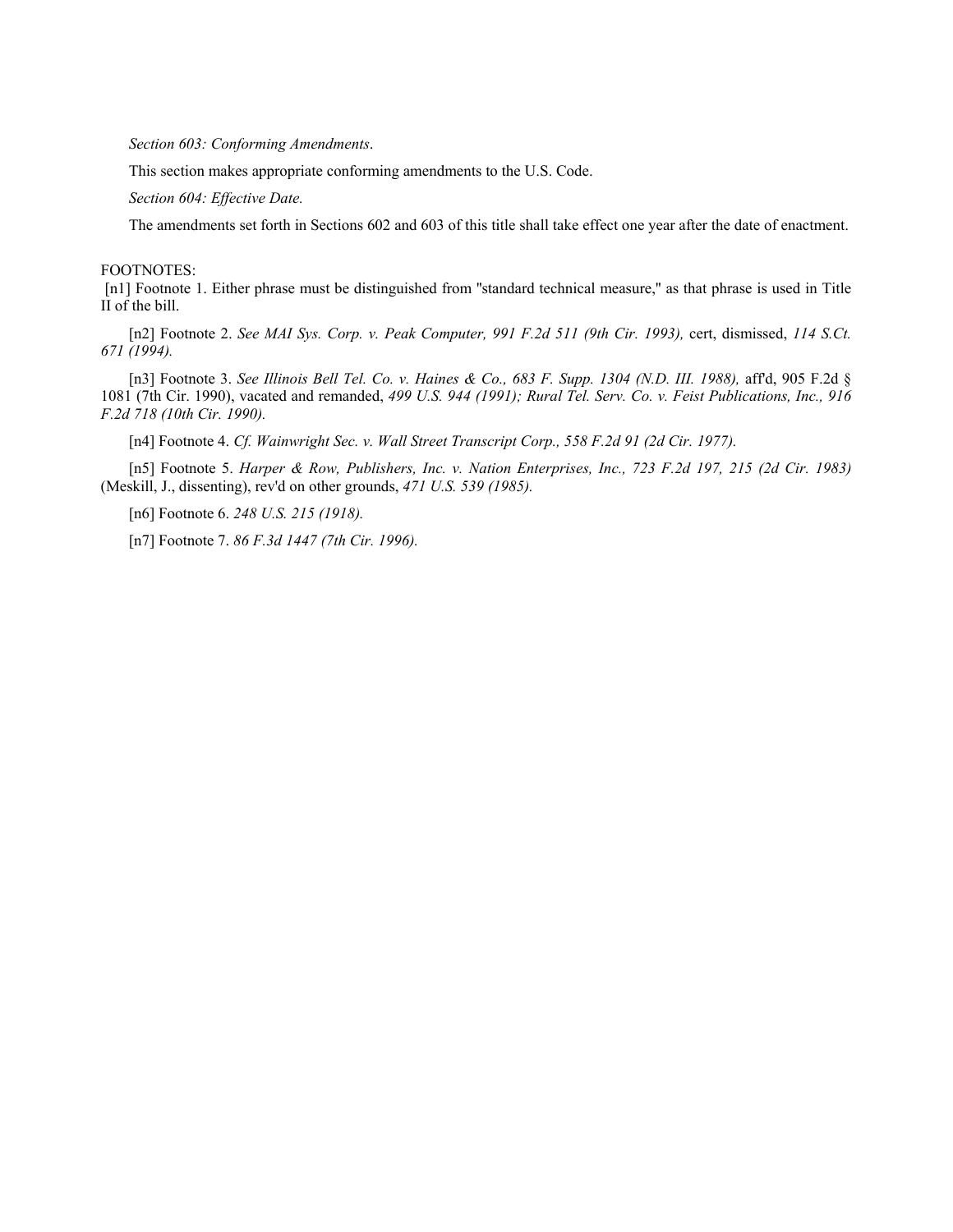*Section 603: Conforming Amendments*.

This section makes appropriate conforming amendments to the U.S. Code.

*Section 604: Effective Date.*

The amendments set forth in Sections 602 and 603 of this title shall take effect one year after the date of enactment.

FOOTNOTES:

[n1] Footnote 1. Either phrase must be distinguished from "standard technical measure," as that phrase is used in Title II of the bill.

[n2] Footnote 2. *See MAI Sys. Corp. v. Peak Computer, 991 F.2d 511 (9th Cir. 1993),* cert, dismissed, *114 S.Ct. 671 (1994).*

[n3] Footnote 3. *See Illinois Bell Tel. Co. v. Haines & Co., 683 F. Supp. 1304 (N.D. III. 1988),* aff'd, 905 F.2d § 1081 (7th Cir. 1990), vacated and remanded, *499 U.S. 944 (1991); Rural Tel. Serv. Co. v. Feist Publications, Inc., 916 F.2d 718 (10th Cir. 1990).*

[n4] Footnote 4. *Cf. Wainwright Sec. v. Wall Street Transcript Corp., 558 F.2d 91 (2d Cir. 1977).*

[n5] Footnote 5. *Harper & Row, Publishers, Inc. v. Nation Enterprises, Inc., 723 F.2d 197, 215 (2d Cir. 1983)* (Meskill, J., dissenting), rev'd on other grounds, *471 U.S. 539 (1985).*

[n6] Footnote 6. *248 U.S. 215 (1918).*

[n7] Footnote 7. *86 F.3d 1447 (7th Cir. 1996).*